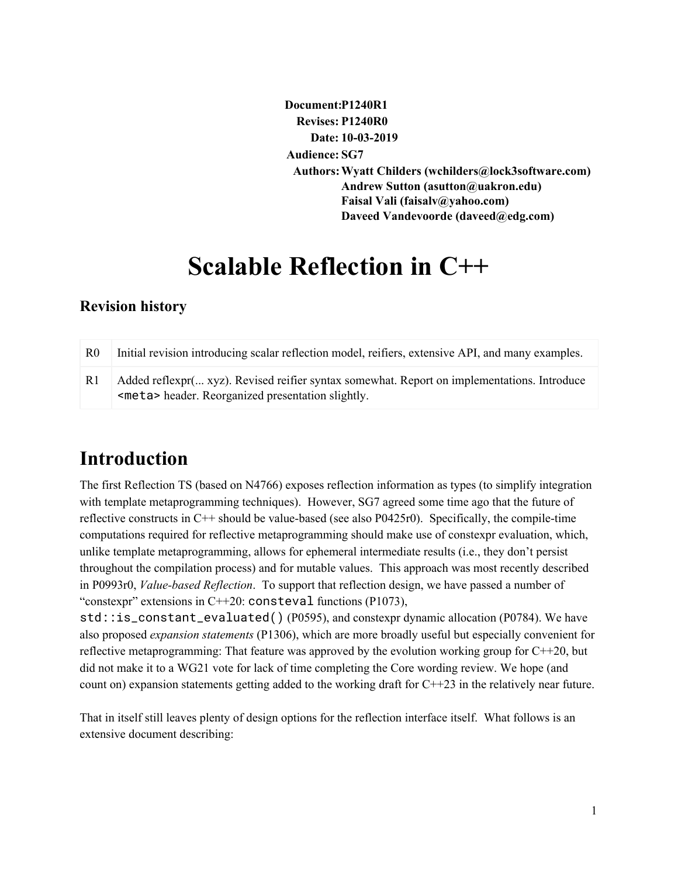**Document:** P1240R1
**Revises:** P1240R0
**Date:** 10-03-2019
**Audience:** SG7
**Authors:** Wyatt Childers (wchilders@lock3software.com)
Andrew Sutton (asutton@uakron.edu)
Faisal Vali (faisalv@yahoo.com)
Daveed Vandevoorde (daveed@edg.com)

# Scalable Reflection in C++

## Revision history

| | |
|---|---|
| R0 | Initial revision introducing scalar reflection model, reifiers, extensive API, and many examples. |
| R1 | Added reflexpr(... xyz). Revised reifier syntax somewhat. Report on implementations. Introduce `<meta>` header. Reorganized presentation slightly. |

# Introduction

The first Reflection TS (based on N4766) exposes reflection information as types (to simplify integration with template metaprogramming techniques). However, SG7 agreed some time ago that the future of reflective constructs in C++ should be value-based (see also P0425r0). Specifically, the compile-time computations required for reflective metaprogramming should make use of constexpr evaluation, which, unlike template metaprogramming, allows for ephemeral intermediate results (i.e., they don't persist throughout the compilation process) and for mutable values. This approach was most recently described in P0993r0, *Value-based Reflection*. To support that reflection design, we have passed a number of "constexpr" extensions in C++20: `consteval` functions (P1073), `std::is_constant_evaluated()` (P0595), and constexpr dynamic allocation (P0784). We have also proposed *expansion statements* (P1306), which are more broadly useful but especially convenient for reflective metaprogramming: That feature was approved by the evolution working group for C++20, but did not make it to a WG21 vote for lack of time completing the Core wording review. We hope (and count on) expansion statements getting added to the working draft for C++23 in the relatively near future.

That in itself still leaves plenty of design options for the reflection interface itself. What follows is an extensive document describing: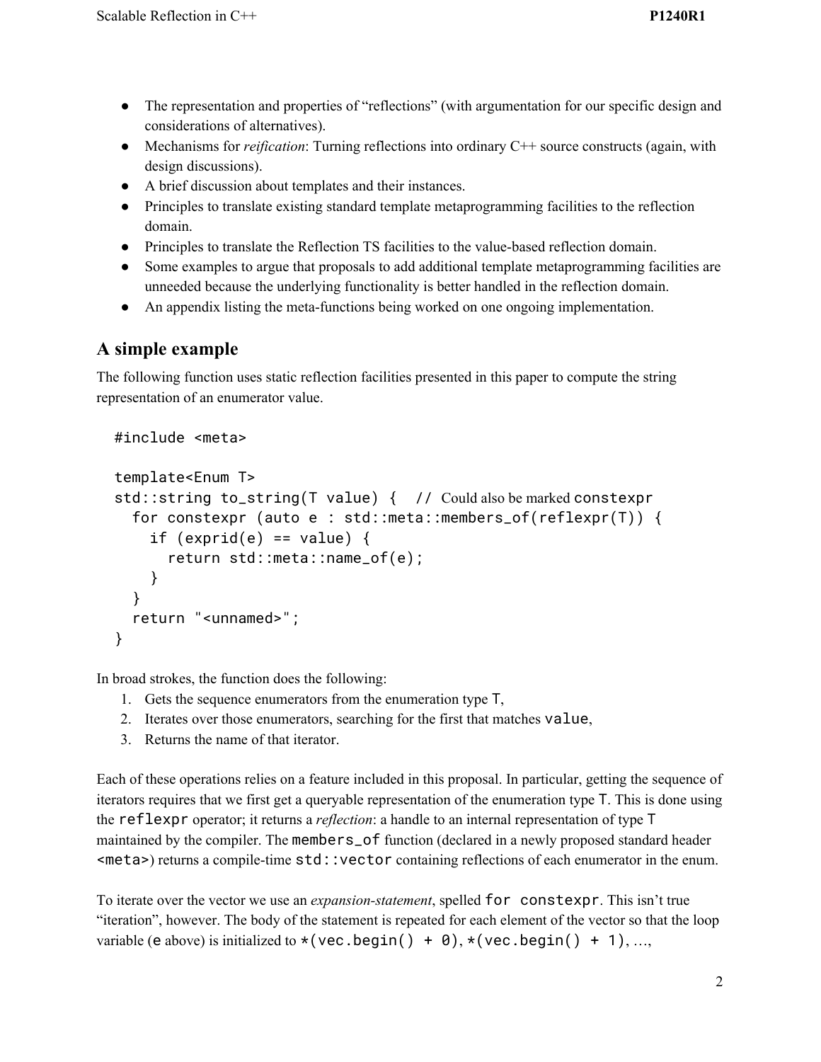- The representation and properties of "reflections" (with argumentation for our specific design and considerations of alternatives).
- Mechanisms for *reification*: Turning reflections into ordinary C++ source constructs (again, with design discussions).
- A brief discussion about templates and their instances.
- Principles to translate existing standard template metaprogramming facilities to the reflection domain.
- Principles to translate the Reflection TS facilities to the value-based reflection domain.
- Some examples to argue that proposals to add additional template metaprogramming facilities are unneeded because the underlying functionality is better handled in the reflection domain.
- An appendix listing the meta-functions being worked on one ongoing implementation.

## A simple example

The following function uses static reflection facilities presented in this paper to compute the string representation of an enumerator value.

```
#include <meta>

template<Enum T>
std::string to_string(T value) {  // Could also be marked constexpr
  for constexpr (auto e : std::meta::members_of(reflexpr(T)) {
    if (exprid(e) == value) {
      return std::meta::name_of(e);
    }
  }
  return "<unnamed>";
}
```

In broad strokes, the function does the following:

1. Gets the sequence enumerators from the enumeration type `T`,
2. Iterates over those enumerators, searching for the first that matches `value`,
3. Returns the name of that iterator.

Each of these operations relies on a feature included in this proposal. In particular, getting the sequence of iterators requires that we first get a queryable representation of the enumeration type `T`. This is done using the `reflexpr` operator; it returns a *reflection*: a handle to an internal representation of type `T` maintained by the compiler. The `members_of` function (declared in a newly proposed standard header `<meta>`) returns a compile-time `std::vector` containing reflections of each enumerator in the enum.

To iterate over the vector we use an *expansion-statement*, spelled `for constexpr`. This isn't true "iteration", however. The body of the statement is repeated for each element of the vector so that the loop variable (`e` above) is initialized to `*(vec.begin() + 0)`, `*(vec.begin() + 1)`, …,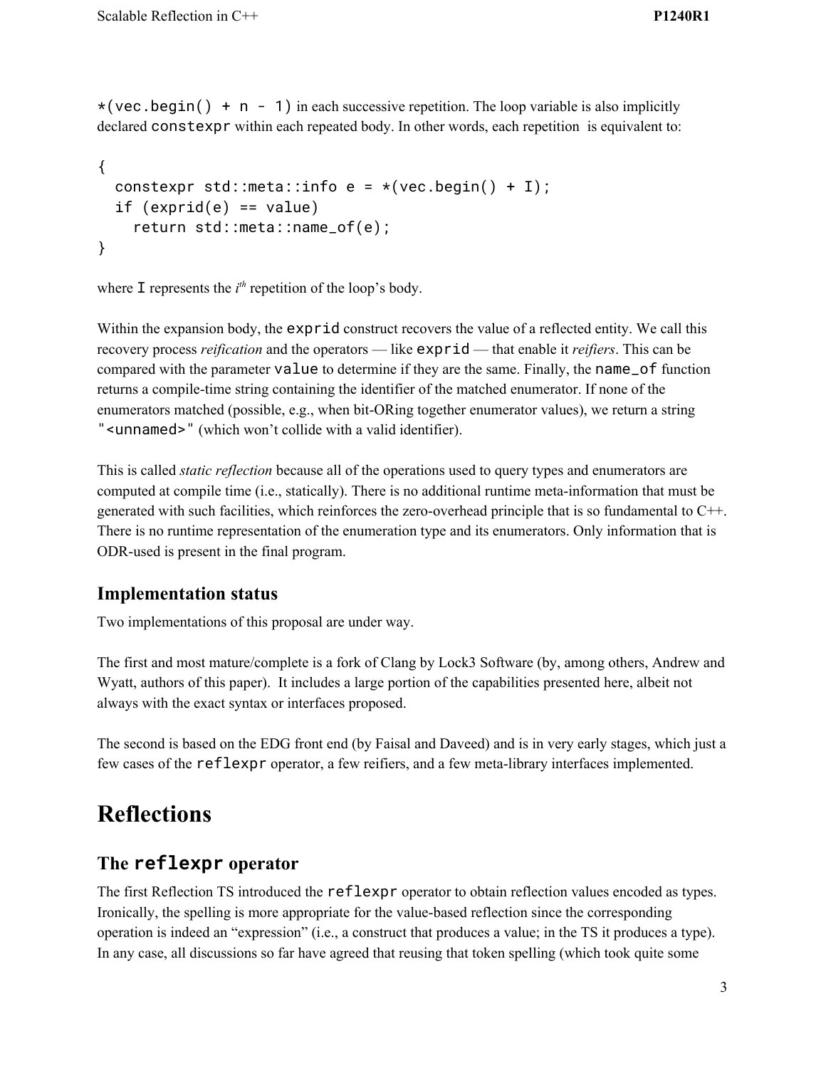`*(vec.begin() + n - 1)` in each successive repetition. The loop variable is also implicitly declared `constexpr` within each repeated body. In other words, each repetition is equivalent to:

```
{
  constexpr std::meta::info e = *(vec.begin() + I);
  if (exprid(e) == value)
    return std::meta::name_of(e);
}
```

where `I` represents the $i^{th}$ repetition of the loop's body.

Within the expansion body, the `exprid` construct recovers the value of a reflected entity. We call this recovery process *reification* and the operators — like `exprid` — that enable it *reifiers*. This can be compared with the parameter `value` to determine if they are the same. Finally, the `name_of` function returns a compile-time string containing the identifier of the matched enumerator. If none of the enumerators matched (possible, e.g., when bit-ORing together enumerator values), we return a string `"<unnamed>"` (which won't collide with a valid identifier).

This is called *static reflection* because all of the operations used to query types and enumerators are computed at compile time (i.e., statically). There is no additional runtime meta-information that must be generated with such facilities, which reinforces the zero-overhead principle that is so fundamental to C++. There is no runtime representation of the enumeration type and its enumerators. Only information that is ODR-used is present in the final program.

### Implementation status

Two implementations of this proposal are under way.

The first and most mature/complete is a fork of Clang by Lock3 Software (by, among others, Andrew and Wyatt, authors of this paper). It includes a large portion of the capabilities presented here, albeit not always with the exact syntax or interfaces proposed.

The second is based on the EDG front end (by Faisal and Daveed) and is in very early stages, which just a few cases of the `reflexpr` operator, a few reifiers, and a few meta-library interfaces implemented.

## Reflections

### The `reflexpr` operator

The first Reflection TS introduced the `reflexpr` operator to obtain reflection values encoded as types. Ironically, the spelling is more appropriate for the value-based reflection since the corresponding operation is indeed an "expression" (i.e., a construct that produces a value; in the TS it produces a type). In any case, all discussions so far have agreed that reusing that token spelling (which took quite some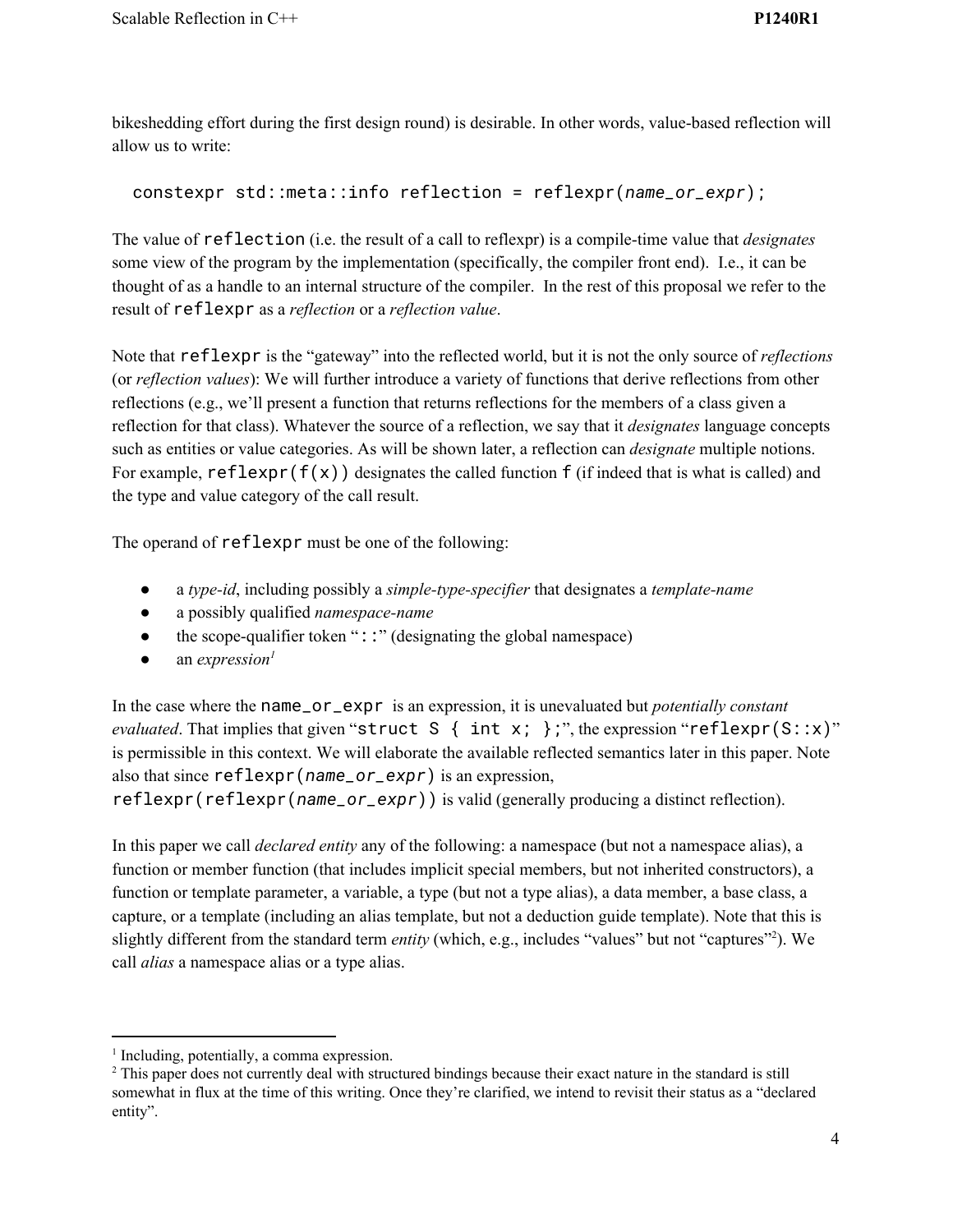bikeshedding effort during the first design round) is desirable. In other words, value-based reflection will allow us to write:

```
constexpr std::meta::info reflection = reflexpr(name_or_expr);
```

The value of `reflection` (i.e. the result of a call to reflexpr) is a compile-time value that *designates* some view of the program by the implementation (specifically, the compiler front end). I.e., it can be thought of as a handle to an internal structure of the compiler. In the rest of this proposal we refer to the result of `reflexpr` as a *reflection* or a *reflection value*.

Note that `reflexpr` is the "gateway" into the reflected world, but it is not the only source of *reflections* (or *reflection values*): We will further introduce a variety of functions that derive reflections from other reflections (e.g., we'll present a function that returns reflections for the members of a class given a reflection for that class). Whatever the source of a reflection, we say that it *designates* language concepts such as entities or value categories. As will be shown later, a reflection can *designate* multiple notions. For example, `reflexpr(f(x))` designates the called function `f` (if indeed that is what is called) and the type and value category of the call result.

The operand of `reflexpr` must be one of the following:

- a *type-id*, including possibly a *simple-type-specifier* that designates a *template-name*
- a possibly qualified *namespace-name*
- the scope-qualifier token "`::`" (designating the global namespace)
- an *expression*[1]

In the case where the `name_or_expr` is an expression, it is unevaluated but *potentially constant evaluated*. That implies that given "`struct S { int x; };`", the expression "`reflexpr(S::x)`" is permissible in this context. We will elaborate the available reflected semantics later in this paper. Note also that since `reflexpr(name_or_expr)` is an expression, `reflexpr(reflexpr(name_or_expr))` is valid (generally producing a distinct reflection).

In this paper we call *declared entity* any of the following: a namespace (but not a namespace alias), a function or member function (that includes implicit special members, but not inherited constructors), a function or template parameter, a variable, a type (but not a type alias), a data member, a base class, a capture, or a template (including an alias template, but not a deduction guide template). Note that this is slightly different from the standard term *entity* (which, e.g., includes "values" but not "captures"[2]). We call *alias* a namespace alias or a type alias.

---

[1] Including, potentially, a comma expression.

[2] This paper does not currently deal with structured bindings because their exact nature in the standard is still somewhat in flux at the time of this writing. Once they're clarified, we intend to revisit their status as a "declared entity".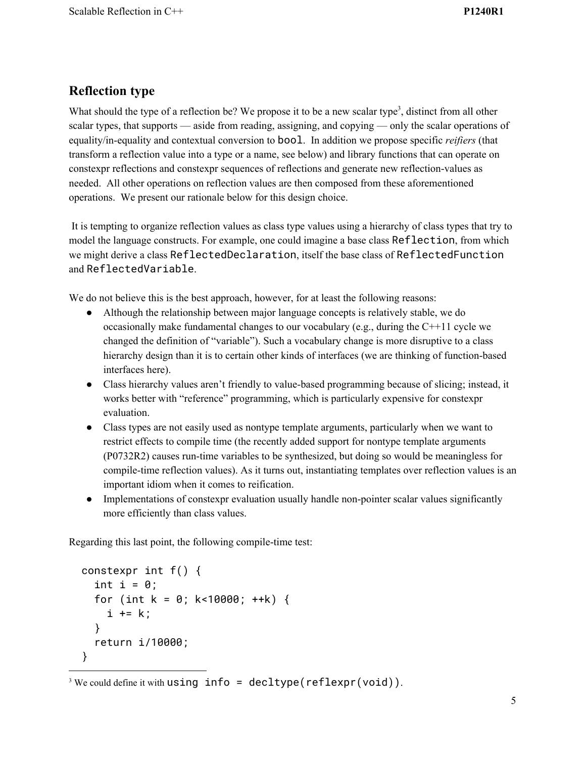## Reflection type

What should the type of a reflection be? We propose it to be a new scalar type[3], distinct from all other scalar types, that supports — aside from reading, assigning, and copying — only the scalar operations of equality/in-equality and contextual conversion to `bool`. In addition we propose specific *reifiers* (that transform a reflection value into a type or a name, see below) and library functions that can operate on constexpr reflections and constexpr sequences of reflections and generate new reflection-values as needed. All other operations on reflection values are then composed from these aforementioned operations. We present our rationale below for this design choice.

It is tempting to organize reflection values as class type values using a hierarchy of class types that try to model the language constructs. For example, one could imagine a base class `Reflection`, from which we might derive a class `ReflectedDeclaration`, itself the base class of `ReflectedFunction` and `ReflectedVariable`.

We do not believe this is the best approach, however, for at least the following reasons:

- Although the relationship between major language concepts is relatively stable, we do occasionally make fundamental changes to our vocabulary (e.g., during the C++11 cycle we changed the definition of "variable"). Such a vocabulary change is more disruptive to a class hierarchy design than it is to certain other kinds of interfaces (we are thinking of function-based interfaces here).
- Class hierarchy values aren't friendly to value-based programming because of slicing; instead, it works better with "reference" programming, which is particularly expensive for constexpr evaluation.
- Class types are not easily used as nontype template arguments, particularly when we want to restrict effects to compile time (the recently added support for nontype template arguments (P0732R2) causes run-time variables to be synthesized, but doing so would be meaningless for compile-time reflection values). As it turns out, instantiating templates over reflection values is an important idiom when it comes to reification.
- Implementations of constexpr evaluation usually handle non-pointer scalar values significantly more efficiently than class values.

Regarding this last point, the following compile-time test:

```
constexpr int f() {
  int i = 0;
  for (int k = 0; k<10000; ++k) {
    i += k;
  }
  return i/10000;
}
```

[3] We could define it with `using info = decltype(reflexpr(void))`.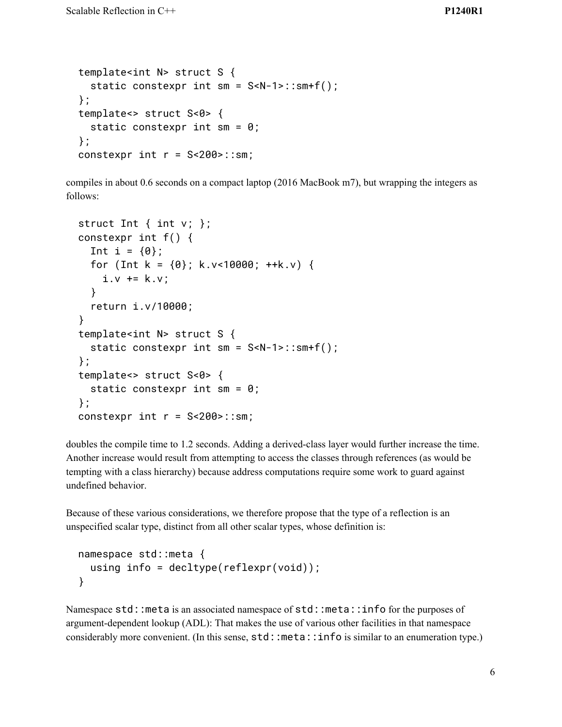```
template<int N> struct S {
  static constexpr int sm = S<N-1>::sm+f();
};
template<> struct S<0> {
  static constexpr int sm = 0;
};
constexpr int r = S<200>::sm;
```

compiles in about 0.6 seconds on a compact laptop (2016 MacBook m7), but wrapping the integers as follows:

```
struct Int { int v; };
constexpr int f() {
  Int i = {0};
  for (Int k = {0}; k.v<10000; ++k.v) {
    i.v += k.v;
  }
  return i.v/10000;
}
template<int N> struct S {
  static constexpr int sm = S<N-1>::sm+f();
};
template<> struct S<0> {
  static constexpr int sm = 0;
};
constexpr int r = S<200>::sm;
```

doubles the compile time to 1.2 seconds. Adding a derived-class layer would further increase the time. Another increase would result from attempting to access the classes through references (as would be tempting with a class hierarchy) because address computations require some work to guard against undefined behavior.

Because of these various considerations, we therefore propose that the type of a reflection is an unspecified scalar type, distinct from all other scalar types, whose definition is:

```
namespace std::meta {
  using info = decltype(reflexpr(void));
}
```

Namespace `std::meta` is an associated namespace of `std::meta::info` for the purposes of argument-dependent lookup (ADL): That makes the use of various other facilities in that namespace considerably more convenient. (In this sense, `std::meta::info` is similar to an enumeration type.)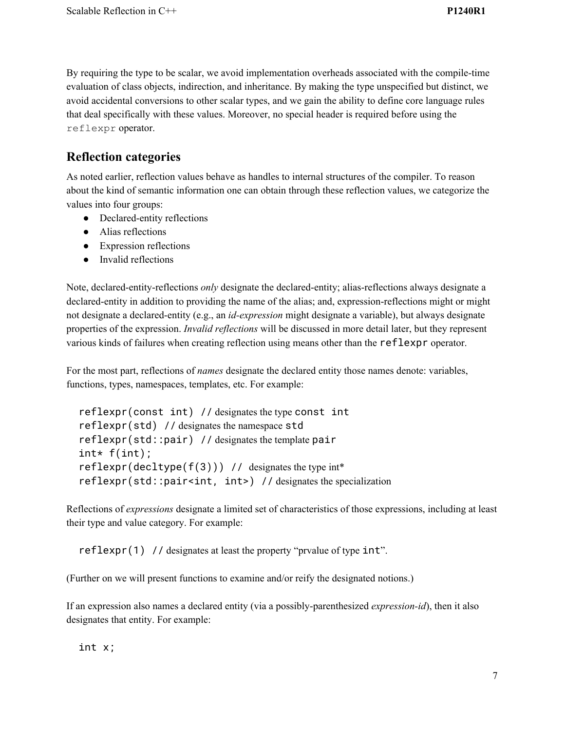By requiring the type to be scalar, we avoid implementation overheads associated with the compile-time evaluation of class objects, indirection, and inheritance. By making the type unspecified but distinct, we avoid accidental conversions to other scalar types, and we gain the ability to define core language rules that deal specifically with these values. Moreover, no special header is required before using the `reflexpr` operator.

## Reflection categories

As noted earlier, reflection values behave as handles to internal structures of the compiler. To reason about the kind of semantic information one can obtain through these reflection values, we categorize the values into four groups:

- Declared-entity reflections
- Alias reflections
- Expression reflections
- Invalid reflections

Note, declared-entity-reflections *only* designate the declared-entity; alias-reflections always designate a declared-entity in addition to providing the name of the alias; and, expression-reflections might or might not designate a declared-entity (e.g., an *id-expression* might designate a variable), but always designate properties of the expression. *Invalid reflections* will be discussed in more detail later, but they represent various kinds of failures when creating reflection using means other than the `reflexpr` operator.

For the most part, reflections of *names* designate the declared entity those names denote: variables, functions, types, namespaces, templates, etc. For example:

```
reflexpr(const int) // designates the type const int
reflexpr(std) // designates the namespace std
reflexpr(std::pair) // designates the template pair
int* f(int);
reflexpr(decltype(f(3))) //  designates the type int*
reflexpr(std::pair<int, int>) // designates the specialization
```

Reflections of *expressions* designate a limited set of characteristics of those expressions, including at least their type and value category. For example:

```
reflexpr(1) // designates at least the property "prvalue of type int".
```

(Further on we will present functions to examine and/or reify the designated notions.)

If an expression also names a declared entity (via a possibly-parenthesized *expression-id*), then it also designates that entity. For example:

```
int x;
```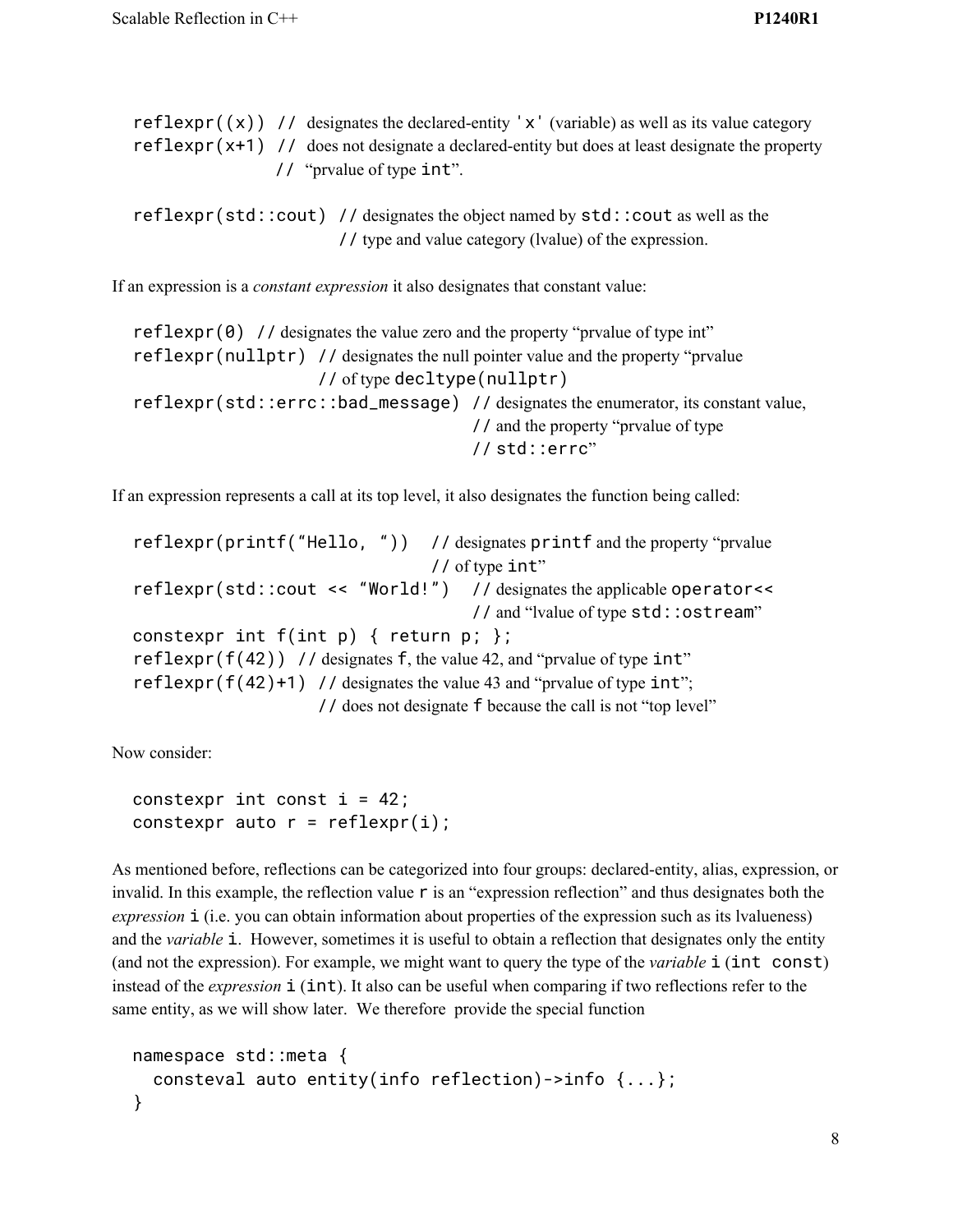```
reflexpr((x)) // designates the declared-entity 'x' (variable) as well as its value category
reflexpr(x+1) // does not designate a declared-entity but does at least designate the property
              // "prvalue of type int".

reflexpr(std::cout) // designates the object named by std::cout as well as the
                    // type and value category (lvalue) of the expression.
```

If an expression is a *constant expression* it also designates that constant value:

```
reflexpr(0) // designates the value zero and the property "prvalue of type int"
reflexpr(nullptr) // designates the null pointer value and the property "prvalue
                  // of type decltype(nullptr)
reflexpr(std::errc::bad_message) // designates the enumerator, its constant value,
                                 // and the property "prvalue of type
                                 // std::errc"
```

If an expression represents a call at its top level, it also designates the function being called:

```
reflexpr(printf("Hello, "))   // designates printf and the property "prvalue
                              // of type int"
reflexpr(std::cout << "World!")  // designates the applicable operator<<
                                 // and "lvalue of type std::ostream"
constexpr int f(int p) { return p; };
reflexpr(f(42)) // designates f, the value 42, and "prvalue of type int"
reflexpr(f(42)+1) // designates the value 43 and "prvalue of type int";
                  // does not designate f because the call is not "top level"
```

Now consider:

```
constexpr int const i = 42;
constexpr auto r = reflexpr(i);
```

As mentioned before, reflections can be categorized into four groups: declared-entity, alias, expression, or invalid. In this example, the reflection value `r` is an "expression reflection" and thus designates both the *expression* `i` (i.e. you can obtain information about properties of the expression such as its lvalueness) and the *variable* `i`. However, sometimes it is useful to obtain a reflection that designates only the entity (and not the expression). For example, we might want to query the type of the *variable* `i` (`int const`) instead of the *expression* `i` (`int`). It also can be useful when comparing if two reflections refer to the same entity, as we will show later. We therefore provide the special function

```
namespace std::meta {
  consteval auto entity(info reflection)->info {...};
}
```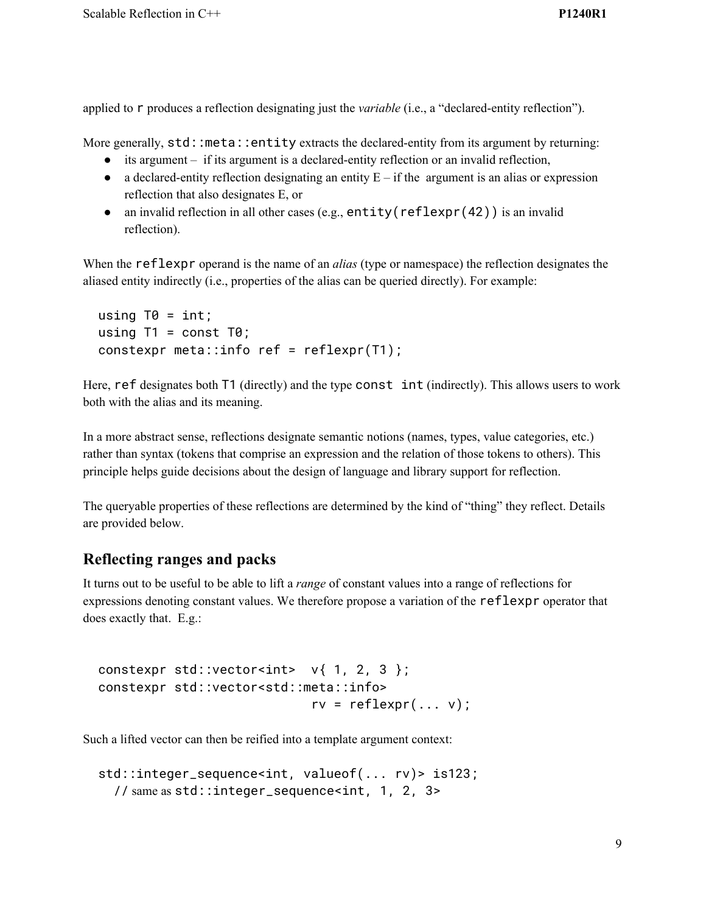applied to `r` produces a reflection designating just the *variable* (i.e., a "declared-entity reflection").

More generally, `std::meta::entity` extracts the declared-entity from its argument by returning:

- its argument – if its argument is a declared-entity reflection or an invalid reflection,
- a declared-entity reflection designating an entity E – if the argument is an alias or expression reflection that also designates E, or
- an invalid reflection in all other cases (e.g., `entity(reflexpr(42))` is an invalid reflection).

When the `reflexpr` operand is the name of an *alias* (type or namespace) the reflection designates the aliased entity indirectly (i.e., properties of the alias can be queried directly). For example:

```
using T0 = int;
using T1 = const T0;
constexpr meta::info ref = reflexpr(T1);
```

Here, `ref` designates both `T1` (directly) and the type `const int` (indirectly). This allows users to work both with the alias and its meaning.

In a more abstract sense, reflections designate semantic notions (names, types, value categories, etc.) rather than syntax (tokens that comprise an expression and the relation of those tokens to others). This principle helps guide decisions about the design of language and library support for reflection.

The queryable properties of these reflections are determined by the kind of "thing" they reflect. Details are provided below.

## Reflecting ranges and packs

It turns out to be useful to be able to lift a *range* of constant values into a range of reflections for expressions denoting constant values. We therefore propose a variation of the `reflexpr` operator that does exactly that. E.g.:

```
constexpr std::vector<int>  v{ 1, 2, 3 };
constexpr std::vector<std::meta::info>
                            rv = reflexpr(... v);
```

Such a lifted vector can then be reified into a template argument context:

```
std::integer_sequence<int, valueof(... rv)> is123;
  // same as std::integer_sequence<int, 1, 2, 3>
```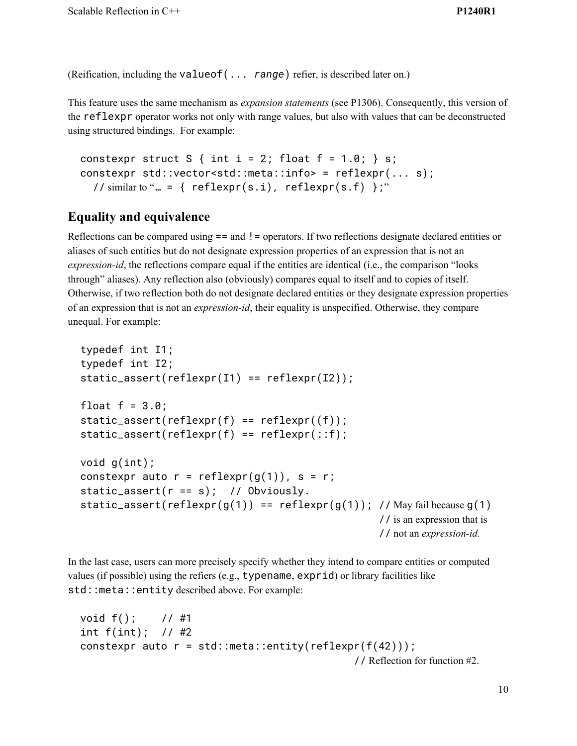(Reification, including the `valueof(... range)` refier, is described later on.)

This feature uses the same mechanism as *expansion statements* (see P1306). Consequently, this version of the `reflexpr` operator works not only with range values, but also with values that can be deconstructed using structured bindings. For example:

```
constexpr struct S { int i = 2; float f = 1.0; } s;
constexpr std::vector<std::meta::info> = reflexpr(... s);
  // similar to "… = { reflexpr(s.i), reflexpr(s.f) };"
```

## Equality and equivalence

Reflections can be compared using `==` and `!=` operators. If two reflections designate declared entities or aliases of such entities but do not designate expression properties of an expression that is not an *expression-id*, the reflections compare equal if the entities are identical (i.e., the comparison "looks through" aliases). Any reflection also (obviously) compares equal to itself and to copies of itself. Otherwise, if two reflection both do not designate declared entities or they designate expression properties of an expression that is not an *expression-id*, their equality is unspecified. Otherwise, they compare unequal. For example:

```
typedef int I1;
typedef int I2;
static_assert(reflexpr(I1) == reflexpr(I2));

float f = 3.0;
static_assert(reflexpr(f) == reflexpr((f));
static_assert(reflexpr(f) == reflexpr(::f);

void g(int);
constexpr auto r = reflexpr(g(1)), s = r;
static_assert(r == s);  // Obviously.
static_assert(reflexpr(g(1)) == reflexpr(g(1)); // May fail because g(1)
                                                // is an expression that is
                                                // not an expression-id.
```

In the last case, users can more precisely specify whether they intend to compare entities or computed values (if possible) using the refiers (e.g., `typename`, `exprid`) or library facilities like `std::meta::entity` described above. For example:

```
void f();    // #1
int f(int);  // #2
constexpr auto r = std::meta::entity(reflexpr(f(42)));
                                            // Reflection for function #2.
```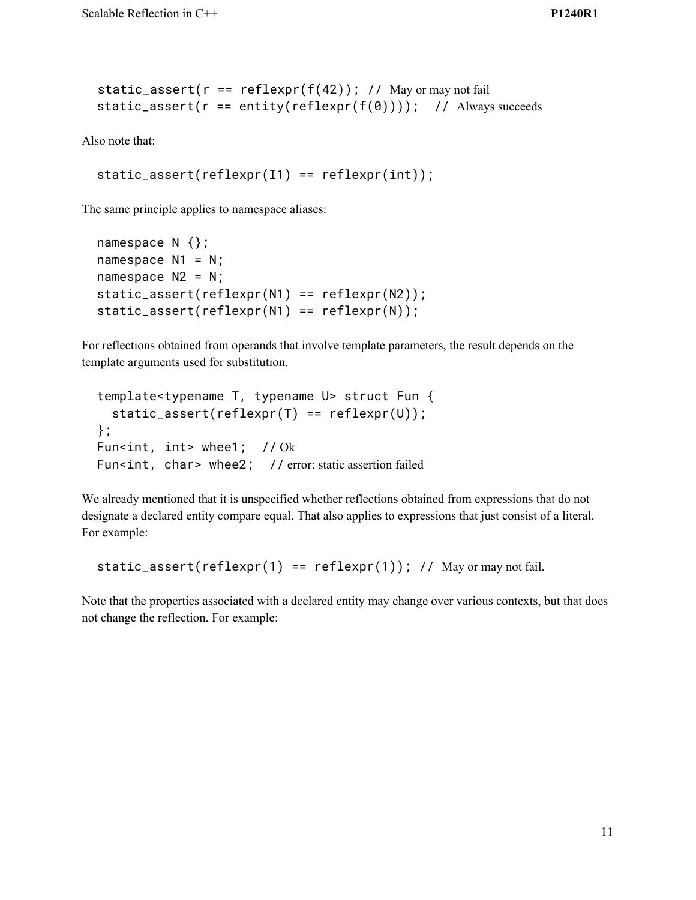```
static_assert(r == reflexpr(f(42)); // May or may not fail
static_assert(r == entity(reflexpr(f(0)))); // Always succeeds
```

Also note that:

```
static_assert(reflexpr(I1) == reflexpr(int));
```

The same principle applies to namespace aliases:

```
namespace N {};
namespace N1 = N;
namespace N2 = N;
static_assert(reflexpr(N1) == reflexpr(N2));
static_assert(reflexpr(N1) == reflexpr(N));
```

For reflections obtained from operands that involve template parameters, the result depends on the template arguments used for substitution.

```
template<typename T, typename U> struct Fun {
  static_assert(reflexpr(T) == reflexpr(U));
};
Fun<int, int> whee1;  // Ok
Fun<int, char> whee2;  // error: static assertion failed
```

We already mentioned that it is unspecified whether reflections obtained from expressions that do not designate a declared entity compare equal. That also applies to expressions that just consist of a literal. For example:

```
static_assert(reflexpr(1) == reflexpr(1)); // May or may not fail.
```

Note that the properties associated with a declared entity may change over various contexts, but that does not change the reflection. For example: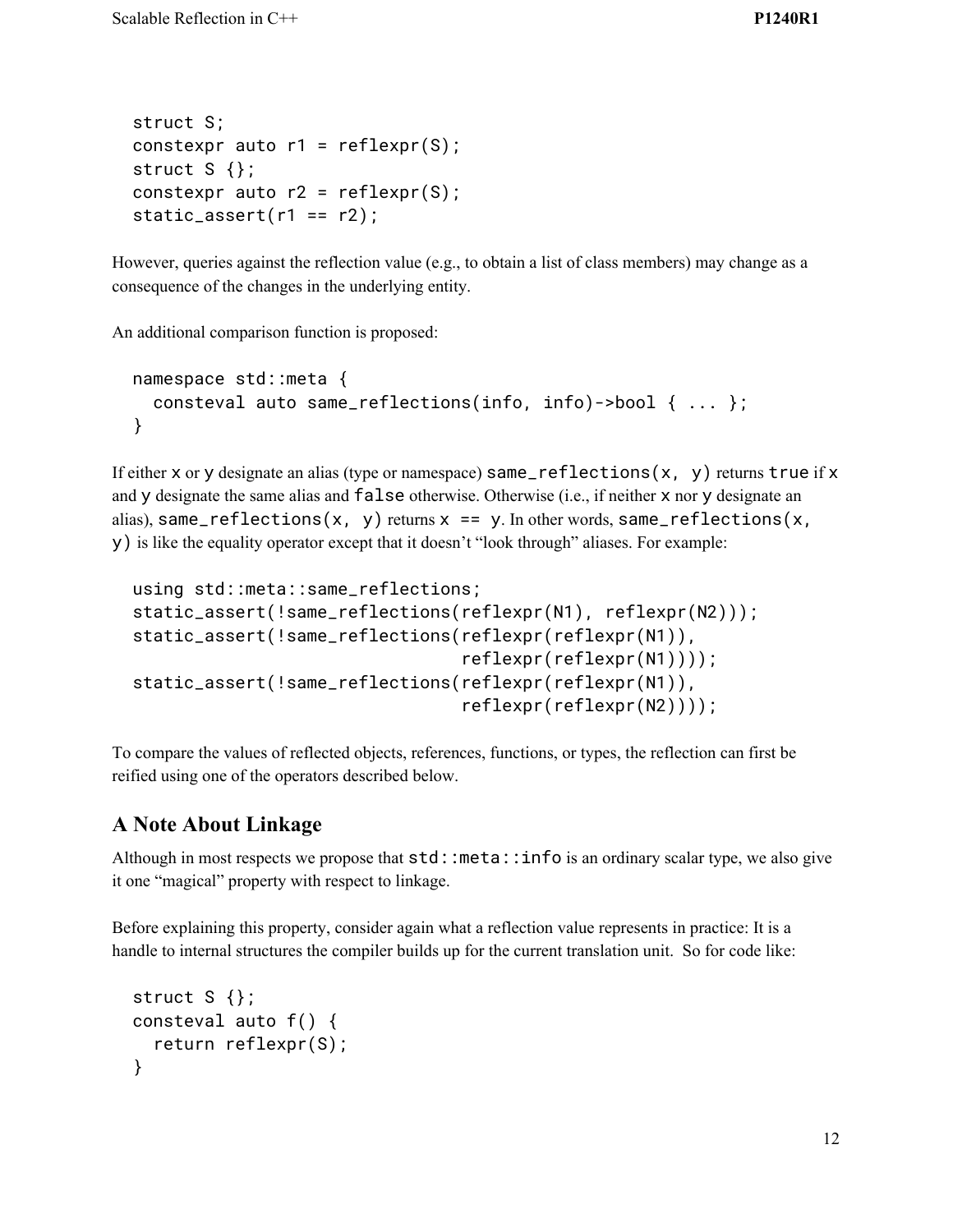```
struct S;
constexpr auto r1 = reflexpr(S);
struct S {};
constexpr auto r2 = reflexpr(S);
static_assert(r1 == r2);
```

However, queries against the reflection value (e.g., to obtain a list of class members) may change as a consequence of the changes in the underlying entity.

An additional comparison function is proposed:

```
namespace std::meta {
  consteval auto same_reflections(info, info)->bool { ... };
}
```

If either `x` or `y` designate an alias (type or namespace) `same_reflections(x, y)` returns `true` if `x` and `y` designate the same alias and `false` otherwise. Otherwise (i.e., if neither `x` nor `y` designate an alias), `same_reflections(x, y)` returns `x == y`. In other words, `same_reflections(x, y)` is like the equality operator except that it doesn't "look through" aliases. For example:

```
using std::meta::same_reflections;
static_assert(!same_reflections(reflexpr(N1), reflexpr(N2)));
static_assert(!same_reflections(reflexpr(reflexpr(N1)),
                                reflexpr(reflexpr(N1))));
static_assert(!same_reflections(reflexpr(reflexpr(N1)),
                                reflexpr(reflexpr(N2))));
```

To compare the values of reflected objects, references, functions, or types, the reflection can first be reified using one of the operators described below.

## A Note About Linkage

Although in most respects we propose that `std::meta::info` is an ordinary scalar type, we also give it one "magical" property with respect to linkage.

Before explaining this property, consider again what a reflection value represents in practice: It is a handle to internal structures the compiler builds up for the current translation unit. So for code like:

```
struct S {};
consteval auto f() {
  return reflexpr(S);
}
```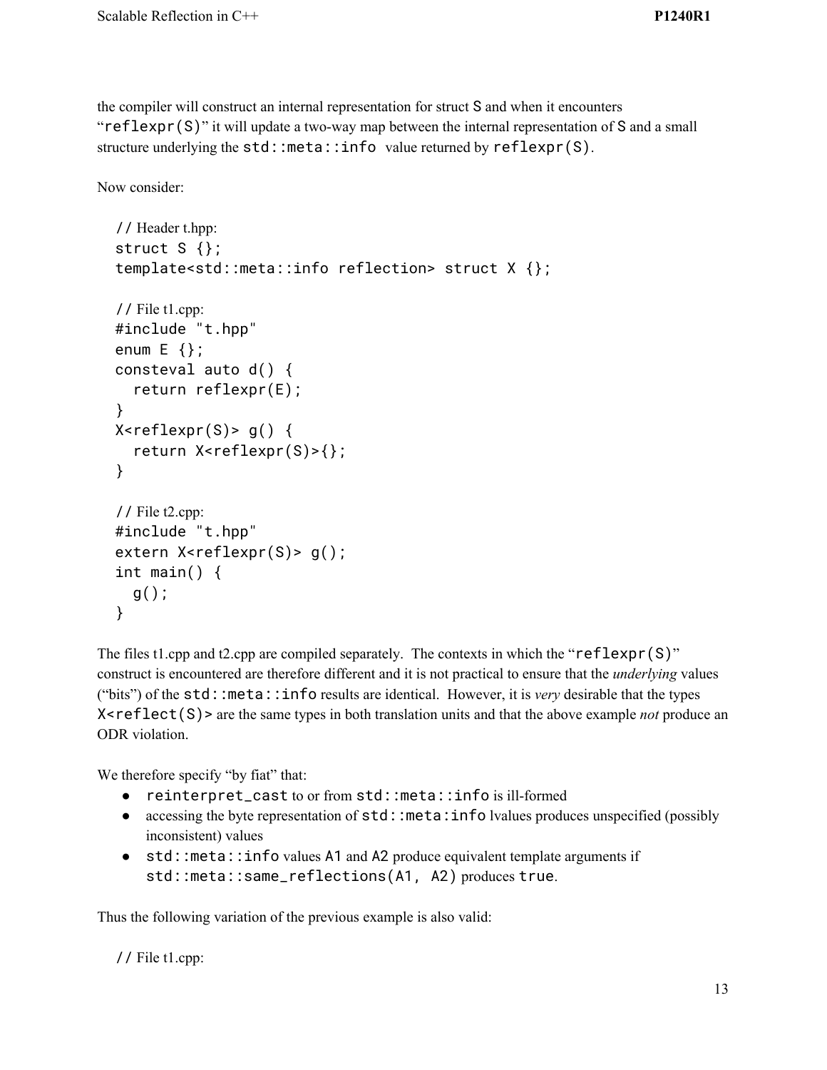the compiler will construct an internal representation for struct S and when it encounters "`reflexpr(S)`" it will update a two-way map between the internal representation of S and a small structure underlying the `std::meta::info` value returned by `reflexpr(S)`.

Now consider:

```
// Header t.hpp:
struct S {};
template<std::meta::info reflection> struct X {};

// File t1.cpp:
#include "t.hpp"
enum E {};
consteval auto d() {
  return reflexpr(E);
}
X<reflexpr(S)> g() {
  return X<reflexpr(S)>{};
}

// File t2.cpp:
#include "t.hpp"
extern X<reflexpr(S)> g();
int main() {
  g();
}
```

The files t1.cpp and t2.cpp are compiled separately. The contexts in which the "`reflexpr(S)`" construct is encountered are therefore different and it is not practical to ensure that the *underlying* values ("bits") of the `std::meta::info` results are identical. However, it is *very* desirable that the types `X<reflect(S)>` are the same types in both translation units and that the above example *not* produce an ODR violation.

We therefore specify "by fiat" that:

- `reinterpret_cast` to or from `std::meta::info` is ill-formed
- accessing the byte representation of `std::meta:info` lvalues produces unspecified (possibly inconsistent) values
- `std::meta::info` values A1 and A2 produce equivalent template arguments if `std::meta::same_reflections(A1, A2)` produces `true`.

Thus the following variation of the previous example is also valid:

```
// File t1.cpp:
```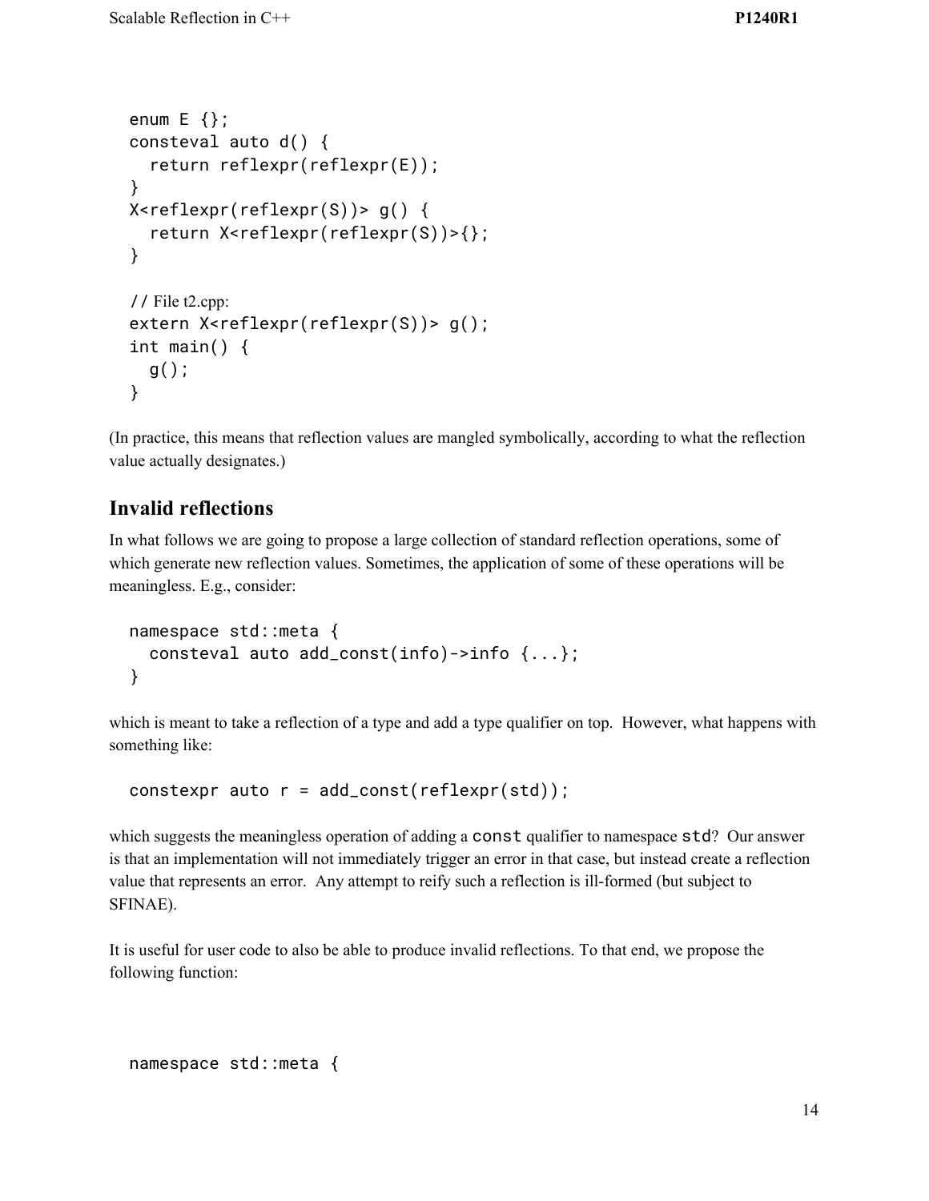```
enum E {};
consteval auto d() {
  return reflexpr(reflexpr(E));
}
X<reflexpr(reflexpr(S))> g() {
  return X<reflexpr(reflexpr(S))>{};
}

// File t2.cpp:
extern X<reflexpr(reflexpr(S))> g();
int main() {
  g();
}
```

(In practice, this means that reflection values are mangled symbolically, according to what the reflection value actually designates.)

## Invalid reflections

In what follows we are going to propose a large collection of standard reflection operations, some of which generate new reflection values. Sometimes, the application of some of these operations will be meaningless. E.g., consider:

```
namespace std::meta {
  consteval auto add_const(info)->info {...};
}
```

which is meant to take a reflection of a type and add a type qualifier on top. However, what happens with something like:

```
constexpr auto r = add_const(reflexpr(std));
```

which suggests the meaningless operation of adding a `const` qualifier to namespace `std`? Our answer is that an implementation will not immediately trigger an error in that case, but instead create a reflection value that represents an error. Any attempt to reify such a reflection is ill-formed (but subject to SFINAE).

It is useful for user code to also be able to produce invalid reflections. To that end, we propose the following function:

```
namespace std::meta {
```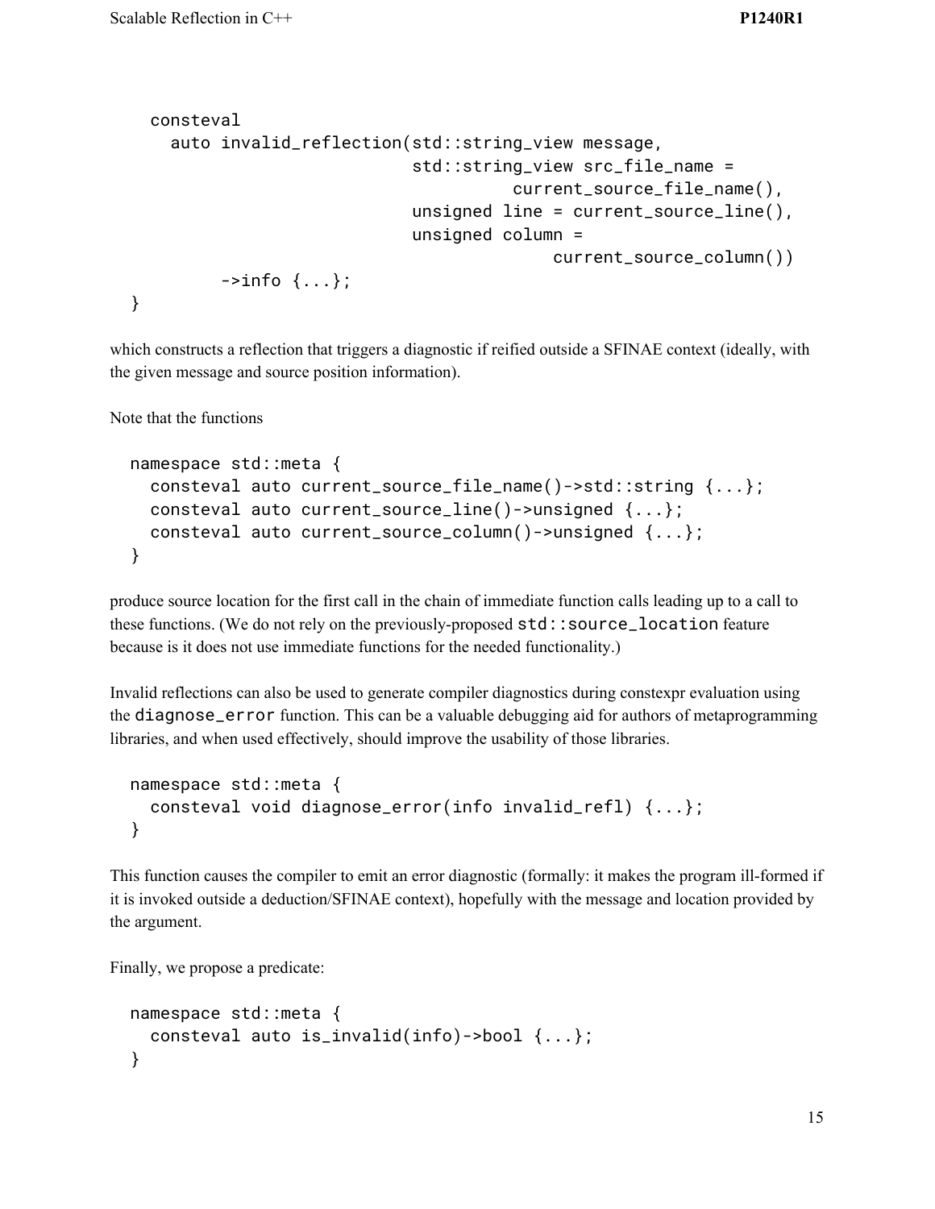```
  consteval
    auto invalid_reflection(std::string_view message,
                            std::string_view src_file_name =
                                      current_source_file_name(),
                            unsigned line = current_source_line(),
                            unsigned column =
                                          current_source_column())
         ->info {...};
}
```

which constructs a reflection that triggers a diagnostic if reified outside a SFINAE context (ideally, with the given message and source position information).

Note that the functions

```
namespace std::meta {
  consteval auto current_source_file_name()->std::string {...};
  consteval auto current_source_line()->unsigned {...};
  consteval auto current_source_column()->unsigned {...};
}
```

produce source location for the first call in the chain of immediate function calls leading up to a call to these functions. (We do not rely on the previously-proposed `std::source_location` feature because is it does not use immediate functions for the needed functionality.)

Invalid reflections can also be used to generate compiler diagnostics during constexpr evaluation using the `diagnose_error` function. This can be a valuable debugging aid for authors of metaprogramming libraries, and when used effectively, should improve the usability of those libraries.

```
namespace std::meta {
  consteval void diagnose_error(info invalid_refl) {...};
}
```

This function causes the compiler to emit an error diagnostic (formally: it makes the program ill-formed if it is invoked outside a deduction/SFINAE context), hopefully with the message and location provided by the argument.

Finally, we propose a predicate:

```
namespace std::meta {
  consteval auto is_invalid(info)->bool {...};
}
```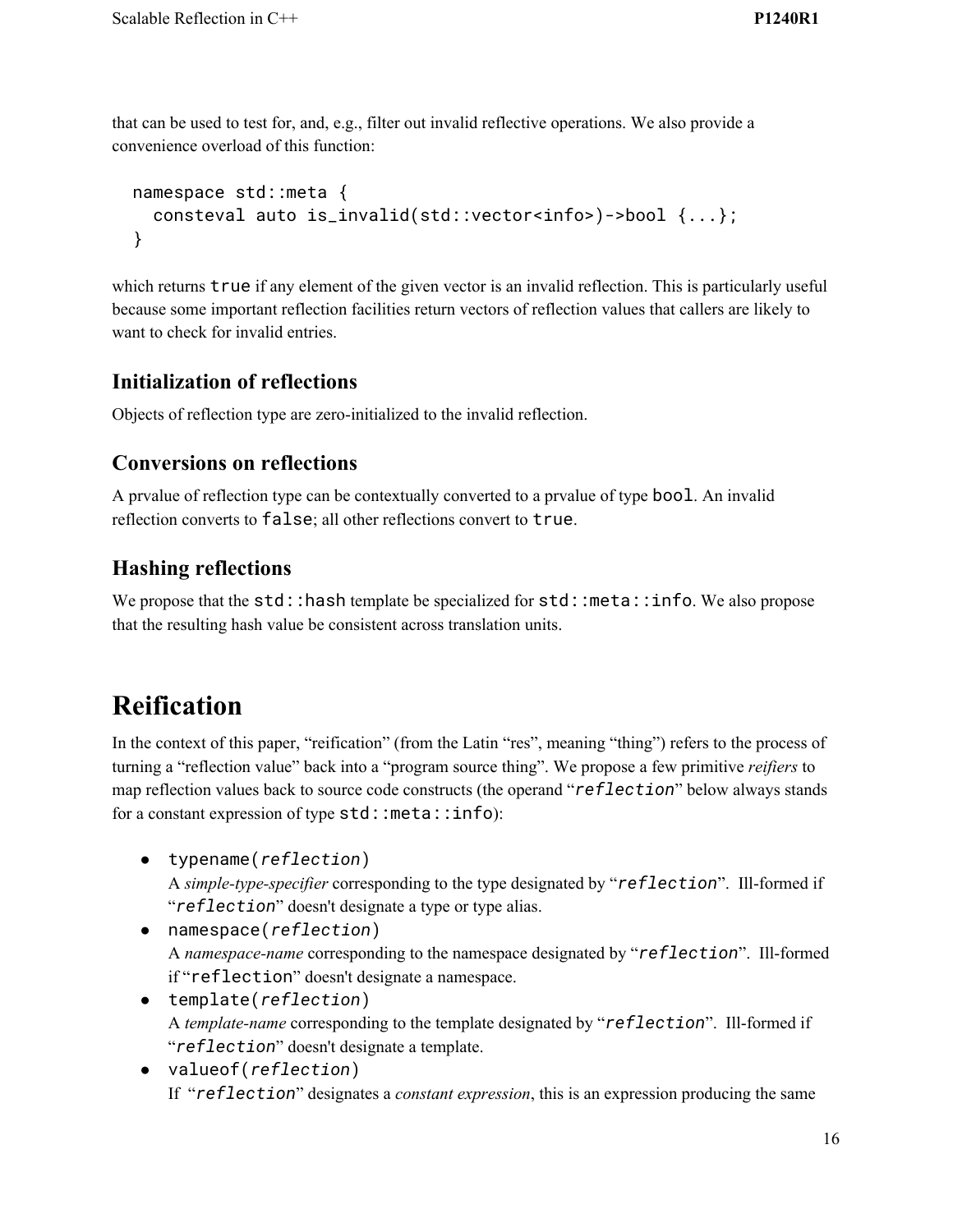that can be used to test for, and, e.g., filter out invalid reflective operations. We also provide a convenience overload of this function:

```
namespace std::meta {
  consteval auto is_invalid(std::vector<info>)->bool {...};
}
```

which returns `true` if any element of the given vector is an invalid reflection. This is particularly useful because some important reflection facilities return vectors of reflection values that callers are likely to want to check for invalid entries.

### Initialization of reflections

Objects of reflection type are zero-initialized to the invalid reflection.

### Conversions on reflections

A prvalue of reflection type can be contextually converted to a prvalue of type `bool`. An invalid reflection converts to `false`; all other reflections convert to `true`.

### Hashing reflections

We propose that the `std::hash` template be specialized for `std::meta::info`. We also propose that the resulting hash value be consistent across translation units.

# Reification

In the context of this paper, "reification" (from the Latin "res", meaning "thing") refers to the process of turning a "reflection value" back into a "program source thing". We propose a few primitive *reifiers* to map reflection values back to source code constructs (the operand "*`reflection`*" below always stands for a constant expression of type `std::meta::info`):

- `typename(`*`reflection`*`)`
  A *simple-type-specifier* corresponding to the type designated by "*`reflection`*". Ill-formed if "*`reflection`*" doesn't designate a type or type alias.
- `namespace(`*`reflection`*`)`
  A *namespace-name* corresponding to the namespace designated by "*`reflection`*". Ill-formed if "`reflection`" doesn't designate a namespace.
- `template(`*`reflection`*`)`
  A *template-name* corresponding to the template designated by "*`reflection`*". Ill-formed if "*`reflection`*" doesn't designate a template.
- `valueof(`*`reflection`*`)`
  If "*`reflection`*" designates a *constant expression*, this is an expression producing the same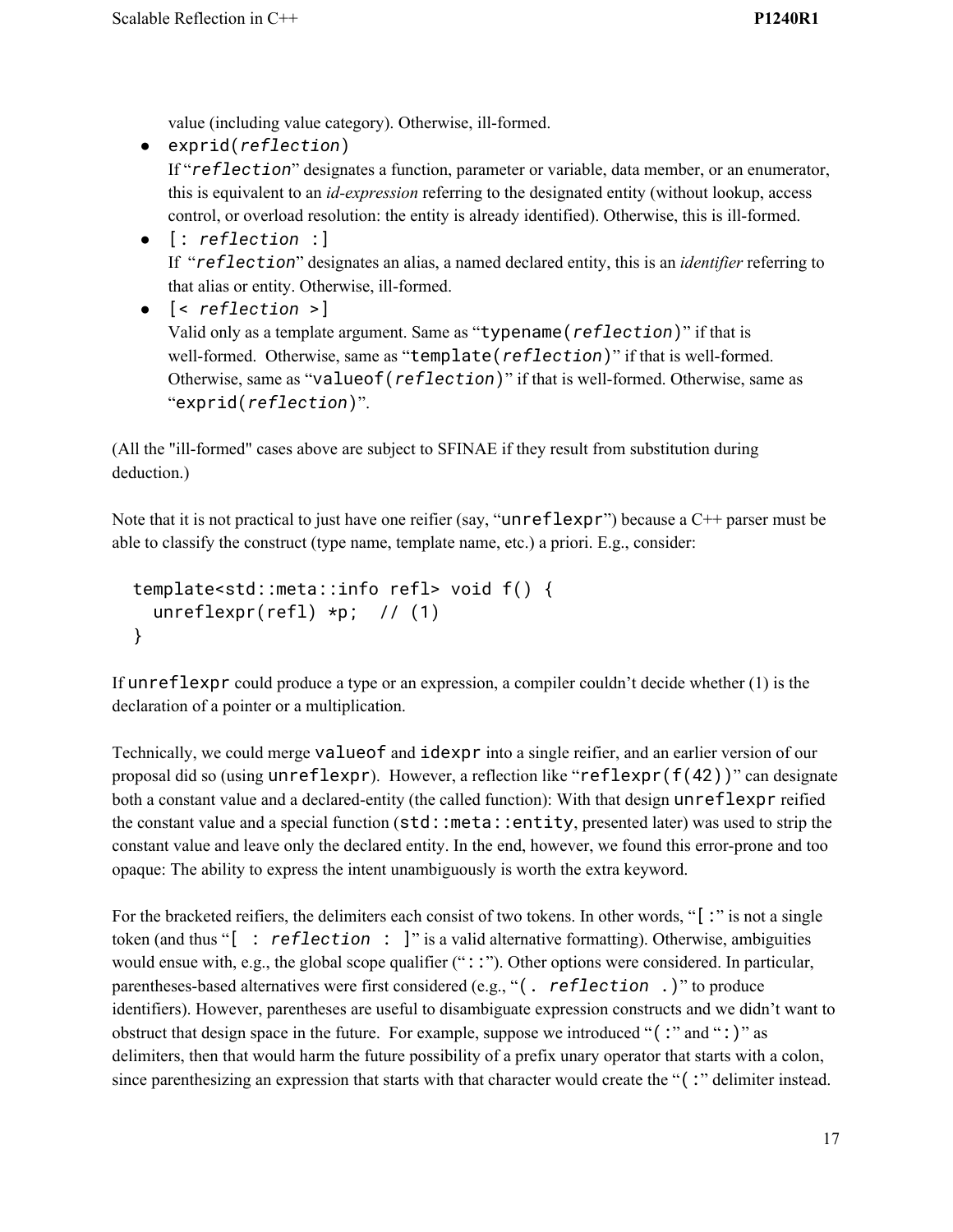value (including value category). Otherwise, ill-formed.

- `exprid(`*`reflection`*`)`
  If "*`reflection`*" designates a function, parameter or variable, data member, or an enumerator, this is equivalent to an *id-expression* referring to the designated entity (without lookup, access control, or overload resolution: the entity is already identified). Otherwise, this is ill-formed.
- `[:` *`reflection`* `:]`
  If "*`reflection`*" designates an alias, a named declared entity, this is an *identifier* referring to that alias or entity. Otherwise, ill-formed.
- `[<` *`reflection`* `>]`
  Valid only as a template argument. Same as "`typename(`*`reflection`*`)`" if that is well-formed. Otherwise, same as "`template(`*`reflection`*`)`" if that is well-formed. Otherwise, same as "`valueof(`*`reflection`*`)`" if that is well-formed. Otherwise, same as "`exprid(`*`reflection`*`)`".

(All the "ill-formed" cases above are subject to SFINAE if they result from substitution during deduction.)

Note that it is not practical to just have one reifier (say, "`unreflexpr`") because a C++ parser must be able to classify the construct (type name, template name, etc.) a priori. E.g., consider:

```
template<std::meta::info refl> void f() {
  unreflexpr(refl) *p;  // (1)
}
```

If `unreflexpr` could produce a type or an expression, a compiler couldn't decide whether (1) is the declaration of a pointer or a multiplication.

Technically, we could merge `valueof` and `idexpr` into a single reifier, and an earlier version of our proposal did so (using `unreflexpr`). However, a reflection like "`reflexpr(f(42))`" can designate both a constant value and a declared-entity (the called function): With that design `unreflexpr` reified the constant value and a special function (`std::meta::entity`, presented later) was used to strip the constant value and leave only the declared entity. In the end, however, we found this error-prone and too opaque: The ability to express the intent unambiguously is worth the extra keyword.

For the bracketed reifiers, the delimiters each consist of two tokens. In other words, "`[:`" is not a single token (and thus "`[ :` *`reflection`* `: ]`" is a valid alternative formatting). Otherwise, ambiguities would ensue with, e.g., the global scope qualifier ("`::`"). Other options were considered. In particular, parentheses-based alternatives were first considered (e.g., "`(.` *`reflection`* `.)`" to produce identifiers). However, parentheses are useful to disambiguate expression constructs and we didn't want to obstruct that design space in the future. For example, suppose we introduced "`(:`" and "`:)`" as delimiters, then that would harm the future possibility of a prefix unary operator that starts with a colon, since parenthesizing an expression that starts with that character would create the "`(:`" delimiter instead.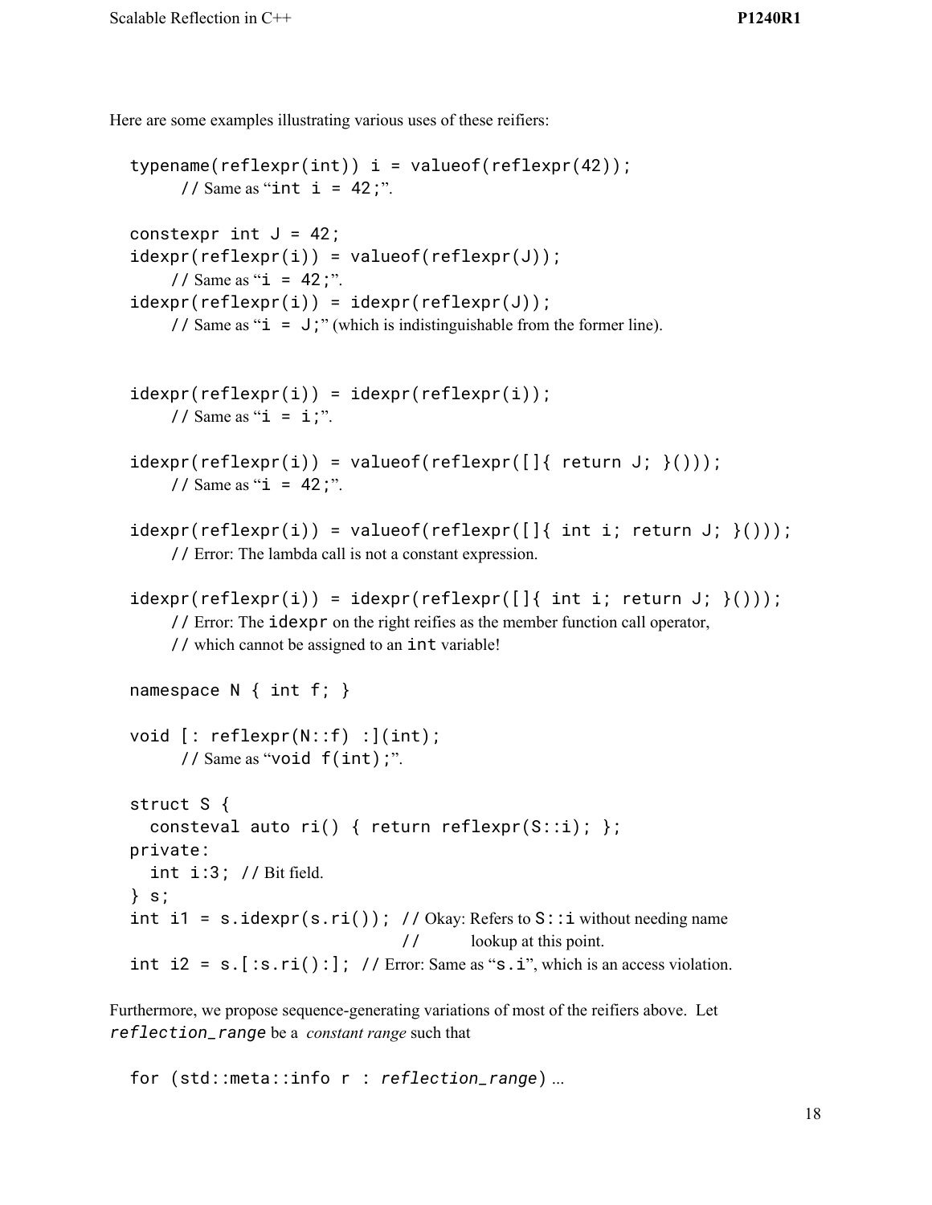Here are some examples illustrating various uses of these reifiers:

```
typename(reflexpr(int)) i = valueof(reflexpr(42));
     // Same as "int i = 42;".

constexpr int J = 42;
idexpr(reflexpr(i)) = valueof(reflexpr(J));
    // Same as "i = 42;".
idexpr(reflexpr(i)) = idexpr(reflexpr(J));
    // Same as "i = J;" (which is indistinguishable from the former line).


idexpr(reflexpr(i)) = idexpr(reflexpr(i));
    // Same as "i = i;".

idexpr(reflexpr(i)) = valueof(reflexpr([]{ return J; }()));
    // Same as "i = 42;".

idexpr(reflexpr(i)) = valueof(reflexpr([]{ int i; return J; }()));
    // Error: The lambda call is not a constant expression.

idexpr(reflexpr(i)) = idexpr(reflexpr([]{ int i; return J; }()));
    // Error: The idexpr on the right reifies as the member function call operator,
    // which cannot be assigned to an int variable!

namespace N { int f; }

void [: reflexpr(N::f) :](int);
     // Same as "void f(int);".

struct S {
  consteval auto ri() { return reflexpr(S::i); };
private:
  int i:3; // Bit field.
} s;
int i1 = s.idexpr(s.ri()); // Okay: Refers to S::i without needing name
                           //       lookup at this point.
int i2 = s.[:s.ri():]; // Error: Same as "s.i", which is an access violation.
```

Furthermore, we propose sequence-generating variations of most of the reifiers above. Let *reflection_range* be a *constant range* such that

```
for (std::meta::info r : reflection_range) ...
```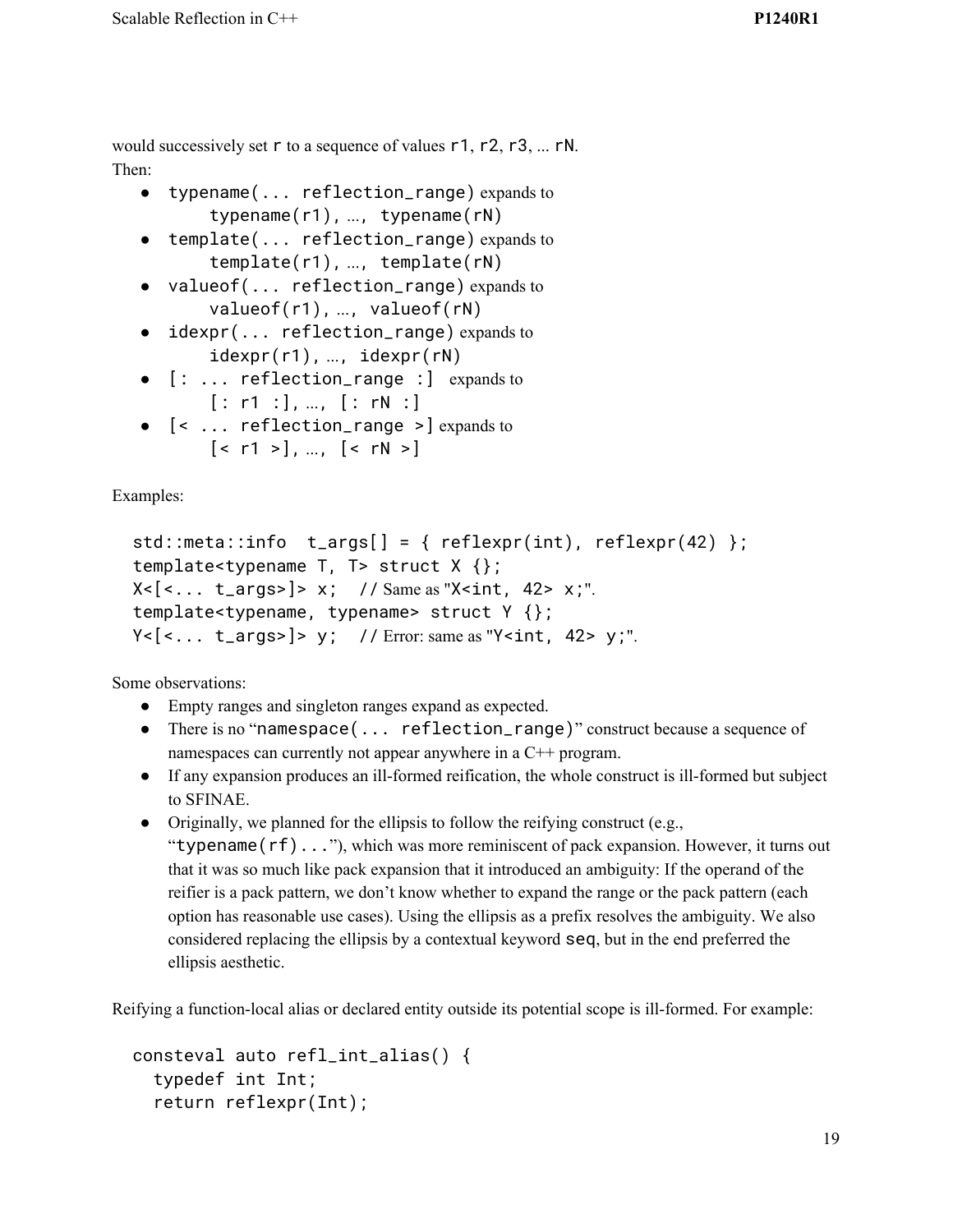would successively set `r` to a sequence of values `r1`, `r2`, `r3`, ... `rN`.
Then:

- `typename(... reflection_range)` expands to
  `typename(r1)`, ..., `typename(rN)`
- `template(... reflection_range)` expands to
  `template(r1)`, ..., `template(rN)`
- `valueof(... reflection_range)` expands to
  `valueof(r1)`, ..., `valueof(rN)`
- `idexpr(... reflection_range)` expands to
  `idexpr(r1)`, ..., `idexpr(rN)`
- `[: ... reflection_range :]` expands to
  `[: r1 :]`, ..., `[: rN :]`
- `[< ... reflection_range >]` expands to
  `[< r1 >]`, ..., `[< rN >]`

Examples:

```
std::meta::info  t_args[] = { reflexpr(int), reflexpr(42) };
template<typename T, T> struct X {};
X<[<... t_args>]> x;  // Same as "X<int, 42> x;".
template<typename, typename> struct Y {};
Y<[<... t_args>]> y;  // Error: same as "Y<int, 42> y;".
```

Some observations:

- Empty ranges and singleton ranges expand as expected.
- There is no "`namespace(... reflection_range)`" construct because a sequence of namespaces can currently not appear anywhere in a C++ program.
- If any expansion produces an ill-formed reification, the whole construct is ill-formed but subject to SFINAE.
- Originally, we planned for the ellipsis to follow the reifying construct (e.g., "`typename(rf)...`"), which was more reminiscent of pack expansion. However, it turns out that it was so much like pack expansion that it introduced an ambiguity: If the operand of the reifier is a pack pattern, we don't know whether to expand the range or the pack pattern (each option has reasonable use cases). Using the ellipsis as a prefix resolves the ambiguity. We also considered replacing the ellipsis by a contextual keyword `seq`, but in the end preferred the ellipsis aesthetic.

Reifying a function-local alias or declared entity outside its potential scope is ill-formed. For example:

```
consteval auto refl_int_alias() {
  typedef int Int;
  return reflexpr(Int);
```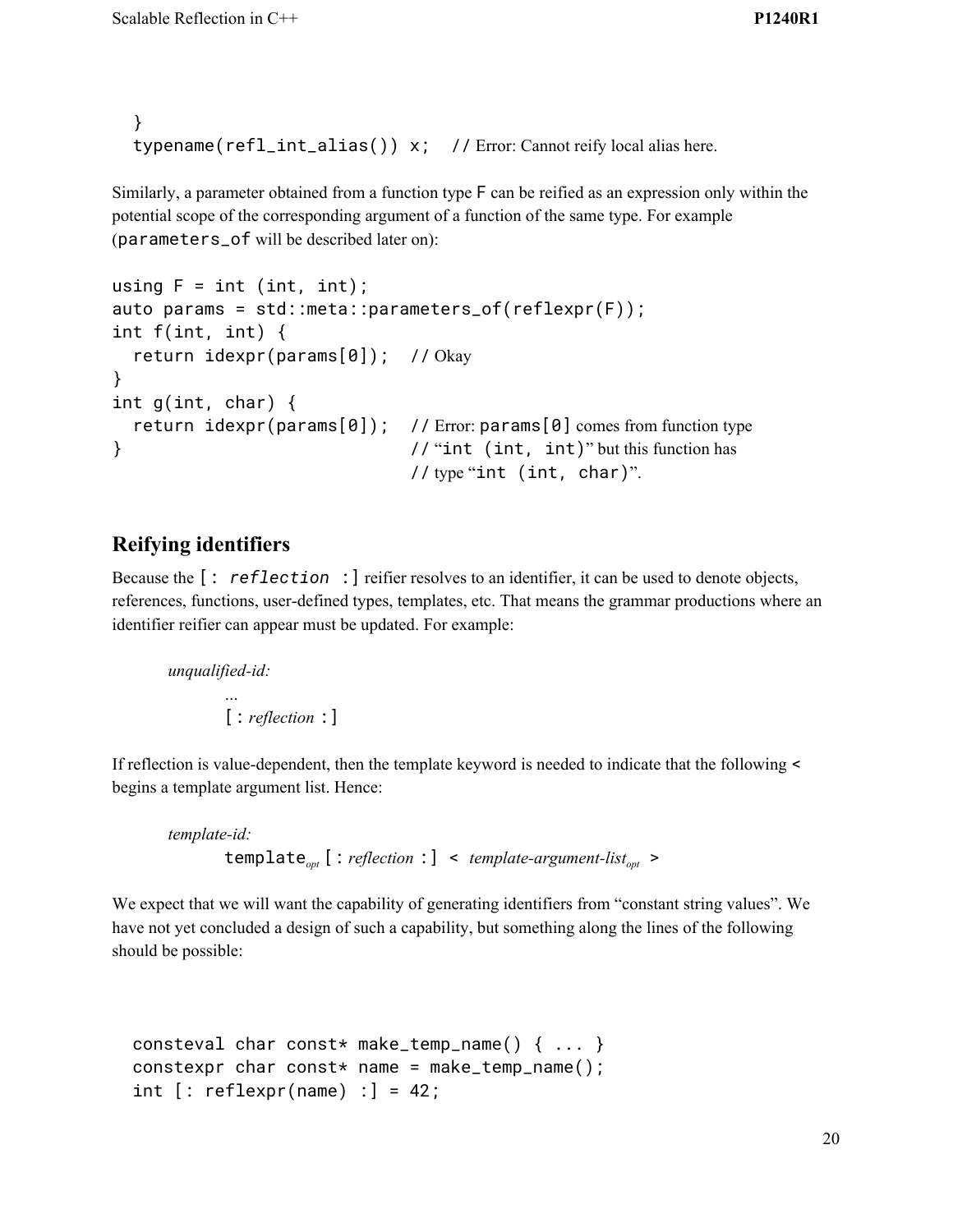```
  }
  typename(refl_int_alias()) x;  // Error: Cannot reify local alias here.
```

Similarly, a parameter obtained from a function type `F` can be reified as an expression only within the potential scope of the corresponding argument of a function of the same type. For example (`parameters_of` will be described later on):

```
using F = int (int, int);
auto params = std::meta::parameters_of(reflexpr(F));
int f(int, int) {
  return idexpr(params[0]);  // Okay
}
int g(int, char) {
  return idexpr(params[0]);  // Error: params[0] comes from function type
}                            // "int (int, int)" but this function has
                             // type "int (int, char)".
```

## Reifying identifiers

Because the `[: reflection :]` reifier resolves to an identifier, it can be used to denote objects, references, functions, user-defined types, templates, etc. That means the grammar productions where an identifier reifier can appear must be updated. For example:

> *unqualified-id:*
>
> ...
>
> `[:` *reflection* `:]`

If reflection is value-dependent, then the template keyword is needed to indicate that the following `<` begins a template argument list. Hence:

> *template-id:*
>
> $\texttt{template}_{opt}$ `[:` *reflection* `:]` `<` $\textit{template-argument-list}_{opt}$ `>`

We expect that we will want the capability of generating identifiers from "constant string values". We have not yet concluded a design of such a capability, but something along the lines of the following should be possible:

```
  consteval char const* make_temp_name() { ... }
  constexpr char const* name = make_temp_name();
  int [: reflexpr(name) :] = 42;
```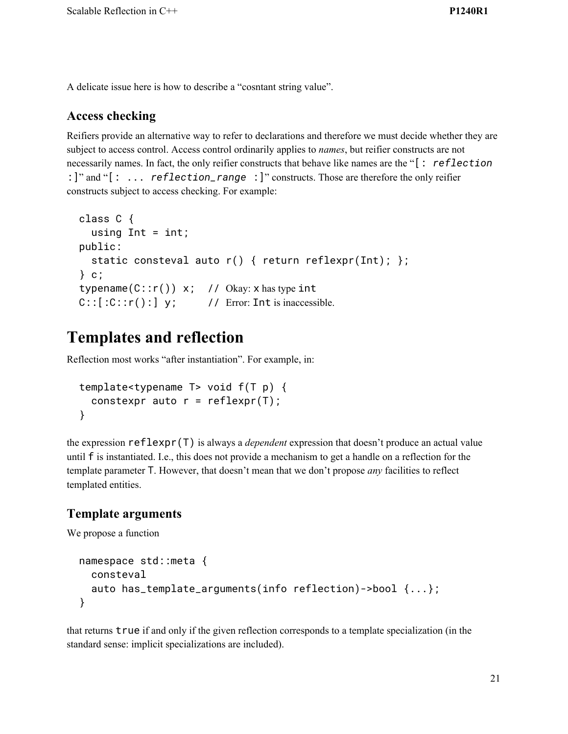A delicate issue here is how to describe a "cosntant string value".

### Access checking

Reifiers provide an alternative way to refer to declarations and therefore we must decide whether they are subject to access control. Access control ordinarily applies to *names*, but reifier constructs are not necessarily names. In fact, the only reifier constructs that behave like names are the "`[: reflection :]`" and "`[: ... reflection_range :]`" constructs. Those are therefore the only reifier constructs subject to access checking. For example:

```
class C {
  using Int = int;
public:
  static consteval auto r() { return reflexpr(Int); };
} c;
typename(C::r()) x;  // Okay: x has type int
C::[:C::r():] y;     // Error: Int is inaccessible.
```

# Templates and reflection

Reflection most works "after instantiation". For example, in:

```
template<typename T> void f(T p) {
  constexpr auto r = reflexpr(T);
}
```

the expression `reflexpr(T)` is always a *dependent* expression that doesn't produce an actual value until `f` is instantiated. I.e., this does not provide a mechanism to get a handle on a reflection for the template parameter T. However, that doesn't mean that we don't propose *any* facilities to reflect templated entities.

### Template arguments

We propose a function

```
namespace std::meta {
  consteval
  auto has_template_arguments(info reflection)->bool {...};
}
```

that returns `true` if and only if the given reflection corresponds to a template specialization (in the standard sense: implicit specializations are included).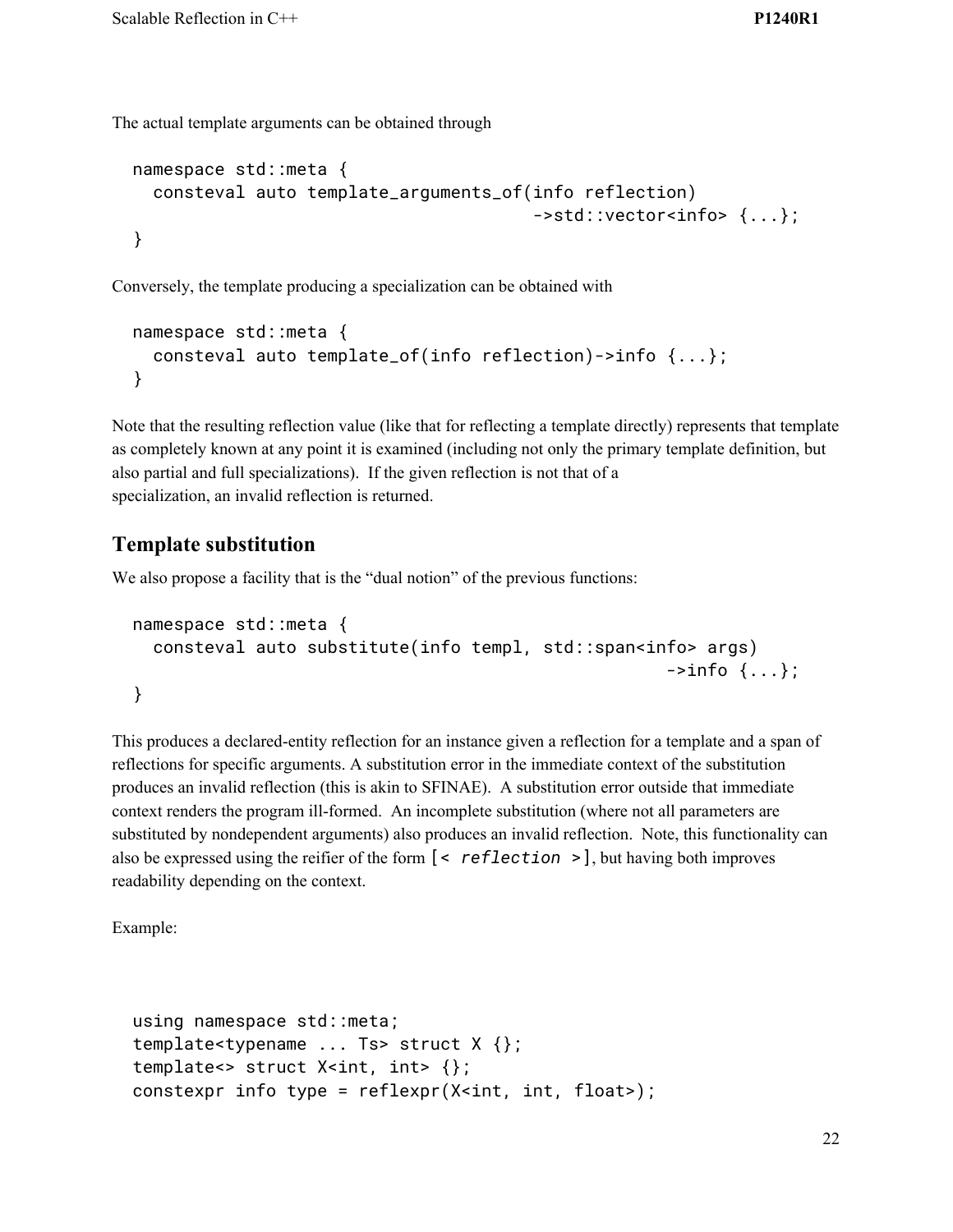The actual template arguments can be obtained through

```
namespace std::meta {
  consteval auto template_arguments_of(info reflection)
                                      ->std::vector<info> {...};
}
```

Conversely, the template producing a specialization can be obtained with

```
namespace std::meta {
  consteval auto template_of(info reflection)->info {...};
}
```

Note that the resulting reflection value (like that for reflecting a template directly) represents that template as completely known at any point it is examined (including not only the primary template definition, but also partial and full specializations). If the given reflection is not that of a specialization, an invalid reflection is returned.

## Template substitution

We also propose a facility that is the "dual notion" of the previous functions:

```
namespace std::meta {
  consteval auto substitute(info templ, std::span<info> args)
                                                    ->info {...};
}
```

This produces a declared-entity reflection for an instance given a reflection for a template and a span of reflections for specific arguments. A substitution error in the immediate context of the substitution produces an invalid reflection (this is akin to SFINAE). A substitution error outside that immediate context renders the program ill-formed. An incomplete substitution (where not all parameters are substituted by nondependent arguments) also produces an invalid reflection. Note, this functionality can also be expressed using the reifier of the form `[< reflection >]`, but having both improves readability depending on the context.

Example:

```
using namespace std::meta;
template<typename ... Ts> struct X {};
template<> struct X<int, int> {};
constexpr info type = reflexpr(X<int, int, float>);
```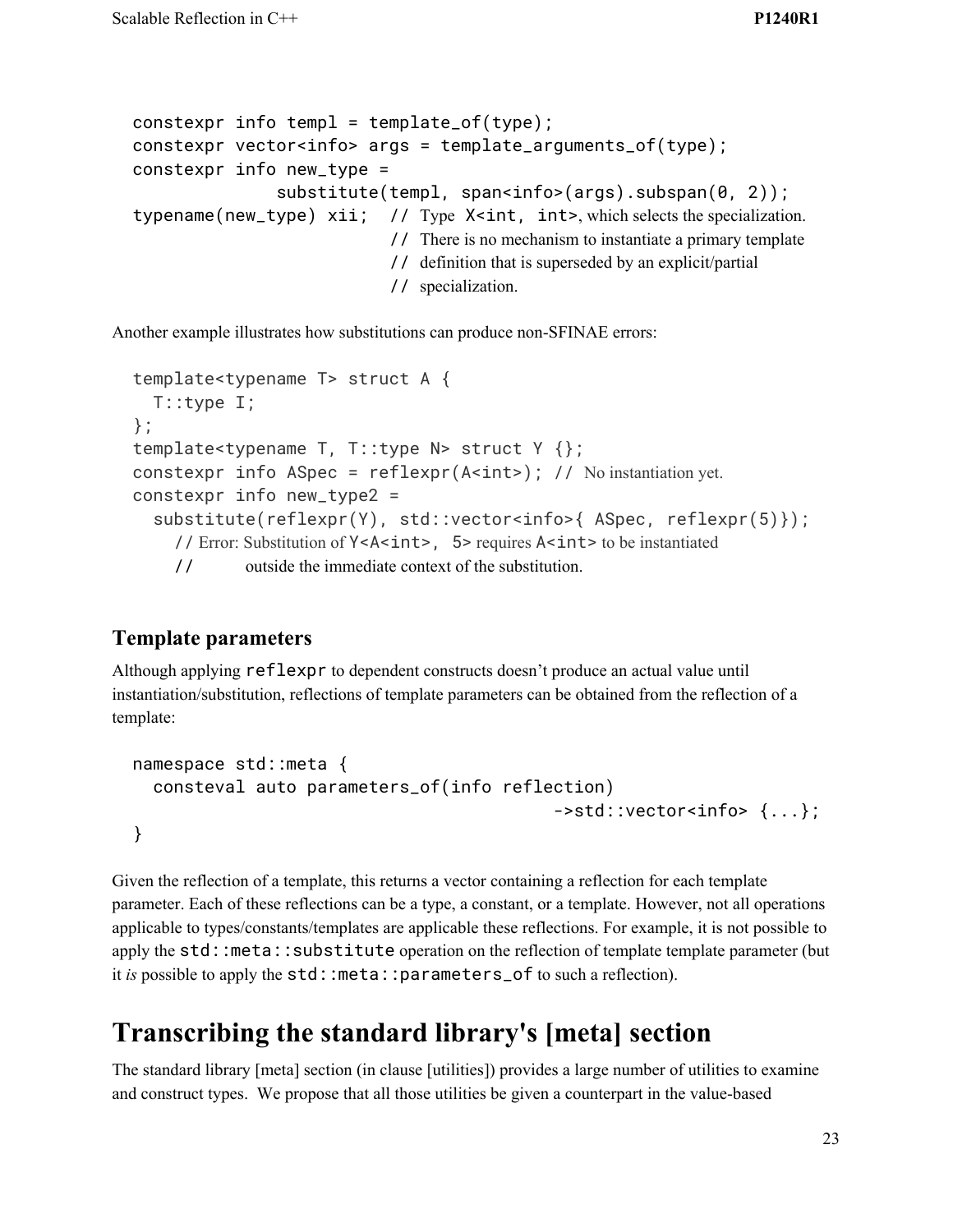```
constexpr info templ = template_of(type);
constexpr vector<info> args = template_arguments_of(type);
constexpr info new_type =
              substitute(templ, span<info>(args).subspan(0, 2));
typename(new_type) xii;  // Type X<int, int>, which selects the specialization.
                         // There is no mechanism to instantiate a primary template
                         // definition that is superseded by an explicit/partial
                         // specialization.
```

Another example illustrates how substitutions can produce non-SFINAE errors:

```
template<typename T> struct A {
  T::type I;
};
template<typename T, T::type N> struct Y {};
constexpr info ASpec = reflexpr(A<int>); // No instantiation yet.
constexpr info new_type2 =
  substitute(reflexpr(Y), std::vector<info>{ ASpec, reflexpr(5)});
    // Error: Substitution of Y<A<int>, 5> requires A<int> to be instantiated
    //        outside the immediate context of the substitution.
```

### Template parameters

Although applying `reflexpr` to dependent constructs doesn't produce an actual value until instantiation/substitution, reflections of template parameters can be obtained from the reflection of a template:

```
namespace std::meta {
  consteval auto parameters_of(info reflection)
                                          ->std::vector<info> {...};
}
```

Given the reflection of a template, this returns a vector containing a reflection for each template parameter. Each of these reflections can be a type, a constant, or a template. However, not all operations applicable to types/constants/templates are applicable these reflections. For example, it is not possible to apply the `std::meta::substitute` operation on the reflection of template template parameter (but it *is* possible to apply the `std::meta::parameters_of` to such a reflection).

## Transcribing the standard library's [meta] section

The standard library [meta] section (in clause [utilities]) provides a large number of utilities to examine and construct types. We propose that all those utilities be given a counterpart in the value-based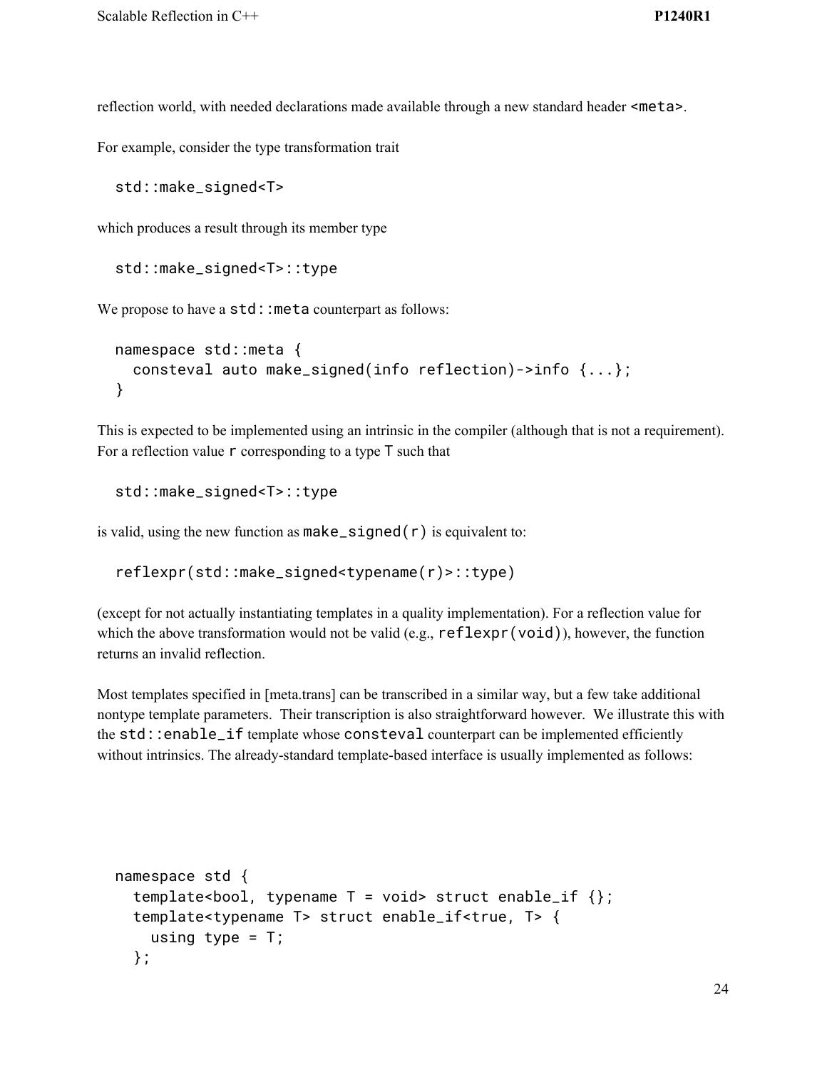reflection world, with needed declarations made available through a new standard header `<meta>`.

For example, consider the type transformation trait

```
std::make_signed<T>
```

which produces a result through its member type

```
std::make_signed<T>::type
```

We propose to have a `std::meta` counterpart as follows:

```
namespace std::meta {
  consteval auto make_signed(info reflection)->info {...};
}
```

This is expected to be implemented using an intrinsic in the compiler (although that is not a requirement). For a reflection value `r` corresponding to a type `T` such that

```
std::make_signed<T>::type
```

is valid, using the new function as `make_signed(r)` is equivalent to:

```
reflexpr(std::make_signed<typename(r)>::type)
```

(except for not actually instantiating templates in a quality implementation). For a reflection value for which the above transformation would not be valid (e.g., `reflexpr(void)`), however, the function returns an invalid reflection.

Most templates specified in [meta.trans] can be transcribed in a similar way, but a few take additional nontype template parameters. Their transcription is also straightforward however. We illustrate this with the `std::enable_if` template whose `consteval` counterpart can be implemented efficiently without intrinsics. The already-standard template-based interface is usually implemented as follows:

```
namespace std {
  template<bool, typename T = void> struct enable_if {};
  template<typename T> struct enable_if<true, T> {
    using type = T;
  };
```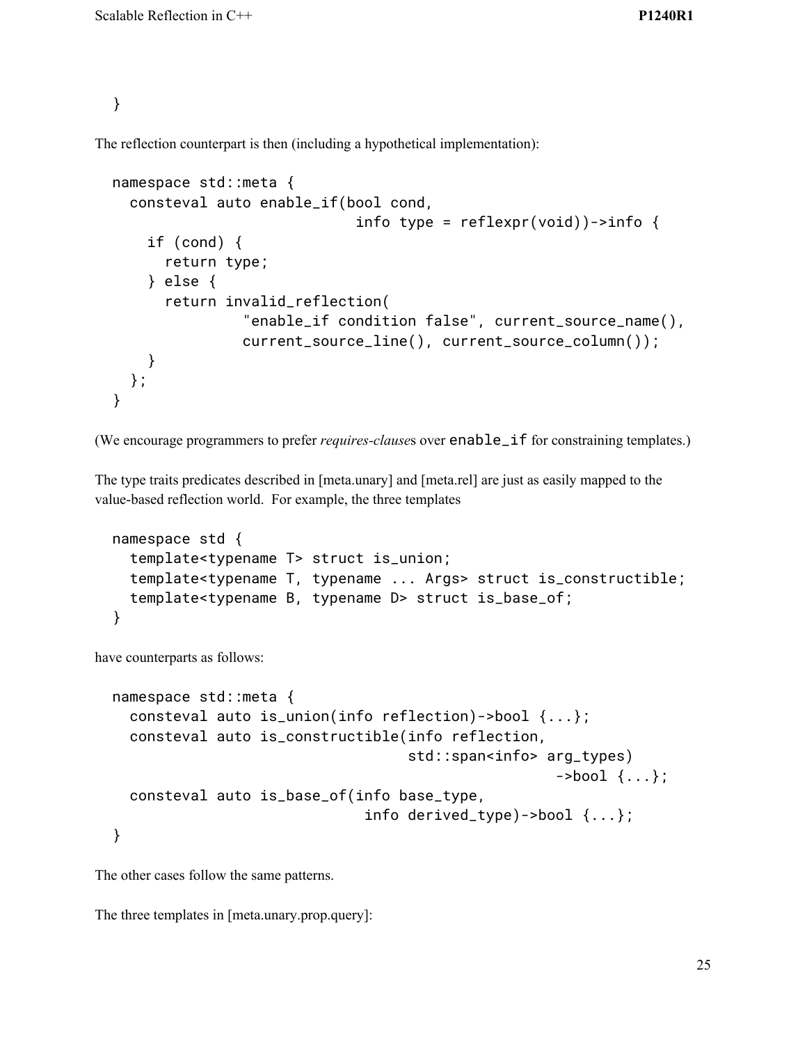```
}
```

The reflection counterpart is then (including a hypothetical implementation):

```
namespace std::meta {
  consteval auto enable_if(bool cond,
                           info type = reflexpr(void))->info {
    if (cond) {
      return type;
    } else {
      return invalid_reflection(
               "enable_if condition false", current_source_name(),
               current_source_line(), current_source_column());
    }
  };
}
```

(We encourage programmers to prefer *requires-clause*s over `enable_if` for constraining templates.)

The type traits predicates described in [meta.unary] and [meta.rel] are just as easily mapped to the value-based reflection world. For example, the three templates

```
namespace std {
  template<typename T> struct is_union;
  template<typename T, typename ... Args> struct is_constructible;
  template<typename B, typename D> struct is_base_of;
}
```

have counterparts as follows:

```
namespace std::meta {
  consteval auto is_union(info reflection)->bool {...};
  consteval auto is_constructible(info reflection,
                                  std::span<info> arg_types)
                                                  ->bool {...};
  consteval auto is_base_of(info base_type,
                            info derived_type)->bool {...};
}
```

The other cases follow the same patterns.

The three templates in [meta.unary.prop.query]: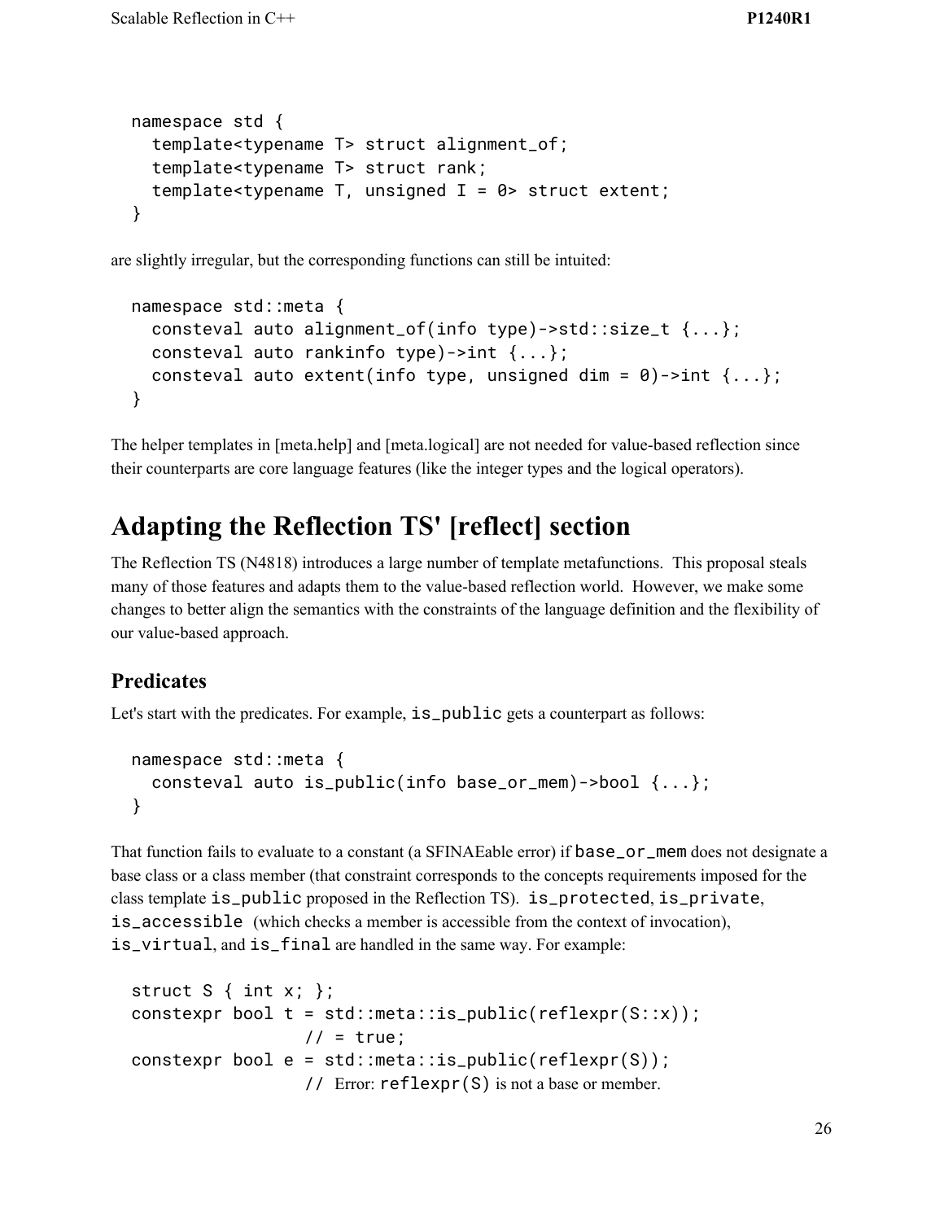```
namespace std {
  template<typename T> struct alignment_of;
  template<typename T> struct rank;
  template<typename T, unsigned I = 0> struct extent;
}
```

are slightly irregular, but the corresponding functions can still be intuited:

```
namespace std::meta {
  consteval auto alignment_of(info type)->std::size_t {...};
  consteval auto rankinfo type)->int {...};
  consteval auto extent(info type, unsigned dim = 0)->int {...};
}
```

The helper templates in [meta.help] and [meta.logical] are not needed for value-based reflection since their counterparts are core language features (like the integer types and the logical operators).

# Adapting the Reflection TS' [reflect] section

The Reflection TS (N4818) introduces a large number of template metafunctions. This proposal steals many of those features and adapts them to the value-based reflection world. However, we make some changes to better align the semantics with the constraints of the language definition and the flexibility of our value-based approach.

## Predicates

Let's start with the predicates. For example, `is_public` gets a counterpart as follows:

```
namespace std::meta {
  consteval auto is_public(info base_or_mem)->bool {...};
}
```

That function fails to evaluate to a constant (a SFINAEable error) if `base_or_mem` does not designate a base class or a class member (that constraint corresponds to the concepts requirements imposed for the class template `is_public` proposed in the Reflection TS). `is_protected`, `is_private`, `is_accessible` (which checks a member is accessible from the context of invocation), `is_virtual`, and `is_final` are handled in the same way. For example:

```
struct S { int x; };
constexpr bool t = std::meta::is_public(reflexpr(S::x));
                 // = true;
constexpr bool e = std::meta::is_public(reflexpr(S));
                 // Error: reflexpr(S) is not a base or member.
```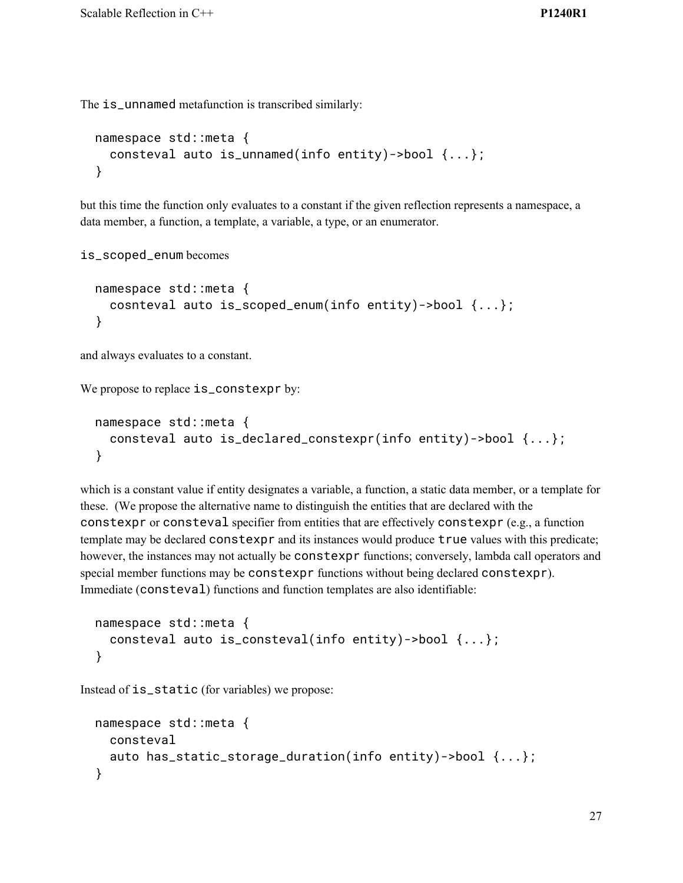The `is_unnamed` metafunction is transcribed similarly:

```
namespace std::meta {
  consteval auto is_unnamed(info entity)->bool {...};
}
```

but this time the function only evaluates to a constant if the given reflection represents a namespace, a data member, a function, a template, a variable, a type, or an enumerator.

`is_scoped_enum` becomes

```
namespace std::meta {
  cosnteval auto is_scoped_enum(info entity)->bool {...};
}
```

and always evaluates to a constant.

We propose to replace `is_constexpr` by:

```
namespace std::meta {
  consteval auto is_declared_constexpr(info entity)->bool {...};
}
```

which is a constant value if entity designates a variable, a function, a static data member, or a template for these. (We propose the alternative name to distinguish the entities that are declared with the `constexpr` or `consteval` specifier from entities that are effectively `constexpr` (e.g., a function template may be declared `constexpr` and its instances would produce `true` values with this predicate; however, the instances may not actually be `constexpr` functions; conversely, lambda call operators and special member functions may be `constexpr` functions without being declared `constexpr`). Immediate (`consteval`) functions and function templates are also identifiable:

```
namespace std::meta {
  consteval auto is_consteval(info entity)->bool {...};
}
```

Instead of `is_static` (for variables) we propose:

```
namespace std::meta {
  consteval
  auto has_static_storage_duration(info entity)->bool {...};
}
```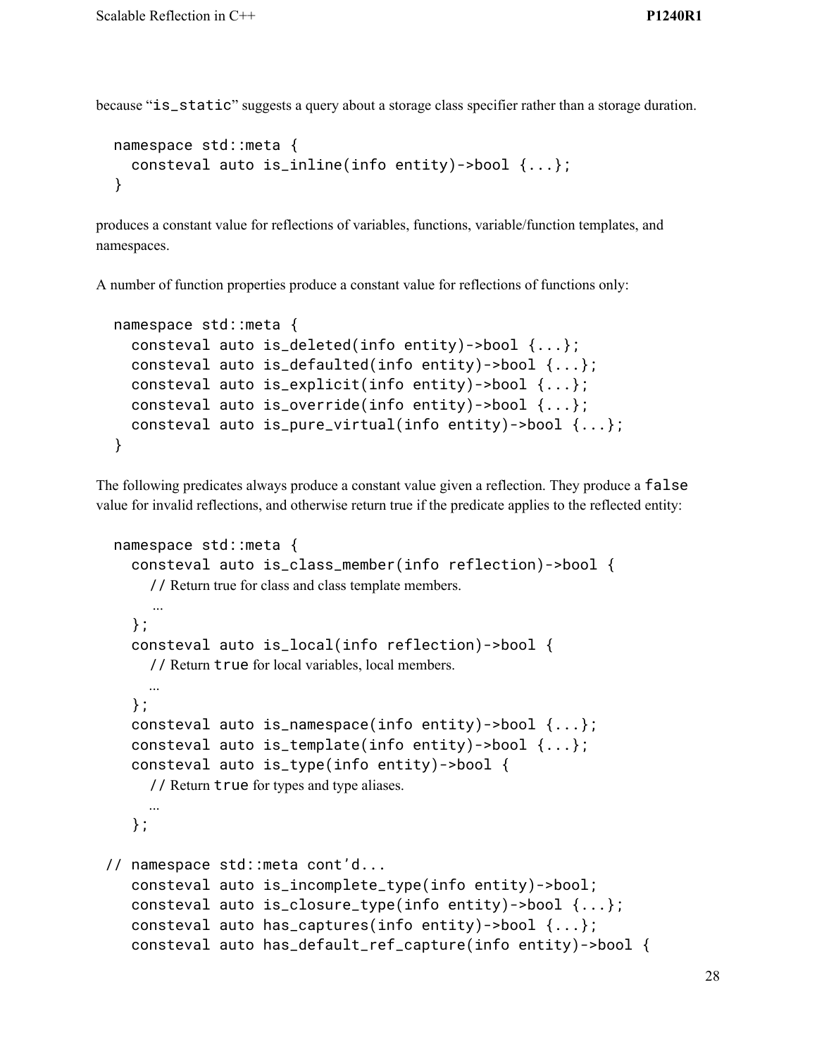because "`is_static`" suggests a query about a storage class specifier rather than a storage duration.

```
namespace std::meta {
  consteval auto is_inline(info entity)->bool {...};
}
```

produces a constant value for reflections of variables, functions, variable/function templates, and namespaces.

A number of function properties produce a constant value for reflections of functions only:

```
namespace std::meta {
  consteval auto is_deleted(info entity)->bool {...};
  consteval auto is_defaulted(info entity)->bool {...};
  consteval auto is_explicit(info entity)->bool {...};
  consteval auto is_override(info entity)->bool {...};
  consteval auto is_pure_virtual(info entity)->bool {...};
}
```

The following predicates always produce a constant value given a reflection. They produce a `false` value for invalid reflections, and otherwise return true if the predicate applies to the reflected entity:

```
namespace std::meta {
  consteval auto is_class_member(info reflection)->bool {
    // Return true for class and class template members.
    ...
  };
  consteval auto is_local(info reflection)->bool {
    // Return true for local variables, local members.
    ...
  };
  consteval auto is_namespace(info entity)->bool {...};
  consteval auto is_template(info entity)->bool {...};
  consteval auto is_type(info entity)->bool {
    // Return true for types and type aliases.
    ...
  };

// namespace std::meta cont'd...
  consteval auto is_incomplete_type(info entity)->bool;
  consteval auto is_closure_type(info entity)->bool {...};
  consteval auto has_captures(info entity)->bool {...};
  consteval auto has_default_ref_capture(info entity)->bool {
```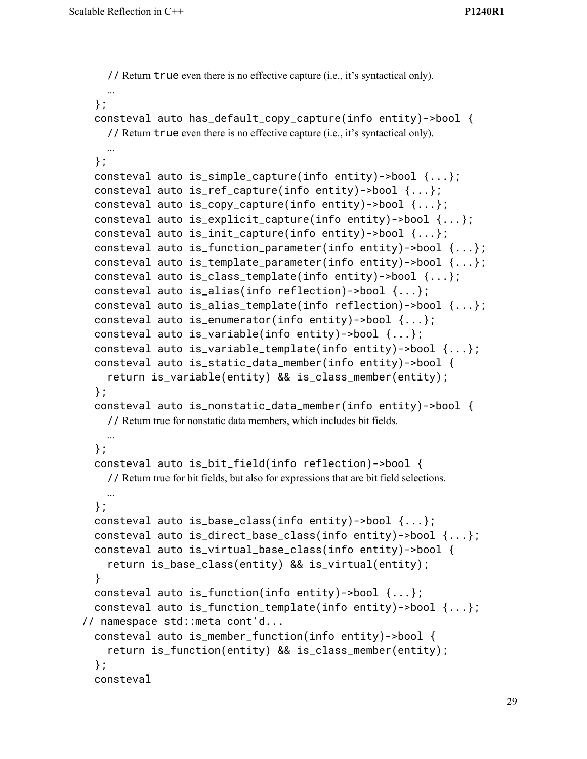```
    // Return true even there is no effective capture (i.e., it's syntactical only).
    ...
  };
  consteval auto has_default_copy_capture(info entity)->bool {
    // Return true even there is no effective capture (i.e., it's syntactical only).
    ...
  };
  consteval auto is_simple_capture(info entity)->bool {...};
  consteval auto is_ref_capture(info entity)->bool {...};
  consteval auto is_copy_capture(info entity)->bool {...};
  consteval auto is_explicit_capture(info entity)->bool {...};
  consteval auto is_init_capture(info entity)->bool {...};
  consteval auto is_function_parameter(info entity)->bool {...};
  consteval auto is_template_parameter(info entity)->bool {...};
  consteval auto is_class_template(info entity)->bool {...};
  consteval auto is_alias(info reflection)->bool {...};
  consteval auto is_alias_template(info reflection)->bool {...};
  consteval auto is_enumerator(info entity)->bool {...};
  consteval auto is_variable(info entity)->bool {...};
  consteval auto is_variable_template(info entity)->bool {...};
  consteval auto is_static_data_member(info entity)->bool {
    return is_variable(entity) && is_class_member(entity);
  };
  consteval auto is_nonstatic_data_member(info entity)->bool {
    // Return true for nonstatic data members, which includes bit fields.
    ...
  };
  consteval auto is_bit_field(info reflection)->bool {
    // Return true for bit fields, but also for expressions that are bit field selections.
    ...
  };
  consteval auto is_base_class(info entity)->bool {...};
  consteval auto is_direct_base_class(info entity)->bool {...};
  consteval auto is_virtual_base_class(info entity)->bool {
    return is_base_class(entity) && is_virtual(entity);
  }
  consteval auto is_function(info entity)->bool {...};
  consteval auto is_function_template(info entity)->bool {...};
// namespace std::meta cont'd...
  consteval auto is_member_function(info entity)->bool {
    return is_function(entity) && is_class_member(entity);
  };
  consteval
```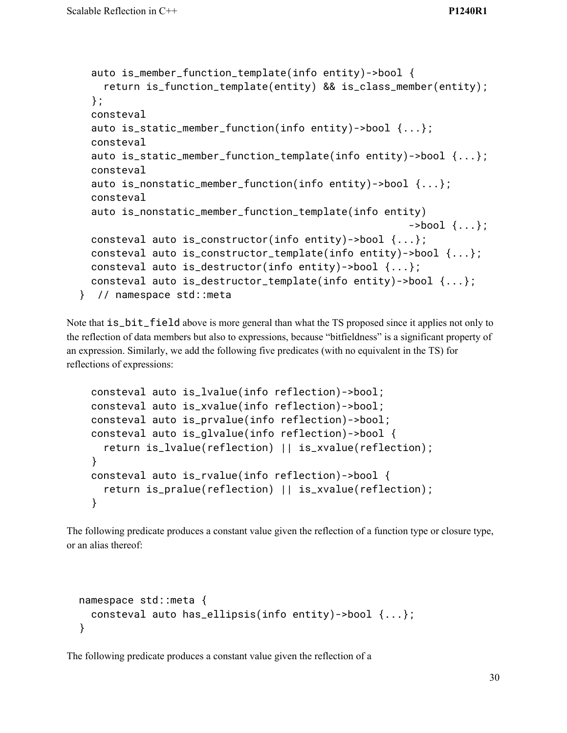```
  auto is_member_function_template(info entity)->bool {
    return is_function_template(entity) && is_class_member(entity);
  };
  consteval
  auto is_static_member_function(info entity)->bool {...};
  consteval
  auto is_static_member_function_template(info entity)->bool {...};
  consteval
  auto is_nonstatic_member_function(info entity)->bool {...};
  consteval
  auto is_nonstatic_member_function_template(info entity)
                                                   ->bool {...};
  consteval auto is_constructor(info entity)->bool {...};
  consteval auto is_constructor_template(info entity)->bool {...};
  consteval auto is_destructor(info entity)->bool {...};
  consteval auto is_destructor_template(info entity)->bool {...};
}  // namespace std::meta
```

Note that `is_bit_field` above is more general than what the TS proposed since it applies not only to the reflection of data members but also to expressions, because "bitfieldness" is a significant property of an expression. Similarly, we add the following five predicates (with no equivalent in the TS) for reflections of expressions:

```
  consteval auto is_lvalue(info reflection)->bool;
  consteval auto is_xvalue(info reflection)->bool;
  consteval auto is_prvalue(info reflection)->bool;
  consteval auto is_glvalue(info reflection)->bool {
    return is_lvalue(reflection) || is_xvalue(reflection);
  }
  consteval auto is_rvalue(info reflection)->bool {
    return is_pralue(reflection) || is_xvalue(reflection);
  }
```

The following predicate produces a constant value given the reflection of a function type or closure type, or an alias thereof:

```
namespace std::meta {
  consteval auto has_ellipsis(info entity)->bool {...};
}
```

The following predicate produces a constant value given the reflection of a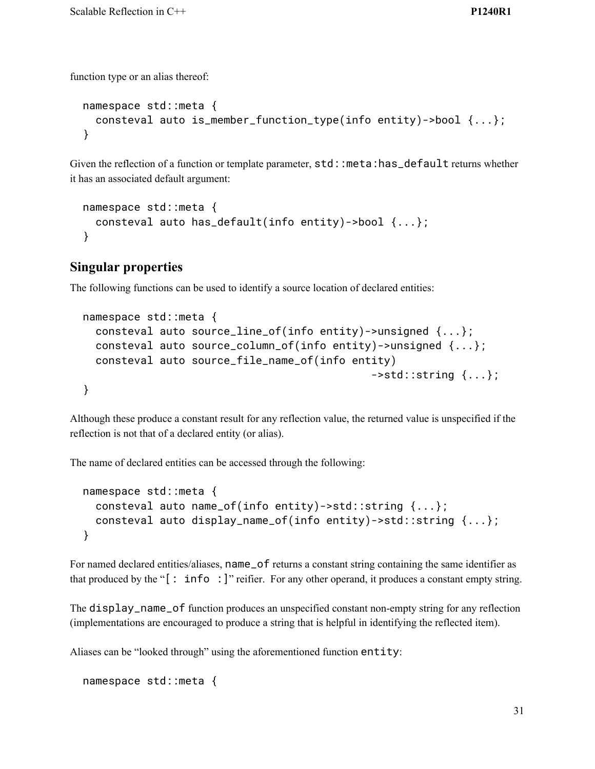function type or an alias thereof:

```
namespace std::meta {
  consteval auto is_member_function_type(info entity)->bool {...};
}
```

Given the reflection of a function or template parameter, `std::meta:has_default` returns whether it has an associated default argument:

```
namespace std::meta {
  consteval auto has_default(info entity)->bool {...};
}
```

## Singular properties

The following functions can be used to identify a source location of declared entities:

```
namespace std::meta {
  consteval auto source_line_of(info entity)->unsigned {...};
  consteval auto source_column_of(info entity)->unsigned {...};
  consteval auto source_file_name_of(info entity)
                                           ->std::string {...};
}
```

Although these produce a constant result for any reflection value, the returned value is unspecified if the reflection is not that of a declared entity (or alias).

The name of declared entities can be accessed through the following:

```
namespace std::meta {
  consteval auto name_of(info entity)->std::string {...};
  consteval auto display_name_of(info entity)->std::string {...};
}
```

For named declared entities/aliases, `name_of` returns a constant string containing the same identifier as that produced by the "`[: info :]`" reifier. For any other operand, it produces a constant empty string.

The `display_name_of` function produces an unspecified constant non-empty string for any reflection (implementations are encouraged to produce a string that is helpful in identifying the reflected item).

Aliases can be "looked through" using the aforementioned function `entity`:

```
namespace std::meta {
```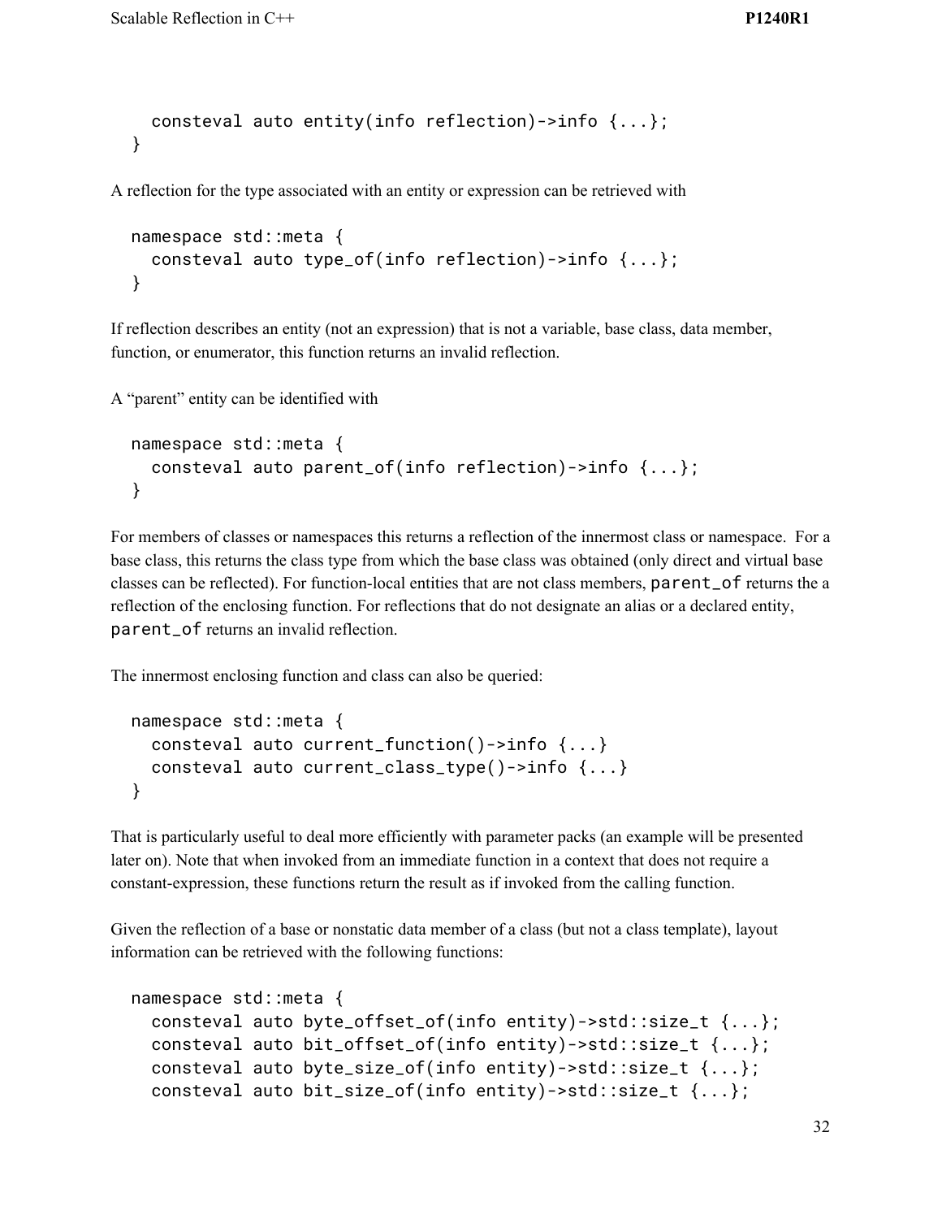```
  consteval auto entity(info reflection)->info {...};
}
```

A reflection for the type associated with an entity or expression can be retrieved with

```
namespace std::meta {
  consteval auto type_of(info reflection)->info {...};
}
```

If reflection describes an entity (not an expression) that is not a variable, base class, data member, function, or enumerator, this function returns an invalid reflection.

A "parent" entity can be identified with

```
namespace std::meta {
  consteval auto parent_of(info reflection)->info {...};
}
```

For members of classes or namespaces this returns a reflection of the innermost class or namespace. For a base class, this returns the class type from which the base class was obtained (only direct and virtual base classes can be reflected). For function-local entities that are not class members, `parent_of` returns the a reflection of the enclosing function. For reflections that do not designate an alias or a declared entity, `parent_of` returns an invalid reflection.

The innermost enclosing function and class can also be queried:

```
namespace std::meta {
  consteval auto current_function()->info {...}
  consteval auto current_class_type()->info {...}
}
```

That is particularly useful to deal more efficiently with parameter packs (an example will be presented later on). Note that when invoked from an immediate function in a context that does not require a constant-expression, these functions return the result as if invoked from the calling function.

Given the reflection of a base or nonstatic data member of a class (but not a class template), layout information can be retrieved with the following functions:

```
namespace std::meta {
  consteval auto byte_offset_of(info entity)->std::size_t {...};
  consteval auto bit_offset_of(info entity)->std::size_t {...};
  consteval auto byte_size_of(info entity)->std::size_t {...};
  consteval auto bit_size_of(info entity)->std::size_t {...};
```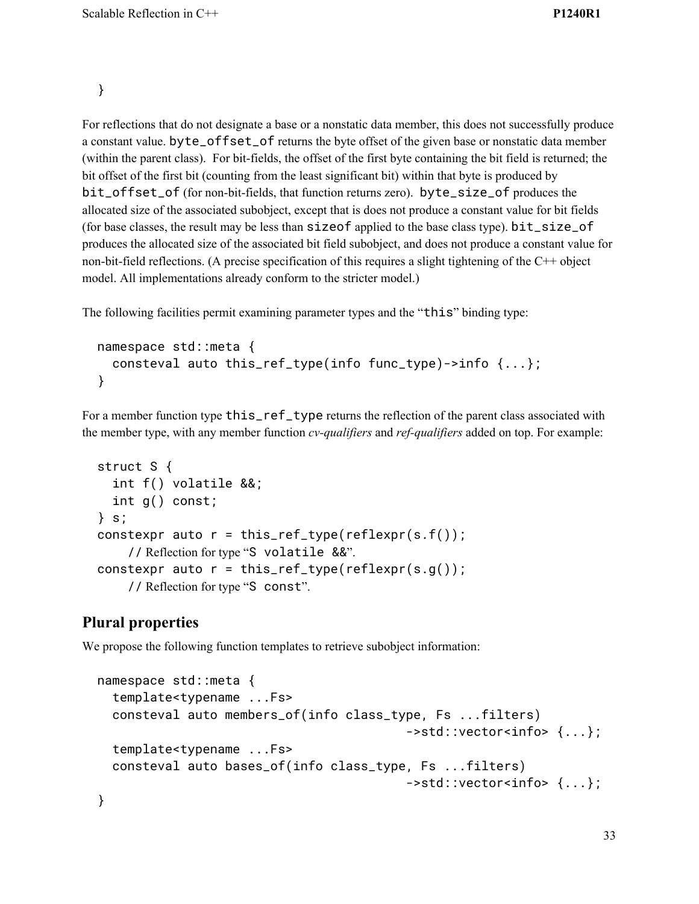```
}
```

For reflections that do not designate a base or a nonstatic data member, this does not successfully produce a constant value. `byte_offset_of` returns the byte offset of the given base or nonstatic data member (within the parent class). For bit-fields, the offset of the first byte containing the bit field is returned; the bit offset of the first bit (counting from the least significant bit) within that byte is produced by `bit_offset_of` (for non-bit-fields, that function returns zero). `byte_size_of` produces the allocated size of the associated subobject, except that is does not produce a constant value for bit fields (for base classes, the result may be less than `sizeof` applied to the base class type). `bit_size_of` produces the allocated size of the associated bit field subobject, and does not produce a constant value for non-bit-field reflections. (A precise specification of this requires a slight tightening of the C++ object model. All implementations already conform to the stricter model.)

The following facilities permit examining parameter types and the "`this`" binding type:

```
namespace std::meta {
  consteval auto this_ref_type(info func_type)->info {...};
}
```

For a member function type `this_ref_type` returns the reflection of the parent class associated with the member type, with any member function *cv-qualifiers* and *ref-qualifiers* added on top. For example:

```
struct S {
  int f() volatile &&;
  int g() const;
} s;
constexpr auto r = this_ref_type(reflexpr(s.f());
    // Reflection for type "S volatile &&".
constexpr auto r = this_ref_type(reflexpr(s.g());
    // Reflection for type "S const".
```

## Plural properties

We propose the following function templates to retrieve subobject information:

```
namespace std::meta {
  template<typename ...Fs>
  consteval auto members_of(info class_type, Fs ...filters)
                                      ->std::vector<info> {...};
  template<typename ...Fs>
  consteval auto bases_of(info class_type, Fs ...filters)
                                      ->std::vector<info> {...};
}
```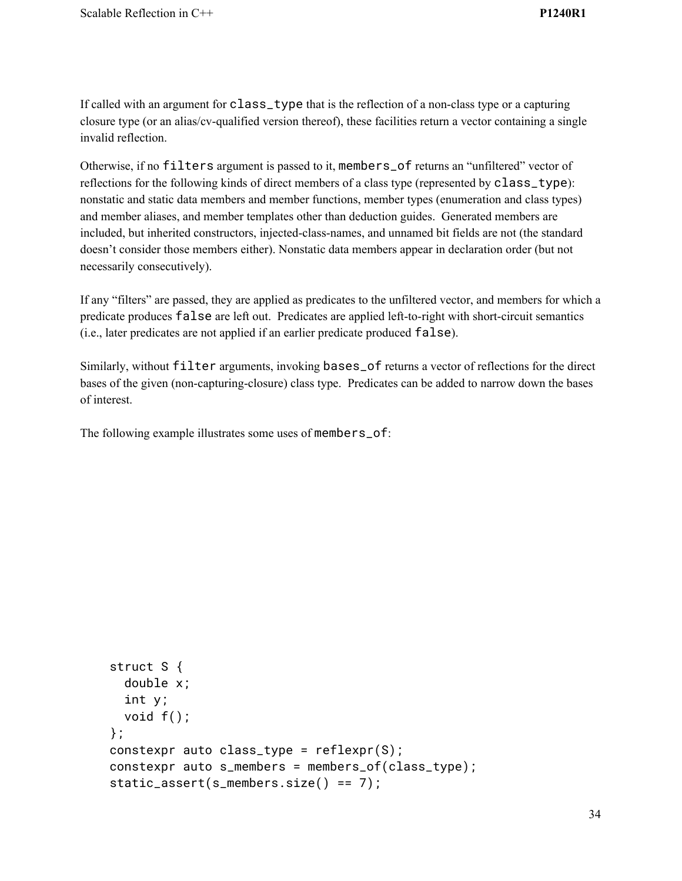If called with an argument for `class_type` that is the reflection of a non-class type or a capturing closure type (or an alias/cv-qualified version thereof), these facilities return a vector containing a single invalid reflection.

Otherwise, if no `filters` argument is passed to it, `members_of` returns an "unfiltered" vector of reflections for the following kinds of direct members of a class type (represented by `class_type`): nonstatic and static data members and member functions, member types (enumeration and class types) and member aliases, and member templates other than deduction guides. Generated members are included, but inherited constructors, injected-class-names, and unnamed bit fields are not (the standard doesn't consider those members either). Nonstatic data members appear in declaration order (but not necessarily consecutively).

If any "filters" are passed, they are applied as predicates to the unfiltered vector, and members for which a predicate produces `false` are left out. Predicates are applied left-to-right with short-circuit semantics (i.e., later predicates are not applied if an earlier predicate produced `false`).

Similarly, without `filter` arguments, invoking `bases_of` returns a vector of reflections for the direct bases of the given (non-capturing-closure) class type. Predicates can be added to narrow down the bases of interest.

The following example illustrates some uses of `members_of`:

```
struct S {
  double x;
  int y;
  void f();
};
constexpr auto class_type = reflexpr(S);
constexpr auto s_members = members_of(class_type);
static_assert(s_members.size() == 7);
```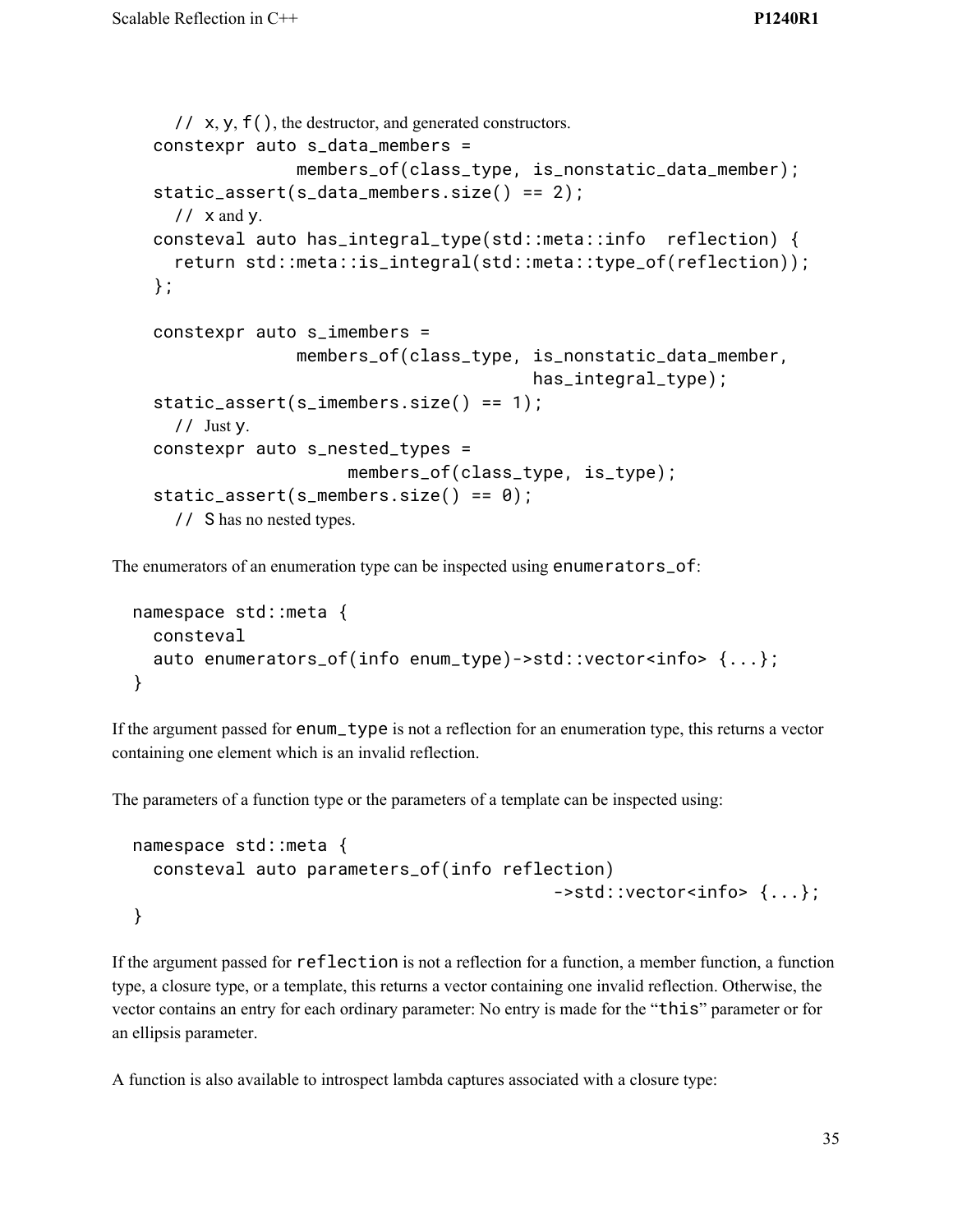```
  // x, y, f(), the destructor, and generated constructors.
constexpr auto s_data_members =
              members_of(class_type, is_nonstatic_data_member);
static_assert(s_data_members.size() == 2);
  // x and y.
consteval auto has_integral_type(std::meta::info  reflection) {
  return std::meta::is_integral(std::meta::type_of(reflection));
};

constexpr auto s_imembers =
              members_of(class_type, is_nonstatic_data_member,
                                     has_integral_type);
static_assert(s_imembers.size() == 1);
  // Just y.
constexpr auto s_nested_types =
                   members_of(class_type, is_type);
static_assert(s_members.size() == 0);
  // S has no nested types.
```

The enumerators of an enumeration type can be inspected using `enumerators_of`:

```
namespace std::meta {
  consteval
  auto enumerators_of(info enum_type)->std::vector<info> {...};
}
```

If the argument passed for `enum_type` is not a reflection for an enumeration type, this returns a vector containing one element which is an invalid reflection.

The parameters of a function type or the parameters of a template can be inspected using:

```
namespace std::meta {
  consteval auto parameters_of(info reflection)
                                         ->std::vector<info> {...};
}
```

If the argument passed for `reflection` is not a reflection for a function, a member function, a function type, a closure type, or a template, this returns a vector containing one invalid reflection. Otherwise, the vector contains an entry for each ordinary parameter: No entry is made for the "`this`" parameter or for an ellipsis parameter.

A function is also available to introspect lambda captures associated with a closure type: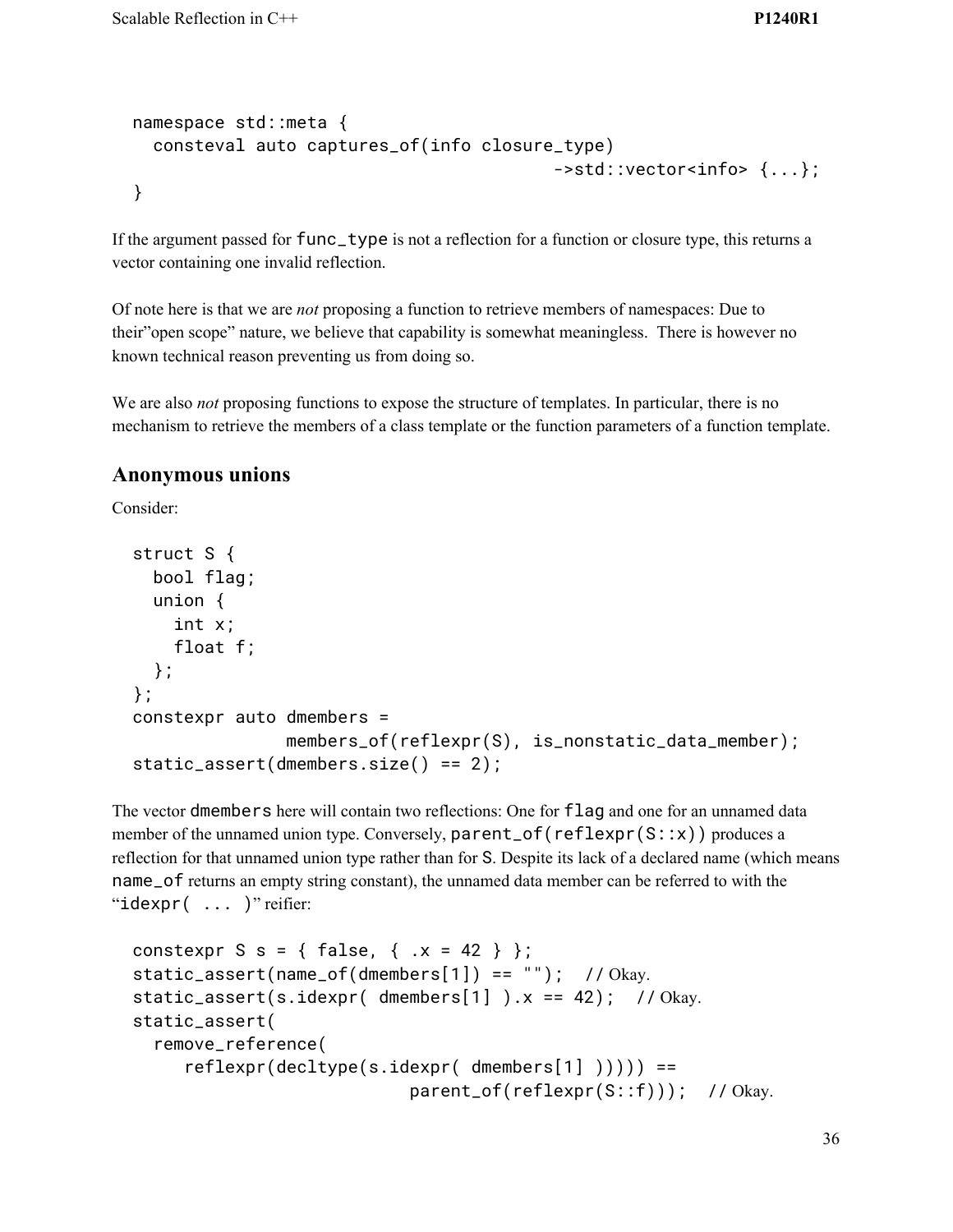```
namespace std::meta {
  consteval auto captures_of(info closure_type)
                                         ->std::vector<info> {...};
}
```

If the argument passed for `func_type` is not a reflection for a function or closure type, this returns a vector containing one invalid reflection.

Of note here is that we are *not* proposing a function to retrieve members of namespaces: Due to their"open scope" nature, we believe that capability is somewhat meaningless. There is however no known technical reason preventing us from doing so.

We are also *not* proposing functions to expose the structure of templates. In particular, there is no mechanism to retrieve the members of a class template or the function parameters of a function template.

## Anonymous unions

Consider:

```
struct S {
  bool flag;
  union {
    int x;
    float f;
  };
};
constexpr auto dmembers =
               members_of(reflexpr(S), is_nonstatic_data_member);
static_assert(dmembers.size() == 2);
```

The vector `dmembers` here will contain two reflections: One for `flag` and one for an unnamed data member of the unnamed union type. Conversely, `parent_of(reflexpr(S::x))` produces a reflection for that unnamed union type rather than for `S`. Despite its lack of a declared name (which means `name_of` returns an empty string constant), the unnamed data member can be referred to with the "`idexpr( ... )`" reifier:

```
constexpr S s = { false, { .x = 42 } };
static_assert(name_of(dmembers[1]) == "");  // Okay.
static_assert(s.idexpr( dmembers[1] ).x == 42);  // Okay.
static_assert(
  remove_reference(
     reflexpr(decltype(s.idexpr( dmembers[1] ))))) ==
                          parent_of(reflexpr(S::f)));  // Okay.
```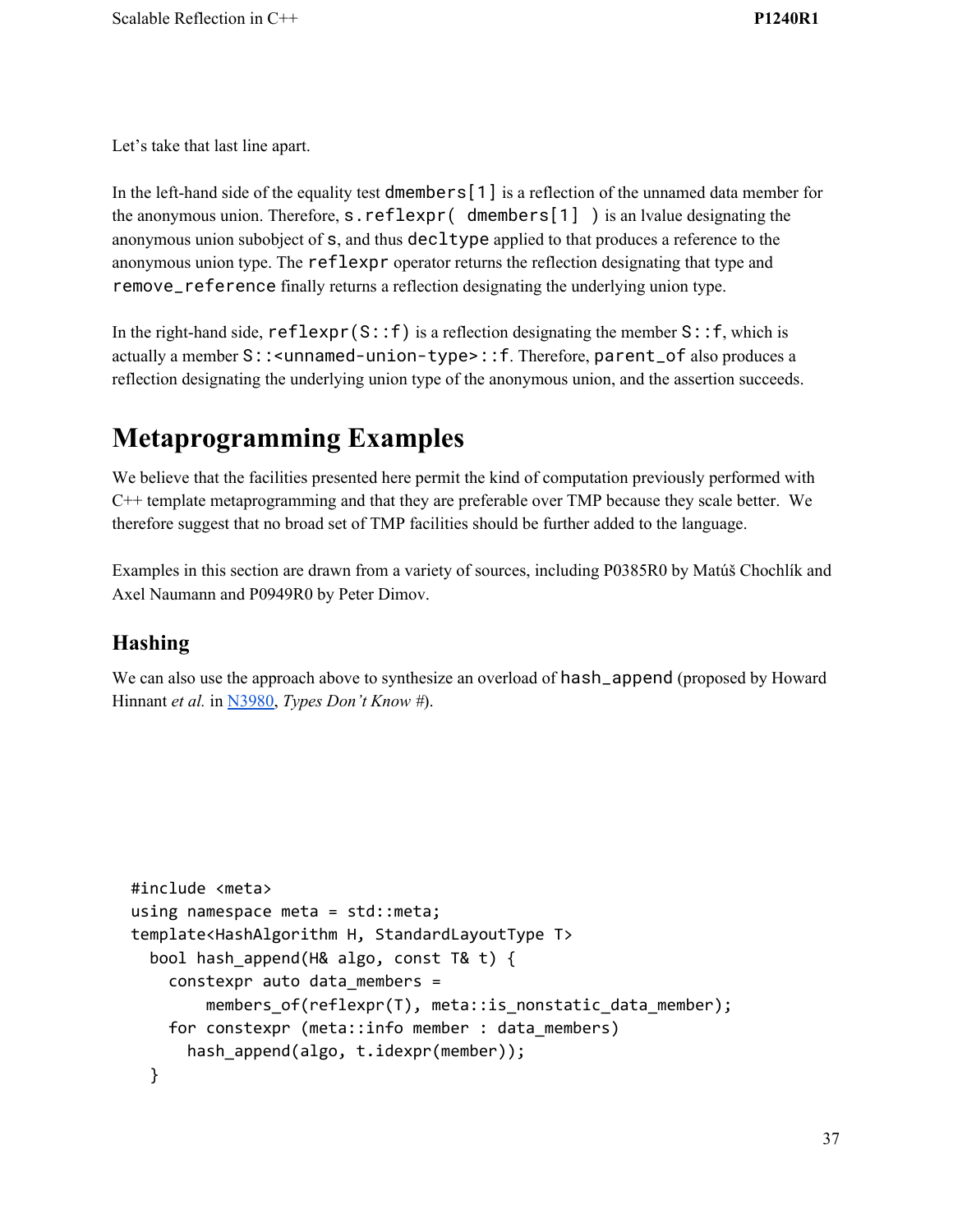Let's take that last line apart.

In the left-hand side of the equality test `dmembers[1]` is a reflection of the unnamed data member for the anonymous union. Therefore, `s.reflexpr( dmembers[1] )` is an lvalue designating the anonymous union subobject of `s`, and thus `decltype` applied to that produces a reference to the anonymous union type. The `reflexpr` operator returns the reflection designating that type and `remove_reference` finally returns a reflection designating the underlying union type.

In the right-hand side, `reflexpr(S::f)` is a reflection designating the member `S::f`, which is actually a member `S::<unnamed-union-type>::f`. Therefore, `parent_of` also produces a reflection designating the underlying union type of the anonymous union, and the assertion succeeds.

# Metaprogramming Examples

We believe that the facilities presented here permit the kind of computation previously performed with C++ template metaprogramming and that they are preferable over TMP because they scale better. We therefore suggest that no broad set of TMP facilities should be further added to the language.

Examples in this section are drawn from a variety of sources, including P0385R0 by Matúš Chochlík and Axel Naumann and P0949R0 by Peter Dimov.

## Hashing

We can also use the approach above to synthesize an overload of `hash_append` (proposed by Howard Hinnant *et al.* in [N3980](), *Types Don't Know #*).

```
#include <meta>
using namespace meta = std::meta;
template<HashAlgorithm H, StandardLayoutType T>
  bool hash_append(H& algo, const T& t) {
    constexpr auto data_members =
        members_of(reflexpr(T), meta::is_nonstatic_data_member);
    for constexpr (meta::info member : data_members)
      hash_append(algo, t.idexpr(member));
  }
```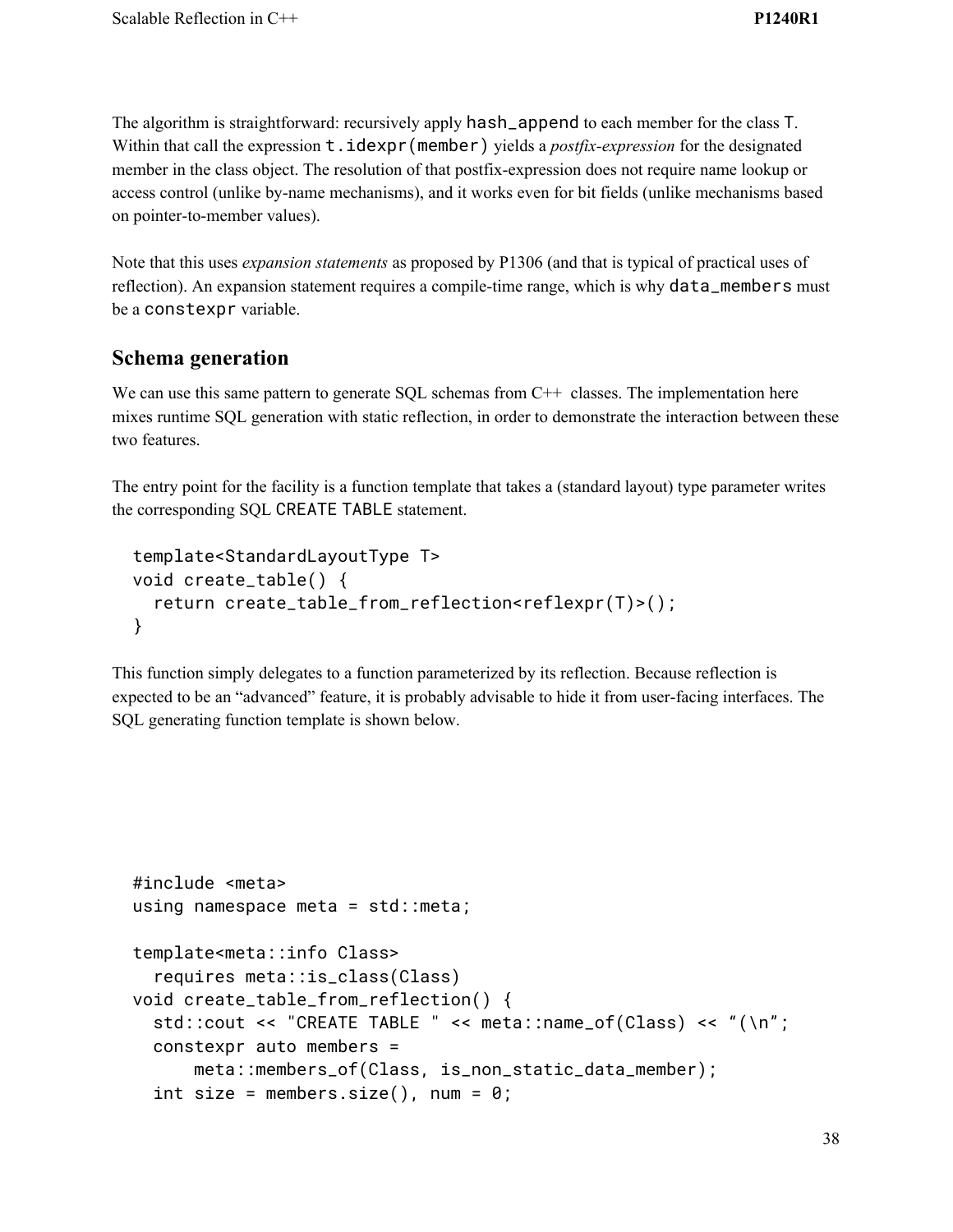The algorithm is straightforward: recursively apply `hash_append` to each member for the class `T`. Within that call the expression `t.idexpr(member)` yields a *postfix-expression* for the designated member in the class object. The resolution of that postfix-expression does not require name lookup or access control (unlike by-name mechanisms), and it works even for bit fields (unlike mechanisms based on pointer-to-member values).

Note that this uses *expansion statements* as proposed by P1306 (and that is typical of practical uses of reflection). An expansion statement requires a compile-time range, which is why `data_members` must be a `constexpr` variable.

## Schema generation

We can use this same pattern to generate SQL schemas from C++ classes. The implementation here mixes runtime SQL generation with static reflection, in order to demonstrate the interaction between these two features.

The entry point for the facility is a function template that takes a (standard layout) type parameter writes the corresponding SQL `CREATE TABLE` statement.

```
template<StandardLayoutType T>
void create_table() {
  return create_table_from_reflection<reflexpr(T)>();
}
```

This function simply delegates to a function parameterized by its reflection. Because reflection is expected to be an "advanced" feature, it is probably advisable to hide it from user-facing interfaces. The SQL generating function template is shown below.

```
#include <meta>
using namespace meta = std::meta;

template<meta::info Class>
  requires meta::is_class(Class)
void create_table_from_reflection() {
  std::cout << "CREATE TABLE " << meta::name_of(Class) << “(\n”;
  constexpr auto members =
      meta::members_of(Class, is_non_static_data_member);
  int size = members.size(), num = 0;
```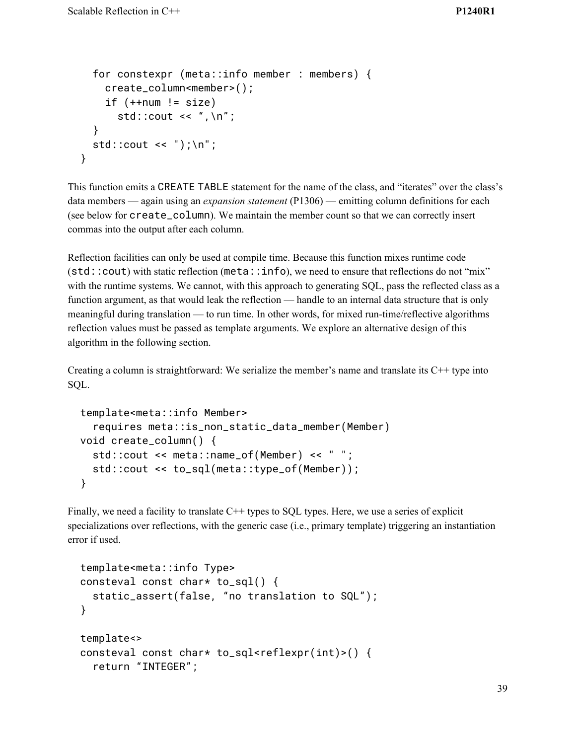```
  for constexpr (meta::info member : members) {
    create_column<member>();
    if (++num != size)
      std::cout << ",\n";
  }
  std::cout << ");\n";
}
```

This function emits a CREATE TABLE statement for the name of the class, and "iterates" over the class's data members — again using an *expansion statement* (P1306) — emitting column definitions for each (see below for create_column). We maintain the member count so that we can correctly insert commas into the output after each column.

Reflection facilities can only be used at compile time. Because this function mixes runtime code (std::cout) with static reflection (meta::info), we need to ensure that reflections do not "mix" with the runtime systems. We cannot, with this approach to generating SQL, pass the reflected class as a function argument, as that would leak the reflection — handle to an internal data structure that is only meaningful during translation — to run time. In other words, for mixed run-time/reflective algorithms reflection values must be passed as template arguments. We explore an alternative design of this algorithm in the following section.

Creating a column is straightforward: We serialize the member's name and translate its C++ type into SQL.

```
template<meta::info Member>
  requires meta::is_non_static_data_member(Member)
void create_column() {
  std::cout << meta::name_of(Member) << " ";
  std::cout << to_sql(meta::type_of(Member));
}
```

Finally, we need a facility to translate C++ types to SQL types. Here, we use a series of explicit specializations over reflections, with the generic case (i.e., primary template) triggering an instantiation error if used.

```
template<meta::info Type>
consteval const char* to_sql() {
  static_assert(false, "no translation to SQL");
}

template<>
consteval const char* to_sql<reflexpr(int)>() {
  return "INTEGER";
```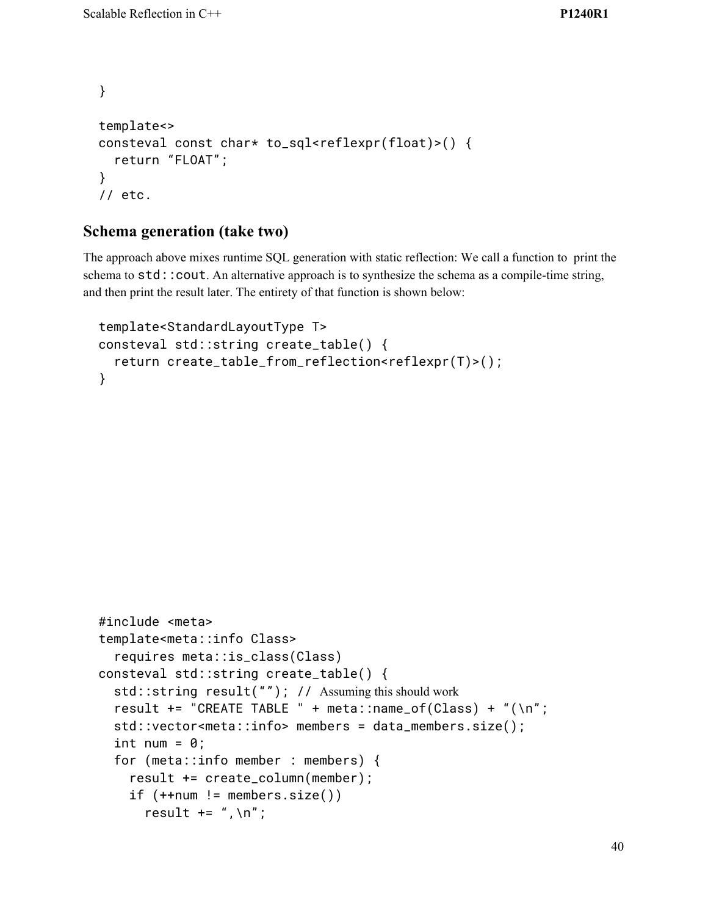```
}

template<>
consteval const char* to_sql<reflexpr(float)>() {
  return "FLOAT";
}
// etc.
```

## Schema generation (take two)

The approach above mixes runtime SQL generation with static reflection: We call a function to print the schema to `std::cout`. An alternative approach is to synthesize the schema as a compile-time string, and then print the result later. The entirety of that function is shown below:

```
template<StandardLayoutType T>
consteval std::string create_table() {
  return create_table_from_reflection<reflexpr(T)>();
}
```

```
#include <meta>
template<meta::info Class>
  requires meta::is_class(Class)
consteval std::string create_table() {
  std::string result(""); // Assuming this should work
  result += "CREATE TABLE " + meta::name_of(Class) + "(\n";
  std::vector<meta::info> members = data_members.size();
  int num = 0;
  for (meta::info member : members) {
    result += create_column(member);
    if (++num != members.size())
      result += ",\n";
```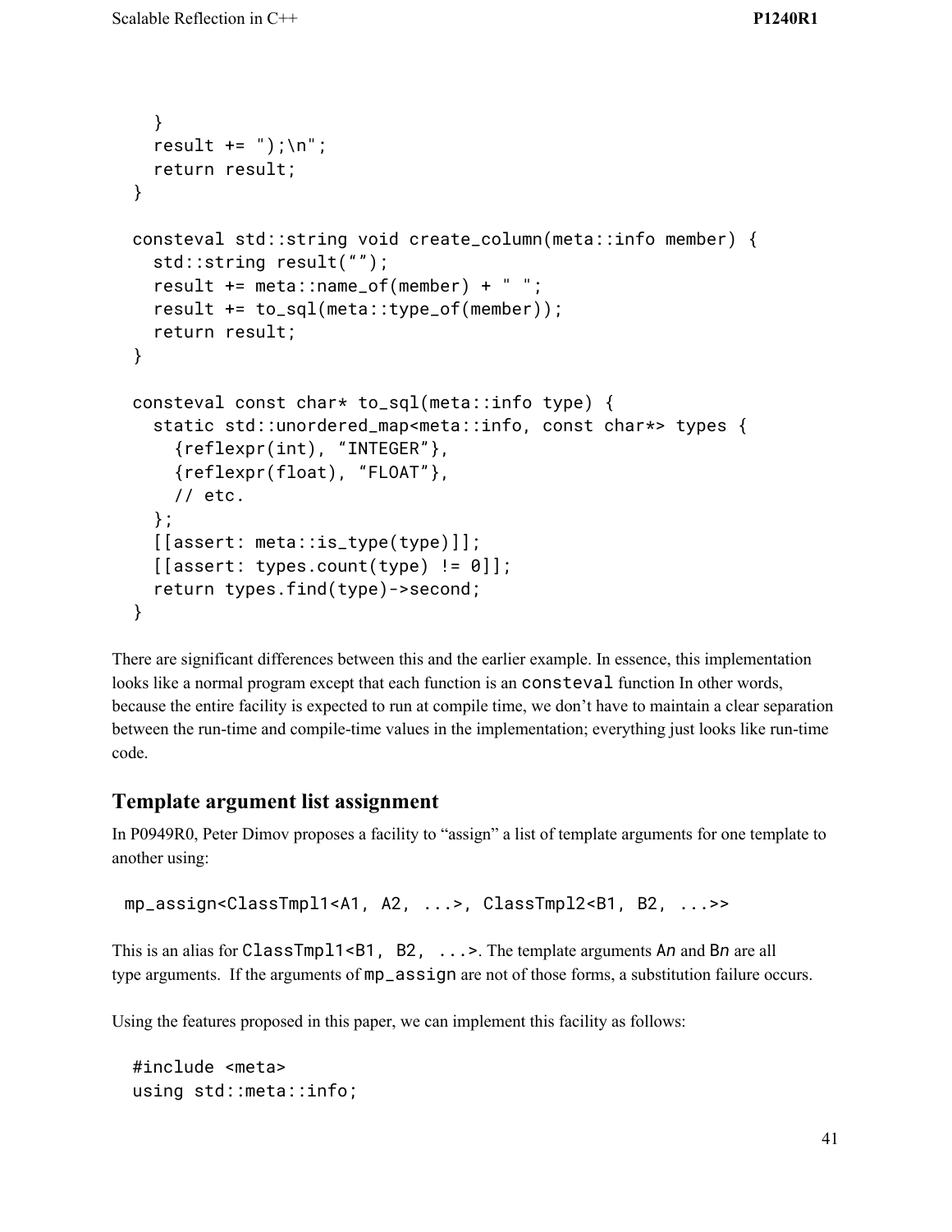```
  }
  result += ");\n";
  return result;
}

consteval std::string void create_column(meta::info member) {
  std::string result(“”);
  result += meta::name_of(member) + " ";
  result += to_sql(meta::type_of(member));
  return result;
}

consteval const char* to_sql(meta::info type) {
  static std::unordered_map<meta::info, const char*> types {
    {reflexpr(int), “INTEGER”},
    {reflexpr(float), “FLOAT”},
    // etc.
  };
  [[assert: meta::is_type(type)]];
  [[assert: types.count(type) != 0]];
  return types.find(type)->second;
}
```

There are significant differences between this and the earlier example. In essence, this implementation looks like a normal program except that each function is an `consteval` function In other words, because the entire facility is expected to run at compile time, we don't have to maintain a clear separation between the run-time and compile-time values in the implementation; everything just looks like run-time code.

## Template argument list assignment

In P0949R0, Peter Dimov proposes a facility to "assign" a list of template arguments for one template to another using:

```
mp_assign<ClassTmpl1<A1, A2, ...>, ClassTmpl2<B1, B2, ...>>
```

This is an alias for `ClassTmpl1<B1, B2, ...>`. The template arguments A*n* and B*n* are all type arguments. If the arguments of `mp_assign` are not of those forms, a substitution failure occurs.

Using the features proposed in this paper, we can implement this facility as follows:

```
#include <meta>
using std::meta::info;
```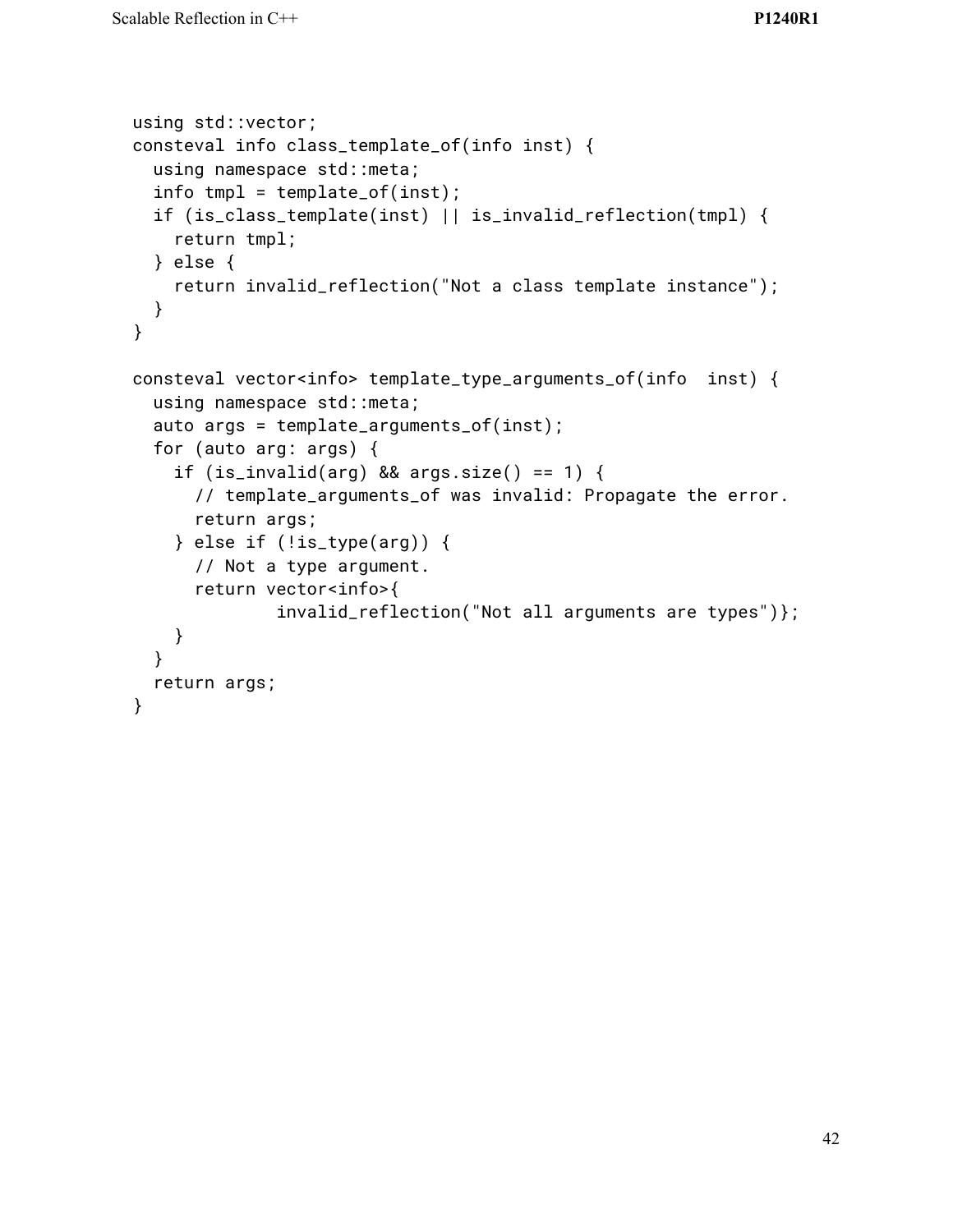```
using std::vector;
consteval info class_template_of(info inst) {
  using namespace std::meta;
  info tmpl = template_of(inst);
  if (is_class_template(inst) || is_invalid_reflection(tmpl) {
    return tmpl;
  } else {
    return invalid_reflection("Not a class template instance");
  }
}

consteval vector<info> template_type_arguments_of(info  inst) {
  using namespace std::meta;
  auto args = template_arguments_of(inst);
  for (auto arg: args) {
    if (is_invalid(arg) && args.size() == 1) {
      // template_arguments_of was invalid: Propagate the error.
      return args;
    } else if (!is_type(arg)) {
      // Not a type argument.
      return vector<info>{
              invalid_reflection("Not all arguments are types")};
    }
  }
  return args;
}
```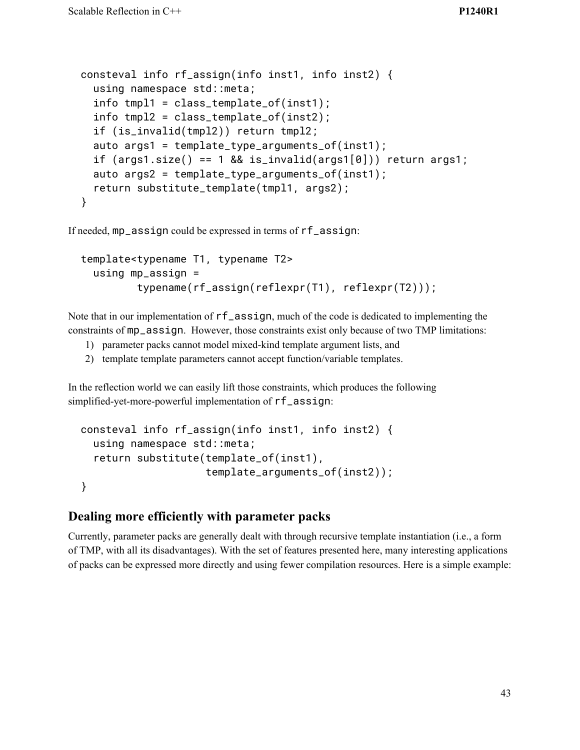```
consteval info rf_assign(info inst1, info inst2) {
  using namespace std::meta;
  info tmpl1 = class_template_of(inst1);
  info tmpl2 = class_template_of(inst2);
  if (is_invalid(tmpl2)) return tmpl2;
  auto args1 = template_type_arguments_of(inst1);
  if (args1.size() == 1 && is_invalid(args1[0])) return args1;
  auto args2 = template_type_arguments_of(inst1);
  return substitute_template(tmpl1, args2);
}
```

If needed, `mp_assign` could be expressed in terms of `rf_assign`:

```
template<typename T1, typename T2>
  using mp_assign =
        typename(rf_assign(reflexpr(T1), reflexpr(T2)));
```

Note that in our implementation of `rf_assign`, much of the code is dedicated to implementing the constraints of `mp_assign`. However, those constraints exist only because of two TMP limitations:

1) parameter packs cannot model mixed-kind template argument lists, and
2) template template parameters cannot accept function/variable templates.

In the reflection world we can easily lift those constraints, which produces the following simplified-yet-more-powerful implementation of `rf_assign`:

```
consteval info rf_assign(info inst1, info inst2) {
  using namespace std::meta;
  return substitute(template_of(inst1),
                    template_arguments_of(inst2));
}
```

## Dealing more efficiently with parameter packs

Currently, parameter packs are generally dealt with through recursive template instantiation (i.e., a form of TMP, with all its disadvantages). With the set of features presented here, many interesting applications of packs can be expressed more directly and using fewer compilation resources. Here is a simple example: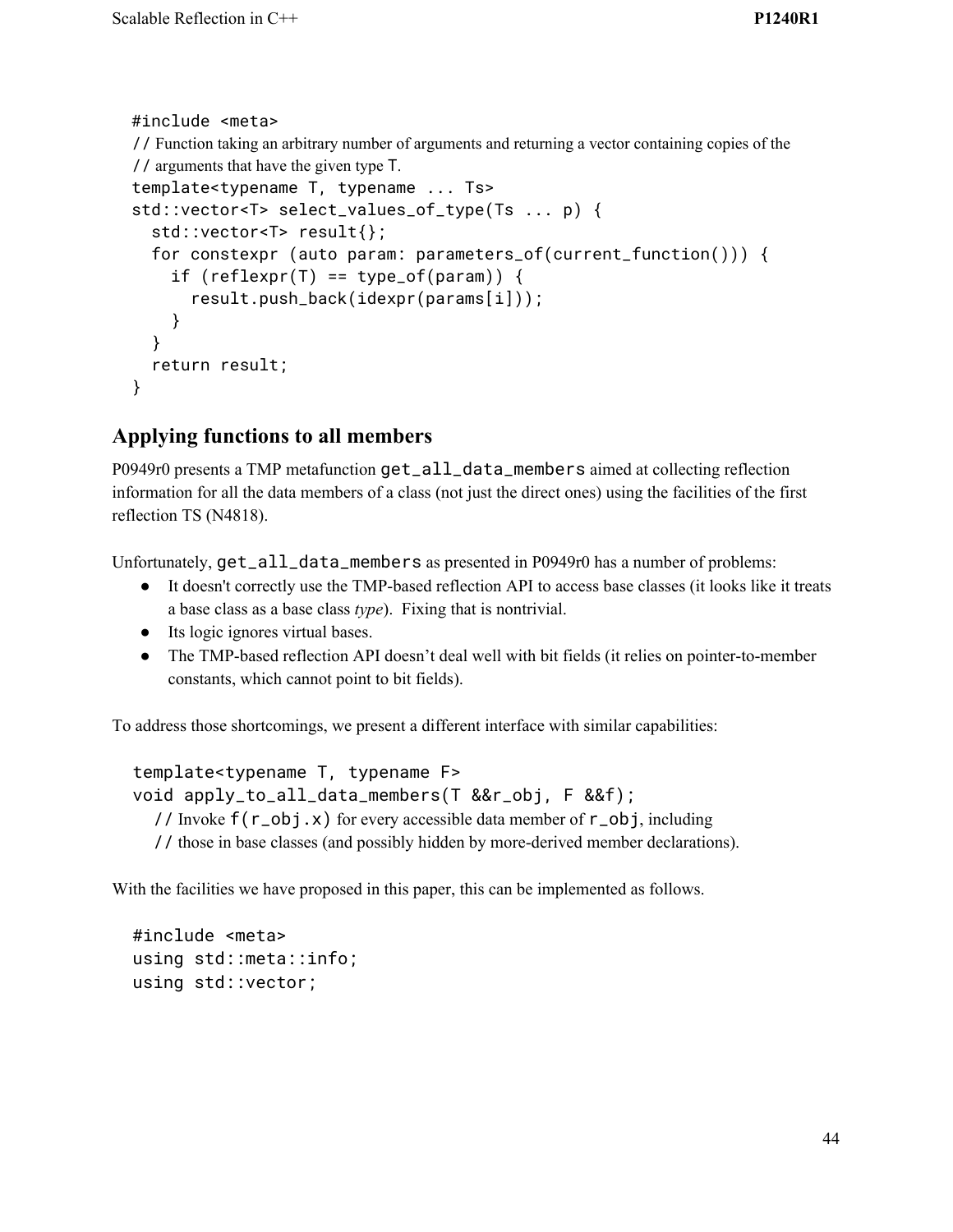```
#include <meta>
// Function taking an arbitrary number of arguments and returning a vector containing copies of the
// arguments that have the given type T.
template<typename T, typename ... Ts>
std::vector<T> select_values_of_type(Ts ... p) {
  std::vector<T> result{};
  for constexpr (auto param: parameters_of(current_function())) {
    if (reflexpr(T) == type_of(param)) {
      result.push_back(idexpr(params[i]));
    }
  }
  return result;
}
```

## Applying functions to all members

P0949r0 presents a TMP metafunction `get_all_data_members` aimed at collecting reflection information for all the data members of a class (not just the direct ones) using the facilities of the first reflection TS (N4818).

Unfortunately, `get_all_data_members` as presented in P0949r0 has a number of problems:

- It doesn't correctly use the TMP-based reflection API to access base classes (it looks like it treats a base class as a base class *type*). Fixing that is nontrivial.
- Its logic ignores virtual bases.
- The TMP-based reflection API doesn't deal well with bit fields (it relies on pointer-to-member constants, which cannot point to bit fields).

To address those shortcomings, we present a different interface with similar capabilities:

```
template<typename T, typename F>
void apply_to_all_data_members(T &&r_obj, F &&f);
  // Invoke f(r_obj.x) for every accessible data member of r_obj, including
  // those in base classes (and possibly hidden by more-derived member declarations).
```

With the facilities we have proposed in this paper, this can be implemented as follows.

```
#include <meta>
using std::meta::info;
using std::vector;
```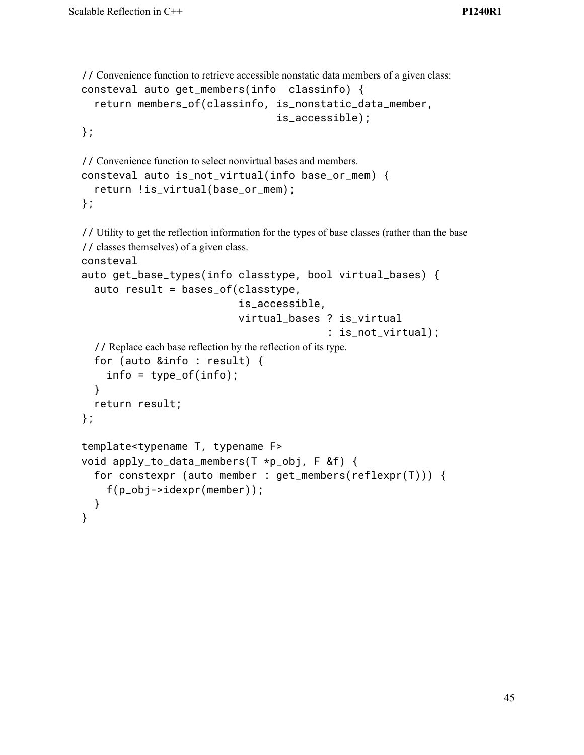```
// Convenience function to retrieve accessible nonstatic data members of a given class:
consteval auto get_members(info  classinfo) {
  return members_of(classinfo, is_nonstatic_data_member,
                               is_accessible);
};

// Convenience function to select nonvirtual bases and members.
consteval auto is_not_virtual(info base_or_mem) {
  return !is_virtual(base_or_mem);
};

// Utility to get the reflection information for the types of base classes (rather than the base
// classes themselves) of a given class.
consteval
auto get_base_types(info classtype, bool virtual_bases) {
  auto result = bases_of(classtype,
                         is_accessible,
                         virtual_bases ? is_virtual
                                       : is_not_virtual);
  // Replace each base reflection by the reflection of its type.
  for (auto &info : result) {
    info = type_of(info);
  }
  return result;
};

template<typename T, typename F>
void apply_to_data_members(T *p_obj, F &f) {
  for constexpr (auto member : get_members(reflexpr(T))) {
    f(p_obj->idexpr(member));
  }
}
```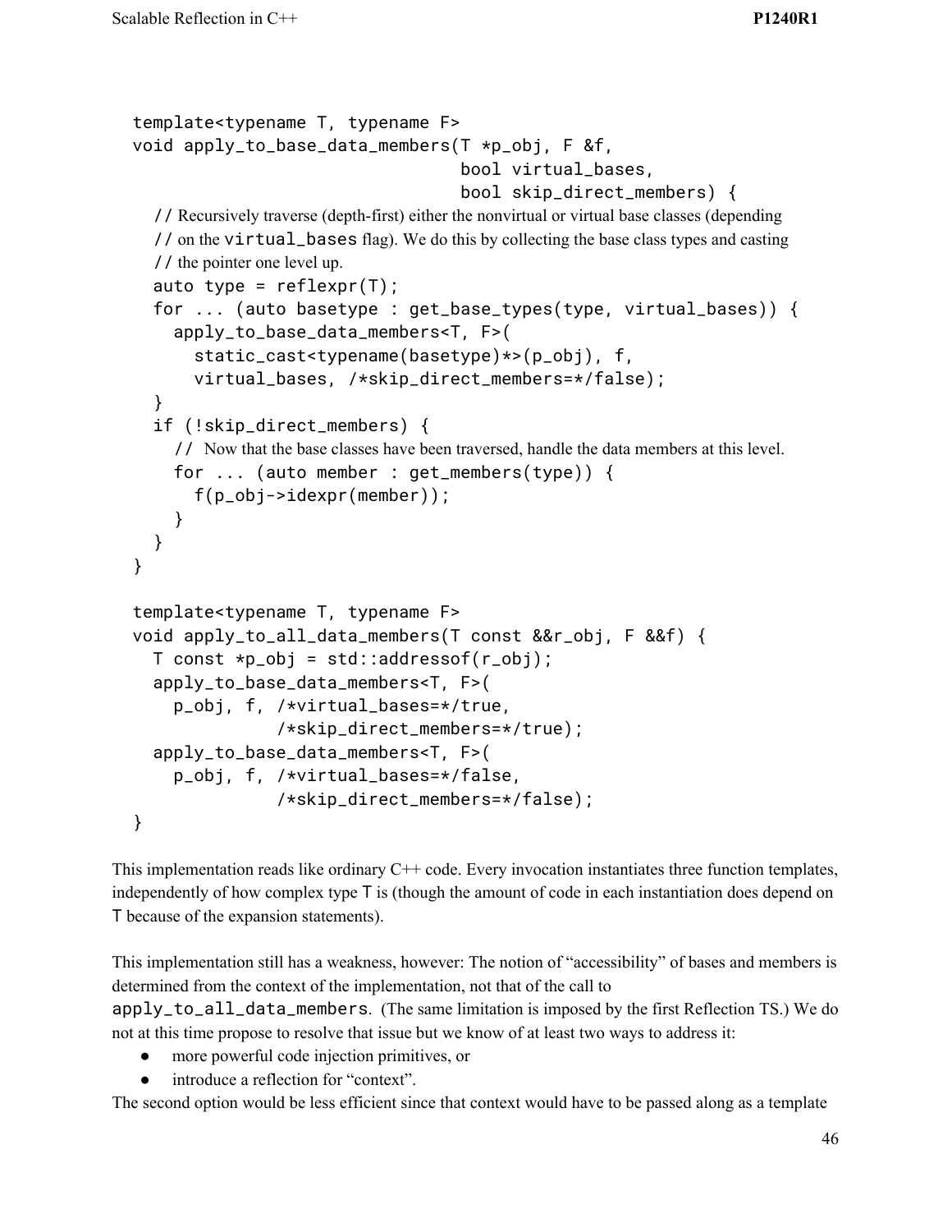```
template<typename T, typename F>
void apply_to_base_data_members(T *p_obj, F &f,
                                bool virtual_bases,
                                bool skip_direct_members) {
  // Recursively traverse (depth-first) either the nonvirtual or virtual base classes (depending
  // on the virtual_bases flag). We do this by collecting the base class types and casting
  // the pointer one level up.
  auto type = reflexpr(T);
  for ... (auto basetype : get_base_types(type, virtual_bases)) {
    apply_to_base_data_members<T, F>(
      static_cast<typename(basetype)*>(p_obj), f,
      virtual_bases, /*skip_direct_members=*/false);
  }
  if (!skip_direct_members) {
    // Now that the base classes have been traversed, handle the data members at this level.
    for ... (auto member : get_members(type)) {
      f(p_obj->idexpr(member));
    }
  }
}

template<typename T, typename F>
void apply_to_all_data_members(T const &&r_obj, F &&f) {
  T const *p_obj = std::addressof(r_obj);
  apply_to_base_data_members<T, F>(
    p_obj, f, /*virtual_bases=*/true,
              /*skip_direct_members=*/true);
  apply_to_base_data_members<T, F>(
    p_obj, f, /*virtual_bases=*/false,
              /*skip_direct_members=*/false);
}
```

This implementation reads like ordinary C++ code. Every invocation instantiates three function templates, independently of how complex type T is (though the amount of code in each instantiation does depend on T because of the expansion statements).

This implementation still has a weakness, however: The notion of "accessibility" of bases and members is determined from the context of the implementation, not that of the call to `apply_to_all_data_members`. (The same limitation is imposed by the first Reflection TS.) We do not at this time propose to resolve that issue but we know of at least two ways to address it:

- more powerful code injection primitives, or
- introduce a reflection for "context".

The second option would be less efficient since that context would have to be passed along as a template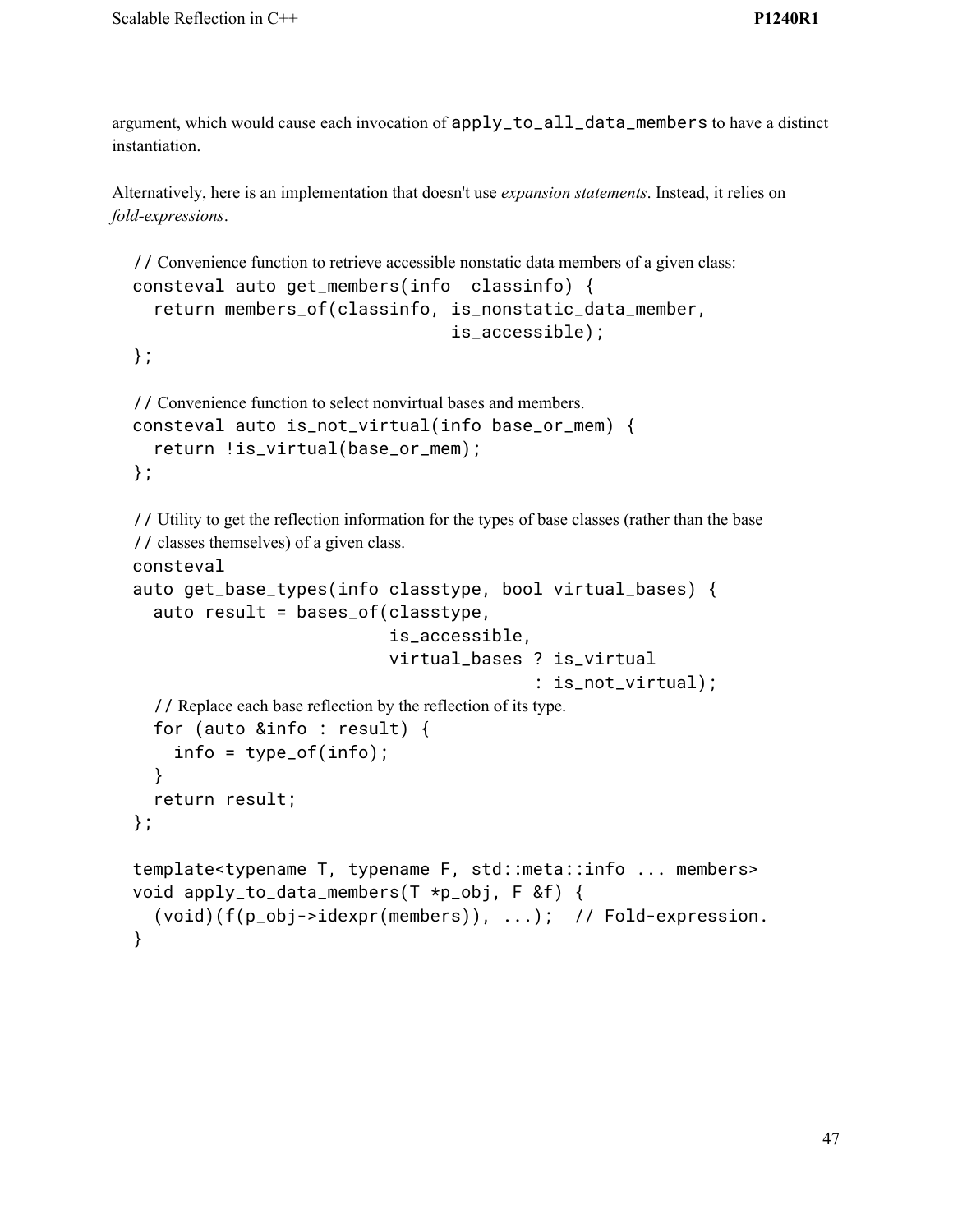argument, which would cause each invocation of `apply_to_all_data_members` to have a distinct instantiation.

Alternatively, here is an implementation that doesn't use *expansion statements*. Instead, it relies on *fold-expressions*.

```
// Convenience function to retrieve accessible nonstatic data members of a given class:
consteval auto get_members(info  classinfo) {
  return members_of(classinfo, is_nonstatic_data_member,
                               is_accessible);
};

// Convenience function to select nonvirtual bases and members.
consteval auto is_not_virtual(info base_or_mem) {
  return !is_virtual(base_or_mem);
};

// Utility to get the reflection information for the types of base classes (rather than the base
// classes themselves) of a given class.
consteval
auto get_base_types(info classtype, bool virtual_bases) {
  auto result = bases_of(classtype,
                         is_accessible,
                         virtual_bases ? is_virtual
                                       : is_not_virtual);
  // Replace each base reflection by the reflection of its type.
  for (auto &info : result) {
    info = type_of(info);
  }
  return result;
};

template<typename T, typename F, std::meta::info ... members>
void apply_to_data_members(T *p_obj, F &f) {
  (void)(f(p_obj->idexpr(members)), ...);  // Fold-expression.
}
```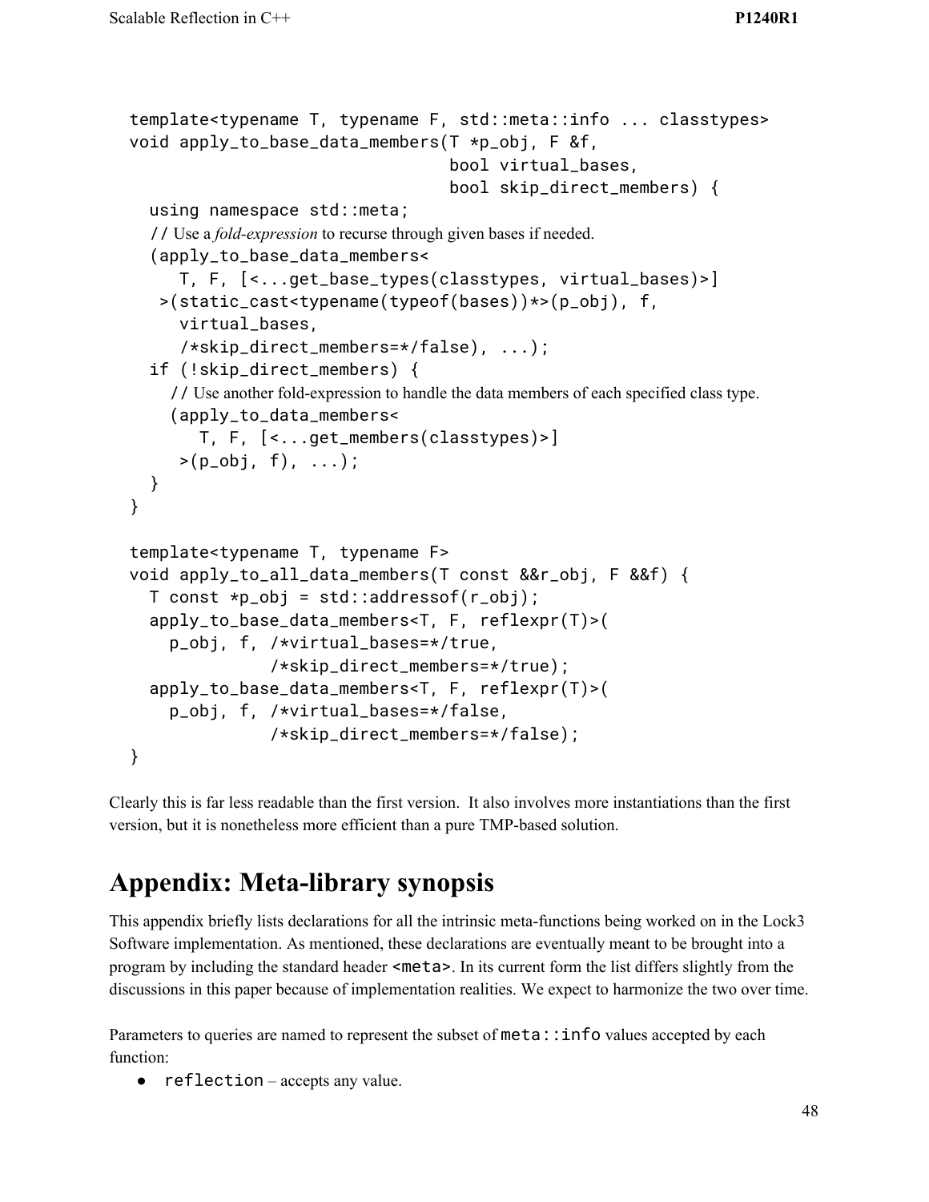```
template<typename T, typename F, std::meta::info ... classtypes>
void apply_to_base_data_members(T *p_obj, F &f,
                                bool virtual_bases,
                                bool skip_direct_members) {
  using namespace std::meta;
  // Use a fold-expression to recurse through given bases if needed.
  (apply_to_base_data_members<
     T, F, [<...get_base_types(classtypes, virtual_bases)>]
   >(static_cast<typename(typeof(bases))*>(p_obj), f,
     virtual_bases,
     /*skip_direct_members=*/false), ...);
  if (!skip_direct_members) {
    // Use another fold-expression to handle the data members of each specified class type.
    (apply_to_data_members<
       T, F, [<...get_members(classtypes)>]
     >(p_obj, f), ...);
  }
}

template<typename T, typename F>
void apply_to_all_data_members(T const &&r_obj, F &&f) {
  T const *p_obj = std::addressof(r_obj);
  apply_to_base_data_members<T, F, reflexpr(T)>(
    p_obj, f, /*virtual_bases=*/true,
              /*skip_direct_members=*/true);
  apply_to_base_data_members<T, F, reflexpr(T)>(
    p_obj, f, /*virtual_bases=*/false,
              /*skip_direct_members=*/false);
}
```

Clearly this is far less readable than the first version. It also involves more instantiations than the first version, but it is nonetheless more efficient than a pure TMP-based solution.

# Appendix: Meta-library synopsis

This appendix briefly lists declarations for all the intrinsic meta-functions being worked on in the Lock3 Software implementation. As mentioned, these declarations are eventually meant to be brought into a program by including the standard header `<meta>`. In its current form the list differs slightly from the discussions in this paper because of implementation realities. We expect to harmonize the two over time.

Parameters to queries are named to represent the subset of `meta::info` values accepted by each function:

- `reflection` – accepts any value.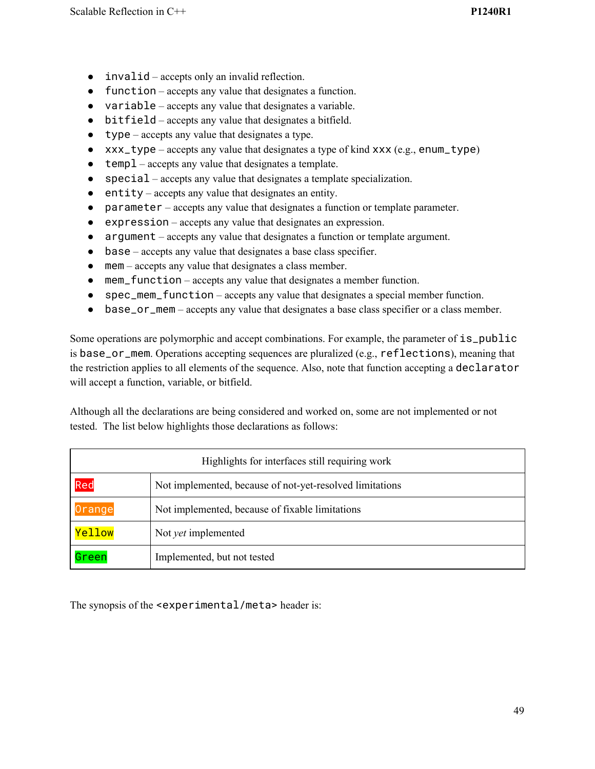- `invalid` – accepts only an invalid reflection.
- `function` – accepts any value that designates a function.
- `variable` – accepts any value that designates a variable.
- `bitfield` – accepts any value that designates a bitfield.
- `type` – accepts any value that designates a type.
- `xxx_type` – accepts any value that designates a type of kind `xxx` (e.g., `enum_type`)
- `templ` – accepts any value that designates a template.
- `special` – accepts any value that designates a template specialization.
- `entity` – accepts any value that designates an entity.
- `parameter` – accepts any value that designates a function or template parameter.
- `expression` – accepts any value that designates an expression.
- `argument` – accepts any value that designates a function or template argument.
- `base` – accepts any value that designates a base class specifier.
- `mem` – accepts any value that designates a class member.
- `mem_function` – accepts any value that designates a member function.
- `spec_mem_function` – accepts any value that designates a special member function.
- `base_or_mem` – accepts any value that designates a base class specifier or a class member.

Some operations are polymorphic and accept combinations. For example, the parameter of `is_public` is `base_or_mem`. Operations accepting sequences are pluralized (e.g., `reflections`), meaning that the restriction applies to all elements of the sequence. Also, note that function accepting a `declarator` will accept a function, variable, or bitfield.

Although all the declarations are being considered and worked on, some are not implemented or not tested. The list below highlights those declarations as follows:

| Highlights for interfaces still requiring work | |
|---|---|
| `Red` | Not implemented, because of not-yet-resolved limitations |
| `Orange` | Not implemented, because of fixable limitations |
| `Yellow` | Not *yet* implemented |
| `Green` | Implemented, but not tested |

The synopsis of the `<experimental/meta>` header is: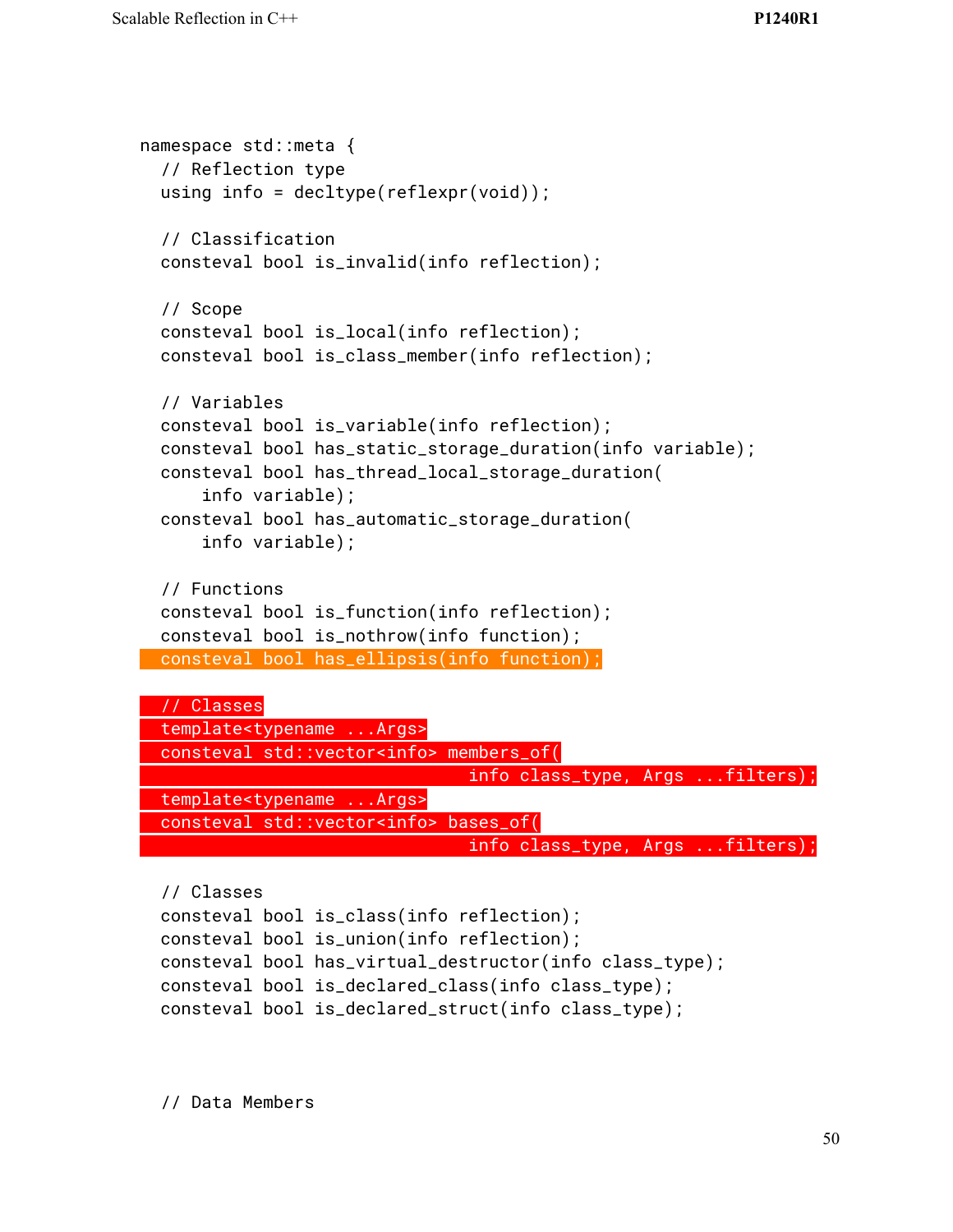```
namespace std::meta {
  // Reflection type
  using info = decltype(reflexpr(void));

  // Classification
  consteval bool is_invalid(info reflection);

  // Scope
  consteval bool is_local(info reflection);
  consteval bool is_class_member(info reflection);

  // Variables
  consteval bool is_variable(info reflection);
  consteval bool has_static_storage_duration(info variable);
  consteval bool has_thread_local_storage_duration(
      info variable);
  consteval bool has_automatic_storage_duration(
      info variable);

  // Functions
  consteval bool is_function(info reflection);
  consteval bool is_nothrow(info function);
  consteval bool has_ellipsis(info function);

  // Classes
  template<typename ...Args>
  consteval std::vector<info> members_of(
                                       info class_type, Args ...filters);
  template<typename ...Args>
  consteval std::vector<info> bases_of(
                                       info class_type, Args ...filters);

  // Classes
  consteval bool is_class(info reflection);
  consteval bool is_union(info reflection);
  consteval bool has_virtual_destructor(info class_type);
  consteval bool is_declared_class(info class_type);
  consteval bool is_declared_struct(info class_type);



  // Data Members
```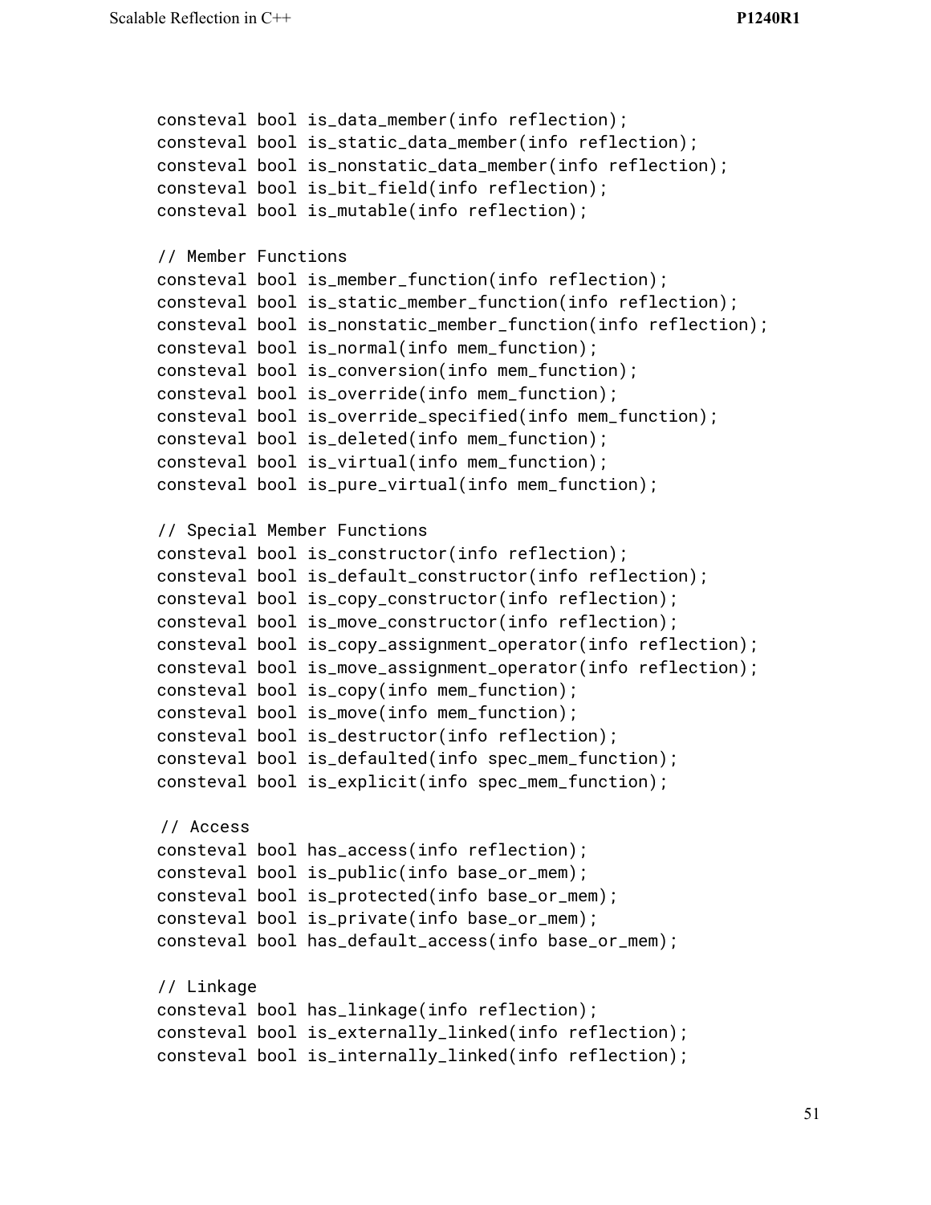```
consteval bool is_data_member(info reflection);
consteval bool is_static_data_member(info reflection);
consteval bool is_nonstatic_data_member(info reflection);
consteval bool is_bit_field(info reflection);
consteval bool is_mutable(info reflection);

// Member Functions
consteval bool is_member_function(info reflection);
consteval bool is_static_member_function(info reflection);
consteval bool is_nonstatic_member_function(info reflection);
consteval bool is_normal(info mem_function);
consteval bool is_conversion(info mem_function);
consteval bool is_override(info mem_function);
consteval bool is_override_specified(info mem_function);
consteval bool is_deleted(info mem_function);
consteval bool is_virtual(info mem_function);
consteval bool is_pure_virtual(info mem_function);

// Special Member Functions
consteval bool is_constructor(info reflection);
consteval bool is_default_constructor(info reflection);
consteval bool is_copy_constructor(info reflection);
consteval bool is_move_constructor(info reflection);
consteval bool is_copy_assignment_operator(info reflection);
consteval bool is_move_assignment_operator(info reflection);
consteval bool is_copy(info mem_function);
consteval bool is_move(info mem_function);
consteval bool is_destructor(info reflection);
consteval bool is_defaulted(info spec_mem_function);
consteval bool is_explicit(info spec_mem_function);

// Access
consteval bool has_access(info reflection);
consteval bool is_public(info base_or_mem);
consteval bool is_protected(info base_or_mem);
consteval bool is_private(info base_or_mem);
consteval bool has_default_access(info base_or_mem);

// Linkage
consteval bool has_linkage(info reflection);
consteval bool is_externally_linked(info reflection);
consteval bool is_internally_linked(info reflection);
```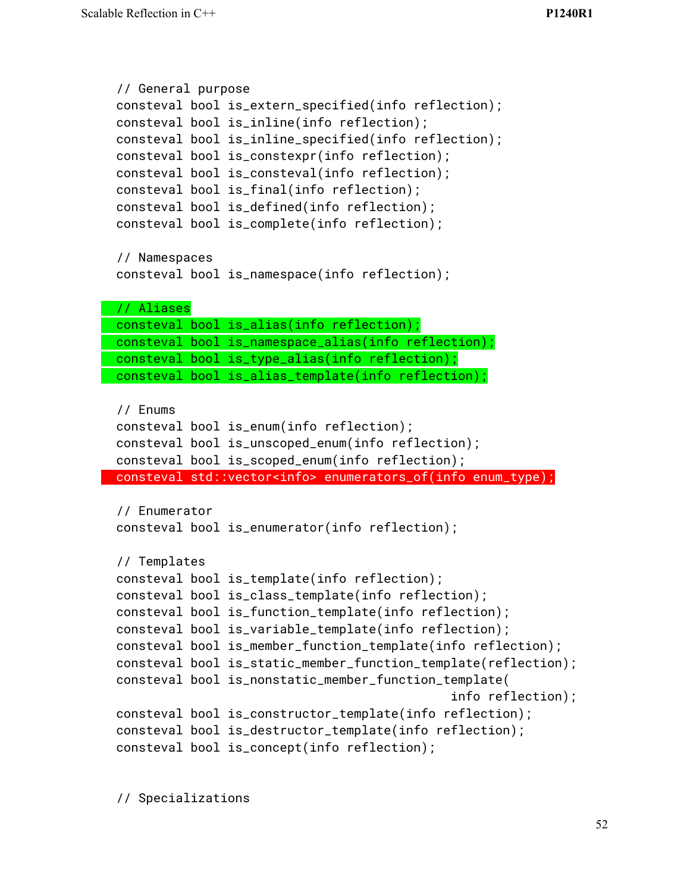```
// General purpose
consteval bool is_extern_specified(info reflection);
consteval bool is_inline(info reflection);
consteval bool is_inline_specified(info reflection);
consteval bool is_constexpr(info reflection);
consteval bool is_consteval(info reflection);
consteval bool is_final(info reflection);
consteval bool is_defined(info reflection);
consteval bool is_complete(info reflection);

// Namespaces
consteval bool is_namespace(info reflection);

// Aliases
consteval bool is_alias(info reflection);
consteval bool is_namespace_alias(info reflection);
consteval bool is_type_alias(info reflection);
consteval bool is_alias_template(info reflection);

// Enums
consteval bool is_enum(info reflection);
consteval bool is_unscoped_enum(info reflection);
consteval bool is_scoped_enum(info reflection);
consteval std::vector<info> enumerators_of(info enum_type);

// Enumerator
consteval bool is_enumerator(info reflection);

// Templates
consteval bool is_template(info reflection);
consteval bool is_class_template(info reflection);
consteval bool is_function_template(info reflection);
consteval bool is_variable_template(info reflection);
consteval bool is_member_function_template(info reflection);
consteval bool is_static_member_function_template(reflection);
consteval bool is_nonstatic_member_function_template(
                                             info reflection);
consteval bool is_constructor_template(info reflection);
consteval bool is_destructor_template(info reflection);
consteval bool is_concept(info reflection);


// Specializations
```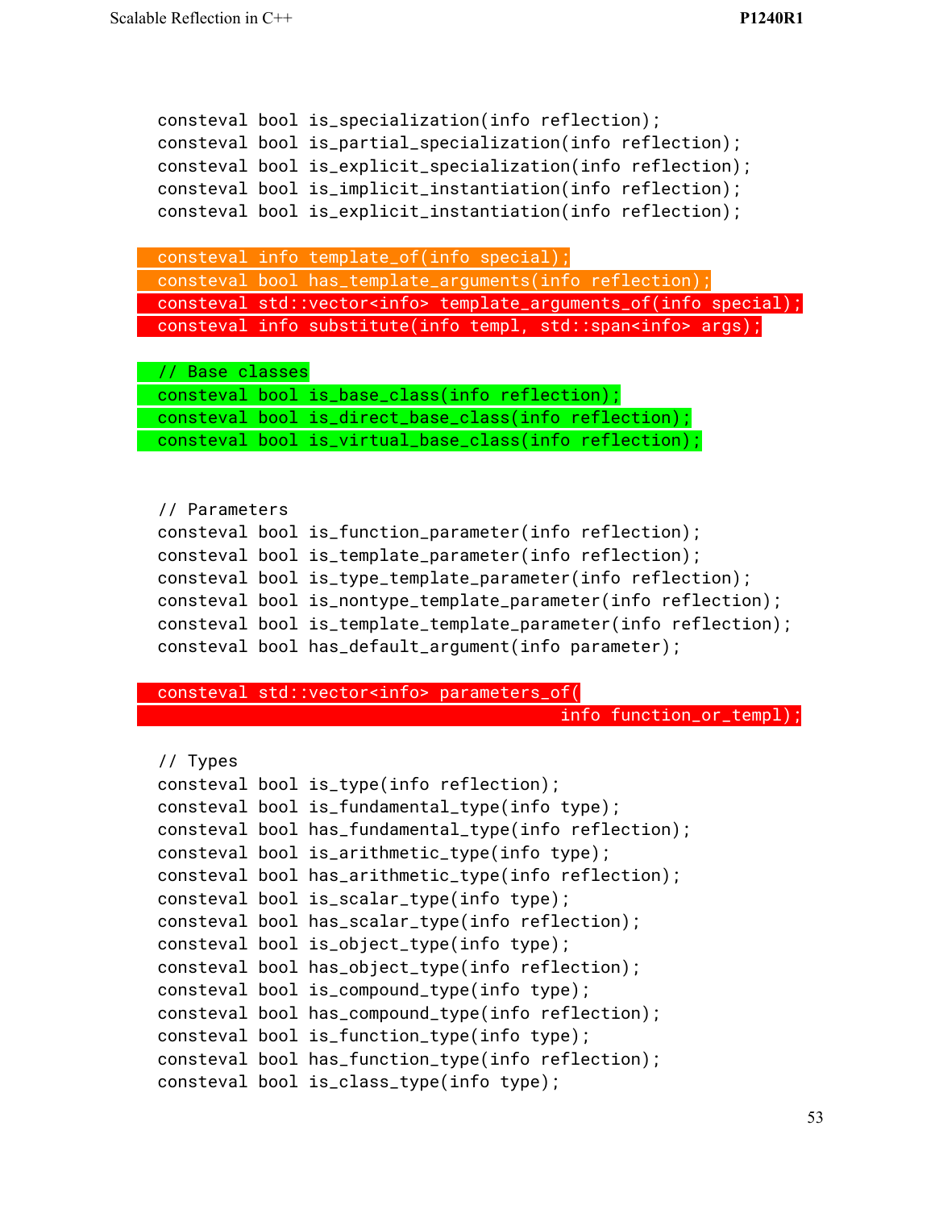```
consteval bool is_specialization(info reflection);
consteval bool is_partial_specialization(info reflection);
consteval bool is_explicit_specialization(info reflection);
consteval bool is_implicit_instantiation(info reflection);
consteval bool is_explicit_instantiation(info reflection);

consteval info template_of(info special);
consteval bool has_template_arguments(info reflection);
consteval std::vector<info> template_arguments_of(info special);
consteval info substitute(info templ, std::span<info> args);

// Base classes
consteval bool is_base_class(info reflection);
consteval bool is_direct_base_class(info reflection);
consteval bool is_virtual_base_class(info reflection);


// Parameters
consteval bool is_function_parameter(info reflection);
consteval bool is_template_parameter(info reflection);
consteval bool is_type_template_parameter(info reflection);
consteval bool is_nontype_template_parameter(info reflection);
consteval bool is_template_template_parameter(info reflection);
consteval bool has_default_argument(info parameter);

consteval std::vector<info> parameters_of(
                                          info function_or_templ);

// Types
consteval bool is_type(info reflection);
consteval bool is_fundamental_type(info type);
consteval bool has_fundamental_type(info reflection);
consteval bool is_arithmetic_type(info type);
consteval bool has_arithmetic_type(info reflection);
consteval bool is_scalar_type(info type);
consteval bool has_scalar_type(info reflection);
consteval bool is_object_type(info type);
consteval bool has_object_type(info reflection);
consteval bool is_compound_type(info type);
consteval bool has_compound_type(info reflection);
consteval bool is_function_type(info type);
consteval bool has_function_type(info reflection);
consteval bool is_class_type(info type);
```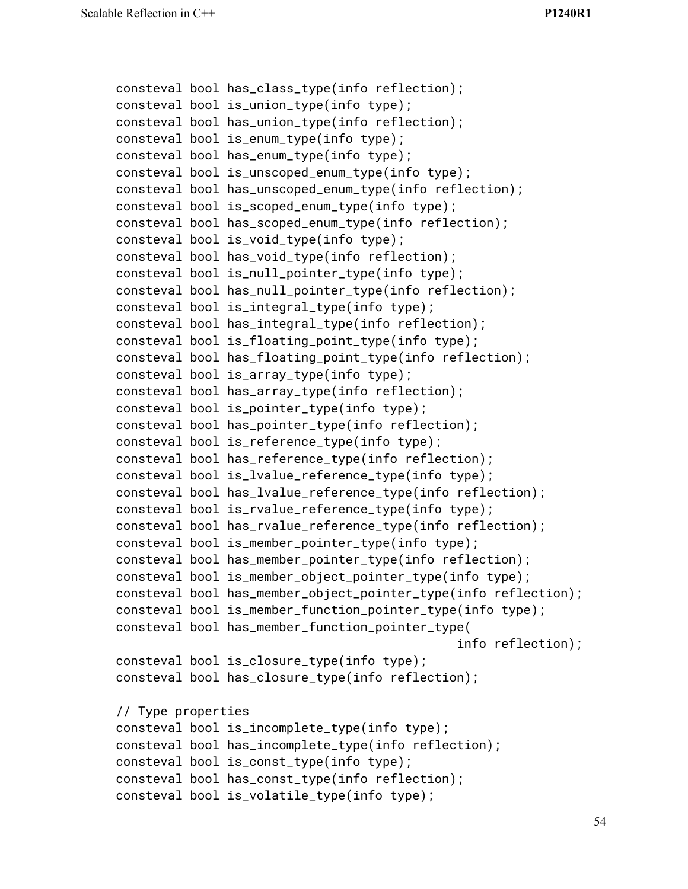```
consteval bool has_class_type(info reflection);
consteval bool is_union_type(info type);
consteval bool has_union_type(info reflection);
consteval bool is_enum_type(info type);
consteval bool has_enum_type(info type);
consteval bool is_unscoped_enum_type(info type);
consteval bool has_unscoped_enum_type(info reflection);
consteval bool is_scoped_enum_type(info type);
consteval bool has_scoped_enum_type(info reflection);
consteval bool is_void_type(info type);
consteval bool has_void_type(info reflection);
consteval bool is_null_pointer_type(info type);
consteval bool has_null_pointer_type(info reflection);
consteval bool is_integral_type(info type);
consteval bool has_integral_type(info reflection);
consteval bool is_floating_point_type(info type);
consteval bool has_floating_point_type(info reflection);
consteval bool is_array_type(info type);
consteval bool has_array_type(info reflection);
consteval bool is_pointer_type(info type);
consteval bool has_pointer_type(info reflection);
consteval bool is_reference_type(info type);
consteval bool has_reference_type(info reflection);
consteval bool is_lvalue_reference_type(info type);
consteval bool has_lvalue_reference_type(info reflection);
consteval bool is_rvalue_reference_type(info type);
consteval bool has_rvalue_reference_type(info reflection);
consteval bool is_member_pointer_type(info type);
consteval bool has_member_pointer_type(info reflection);
consteval bool is_member_object_pointer_type(info type);
consteval bool has_member_object_pointer_type(info reflection);
consteval bool is_member_function_pointer_type(info type);
consteval bool has_member_function_pointer_type(
                                              info reflection);
consteval bool is_closure_type(info type);
consteval bool has_closure_type(info reflection);

// Type properties
consteval bool is_incomplete_type(info type);
consteval bool has_incomplete_type(info reflection);
consteval bool is_const_type(info type);
consteval bool has_const_type(info reflection);
consteval bool is_volatile_type(info type);
```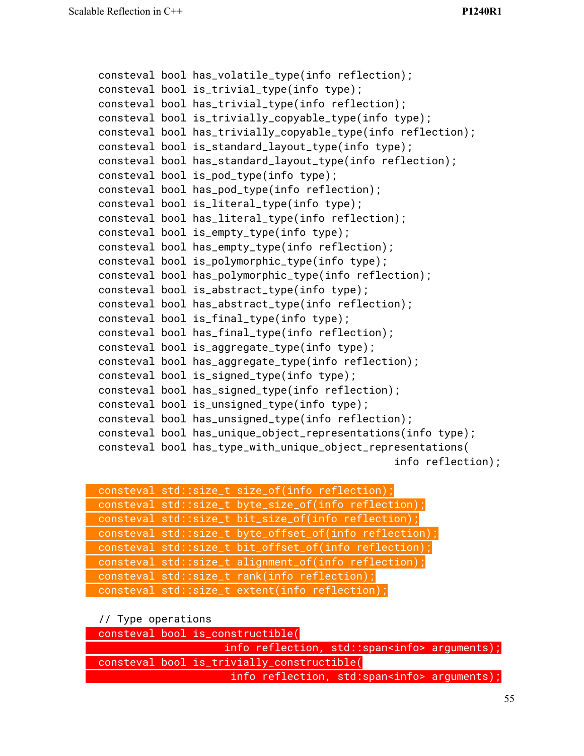```
consteval bool has_volatile_type(info reflection);
consteval bool is_trivial_type(info type);
consteval bool has_trivial_type(info reflection);
consteval bool is_trivially_copyable_type(info type);
consteval bool has_trivially_copyable_type(info reflection);
consteval bool is_standard_layout_type(info type);
consteval bool has_standard_layout_type(info reflection);
consteval bool is_pod_type(info type);
consteval bool has_pod_type(info reflection);
consteval bool is_literal_type(info type);
consteval bool has_literal_type(info reflection);
consteval bool is_empty_type(info type);
consteval bool has_empty_type(info reflection);
consteval bool is_polymorphic_type(info type);
consteval bool has_polymorphic_type(info reflection);
consteval bool is_abstract_type(info type);
consteval bool has_abstract_type(info reflection);
consteval bool is_final_type(info type);
consteval bool has_final_type(info reflection);
consteval bool is_aggregate_type(info type);
consteval bool has_aggregate_type(info reflection);
consteval bool is_signed_type(info type);
consteval bool has_signed_type(info reflection);
consteval bool is_unsigned_type(info type);
consteval bool has_unsigned_type(info reflection);
consteval bool has_unique_object_representations(info type);
consteval bool has_type_with_unique_object_representations(
                                                info reflection);

consteval std::size_t size_of(info reflection);
consteval std::size_t byte_size_of(info reflection);
consteval std::size_t bit_size_of(info reflection);
consteval std::size_t byte_offset_of(info reflection);
consteval std::size_t bit_offset_of(info reflection);
consteval std::size_t alignment_of(info reflection);
consteval std::size_t rank(info reflection);
consteval std::size_t extent(info reflection);

// Type operations
consteval bool is_constructible(
                    info reflection, std::span<info> arguments);
consteval bool is_trivially_constructible(
                    info reflection, std:span<info> arguments);
```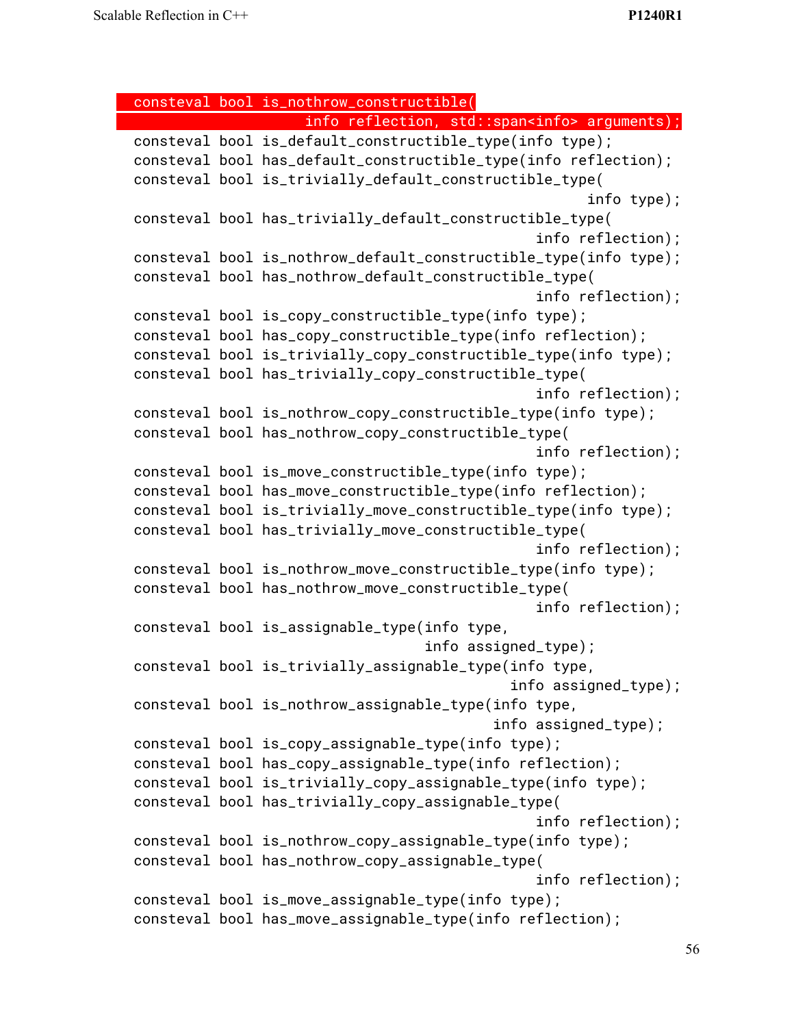```
consteval bool is_nothrow_constructible(
                        info reflection, std::span<info> arguments);
consteval bool is_default_constructible_type(info type);
consteval bool has_default_constructible_type(info reflection);
consteval bool is_trivially_default_constructible_type(
                                                  info type);
consteval bool has_trivially_default_constructible_type(
                                            info reflection);
consteval bool is_nothrow_default_constructible_type(info type);
consteval bool has_nothrow_default_constructible_type(
                                            info reflection);
consteval bool is_copy_constructible_type(info type);
consteval bool has_copy_constructible_type(info reflection);
consteval bool is_trivially_copy_constructible_type(info type);
consteval bool has_trivially_copy_constructible_type(
                                            info reflection);
consteval bool is_nothrow_copy_constructible_type(info type);
consteval bool has_nothrow_copy_constructible_type(
                                            info reflection);
consteval bool is_move_constructible_type(info type);
consteval bool has_move_constructible_type(info reflection);
consteval bool is_trivially_move_constructible_type(info type);
consteval bool has_trivially_move_constructible_type(
                                            info reflection);
consteval bool is_nothrow_move_constructible_type(info type);
consteval bool has_nothrow_move_constructible_type(
                                            info reflection);
consteval bool is_assignable_type(info type,
                                  info assigned_type);
consteval bool is_trivially_assignable_type(info type,
                                            info assigned_type);
consteval bool is_nothrow_assignable_type(info type,
                                          info assigned_type);
consteval bool is_copy_assignable_type(info type);
consteval bool has_copy_assignable_type(info reflection);
consteval bool is_trivially_copy_assignable_type(info type);
consteval bool has_trivially_copy_assignable_type(
                                            info reflection);
consteval bool is_nothrow_copy_assignable_type(info type);
consteval bool has_nothrow_copy_assignable_type(
                                            info reflection);
consteval bool is_move_assignable_type(info type);
consteval bool has_move_assignable_type(info reflection);
```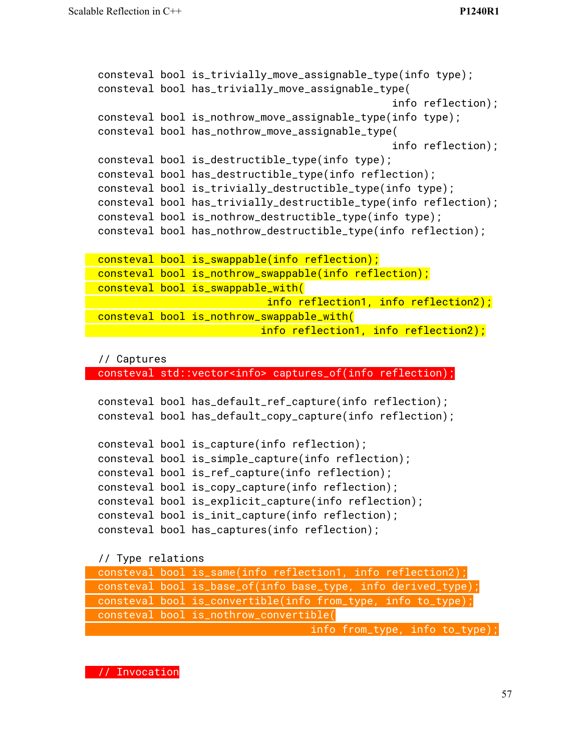```
consteval bool is_trivially_move_assignable_type(info type);
consteval bool has_trivially_move_assignable_type(
                                               info reflection);
consteval bool is_nothrow_move_assignable_type(info type);
consteval bool has_nothrow_move_assignable_type(
                                               info reflection);
consteval bool is_destructible_type(info type);
consteval bool has_destructible_type(info reflection);
consteval bool is_trivially_destructible_type(info type);
consteval bool has_trivially_destructible_type(info reflection);
consteval bool is_nothrow_destructible_type(info type);
consteval bool has_nothrow_destructible_type(info reflection);

consteval bool is_swappable(info reflection);
consteval bool is_nothrow_swappable(info reflection);
consteval bool is_swappable_with(
                           info reflection1, info reflection2);
consteval bool is_nothrow_swappable_with(
                          info reflection1, info reflection2);

// Captures
consteval std::vector<info> captures_of(info reflection);

consteval bool has_default_ref_capture(info reflection);
consteval bool has_default_copy_capture(info reflection);

consteval bool is_capture(info reflection);
consteval bool is_simple_capture(info reflection);
consteval bool is_ref_capture(info reflection);
consteval bool is_copy_capture(info reflection);
consteval bool is_explicit_capture(info reflection);
consteval bool is_init_capture(info reflection);
consteval bool has_captures(info reflection);

// Type relations
consteval bool is_same(info reflection1, info reflection2);
consteval bool is_base_of(info base_type, info derived_type);
consteval bool is_convertible(info from_type, info to_type);
consteval bool is_nothrow_convertible(
                                  info from_type, info to_type);


// Invocation
```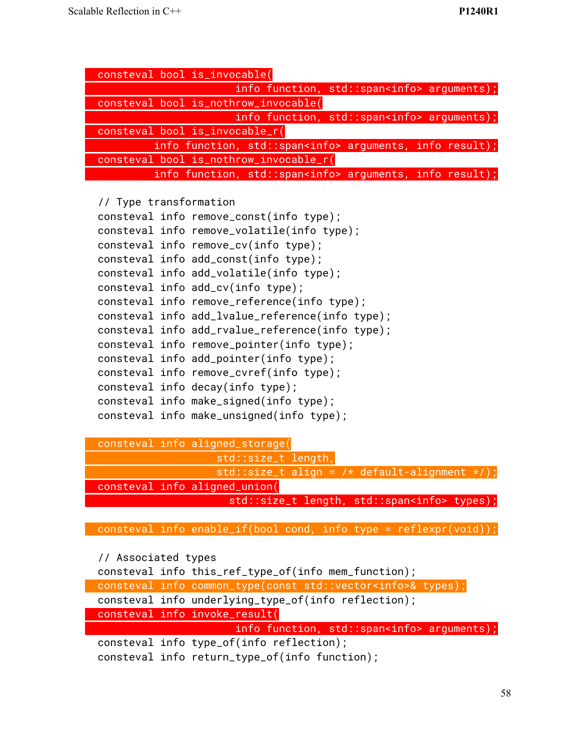```
consteval bool is_invocable(
                        info function, std::span<info> arguments);
consteval bool is_nothrow_invocable(
                        info function, std::span<info> arguments);
consteval bool is_invocable_r(
           info function, std::span<info> arguments, info result);
consteval bool is_nothrow_invocable_r(
           info function, std::span<info> arguments, info result);

// Type transformation
consteval info remove_const(info type);
consteval info remove_volatile(info type);
consteval info remove_cv(info type);
consteval info add_const(info type);
consteval info add_volatile(info type);
consteval info add_cv(info type);
consteval info remove_reference(info type);
consteval info add_lvalue_reference(info type);
consteval info add_rvalue_reference(info type);
consteval info remove_pointer(info type);
consteval info add_pointer(info type);
consteval info remove_cvref(info type);
consteval info decay(info type);
consteval info make_signed(info type);
consteval info make_unsigned(info type);

consteval info aligned_storage(
                   std::size_t length,
                   std::size_t align = /* default-alignment */);
consteval info aligned_union(
                     std::size_t length, std::span<info> types);

consteval info enable_if(bool cond, info type = reflexpr(void));

// Associated types
consteval info this_ref_type_of(info mem_function);
consteval info common_type(const std::vector<info>& types);
consteval info underlying_type_of(info reflection);
consteval info invoke_result(
                        info function, std::span<info> arguments);
consteval info type_of(info reflection);
consteval info return_type_of(info function);
```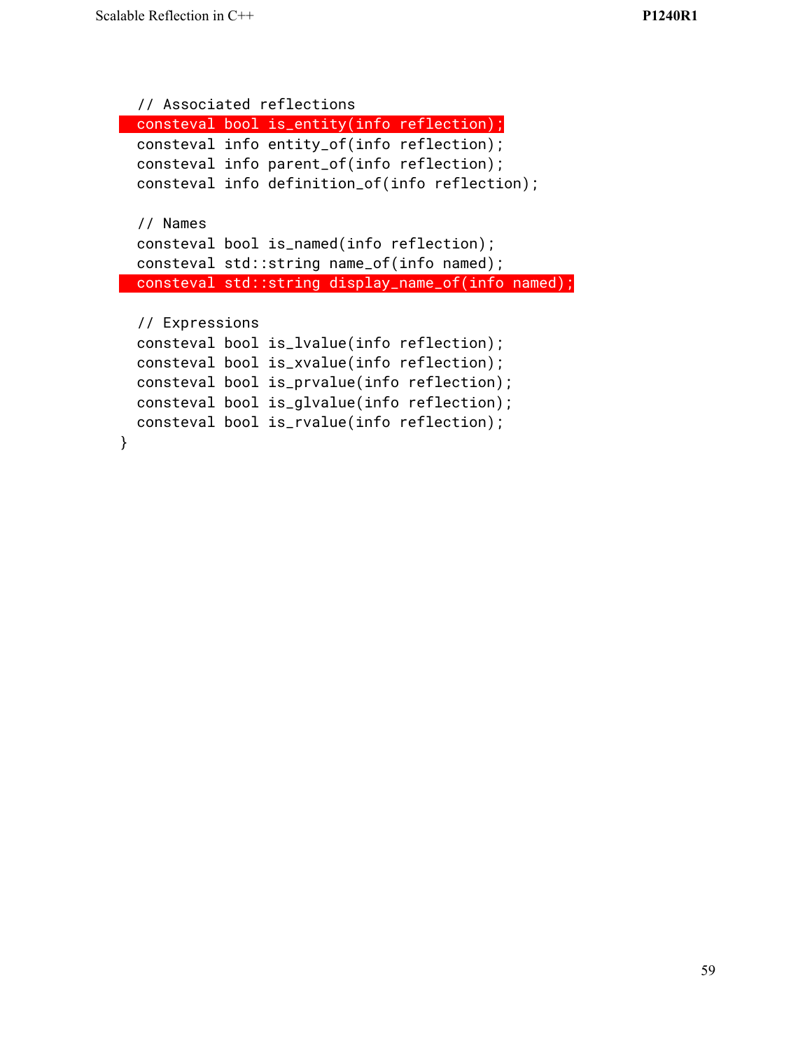```
  // Associated reflections
  consteval bool is_entity(info reflection);
  consteval info entity_of(info reflection);
  consteval info parent_of(info reflection);
  consteval info definition_of(info reflection);

  // Names
  consteval bool is_named(info reflection);
  consteval std::string name_of(info named);
  consteval std::string display_name_of(info named);

  // Expressions
  consteval bool is_lvalue(info reflection);
  consteval bool is_xvalue(info reflection);
  consteval bool is_prvalue(info reflection);
  consteval bool is_glvalue(info reflection);
  consteval bool is_rvalue(info reflection);
}
```